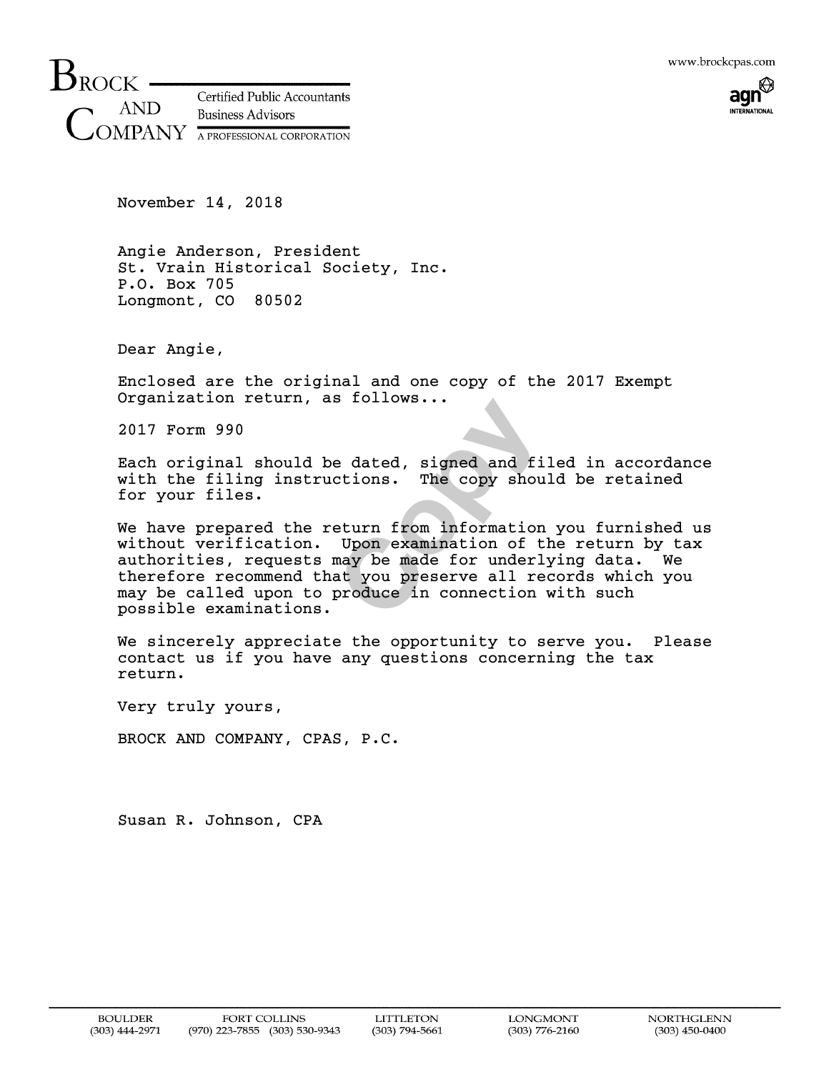**BROCK AND COMPANY**

Certified Public Accountants
Business Advisors
A PROFESSIONAL CORPORATION

www.brockcpas.com

agn INTERNATIONAL

November 14, 2018

Angie Anderson, President
St. Vrain Historical Society, Inc.
P.O. Box 705
Longmont, CO 80502

Dear Angie,

Enclosed are the original and one copy of the 2017 Exempt Organization return, as follows...

2017 Form 990

Each original should be dated, signed and filed in accordance with the filing instructions. The copy should be retained for your files.

We have prepared the return from information you furnished us without verification. Upon examination of the return by tax authorities, requests may be made for underlying data. We therefore recommend that you preserve all records which you may be called upon to produce in connection with such possible examinations.

We sincerely appreciate the opportunity to serve you. Please contact us if you have any questions concerning the tax return.

Very truly yours,

BROCK AND COMPANY, CPAS, P.C.

Susan R. Johnson, CPA

| BOULDER | FORT COLLINS | LITTLETON | LONGMONT | NORTHGLENN |
|---|---|---|---|---|
| (303) 444-2971 | (970) 223-7855 (303) 530-9343 | (303) 794-5661 | (303) 776-2160 | (303) 450-0400 |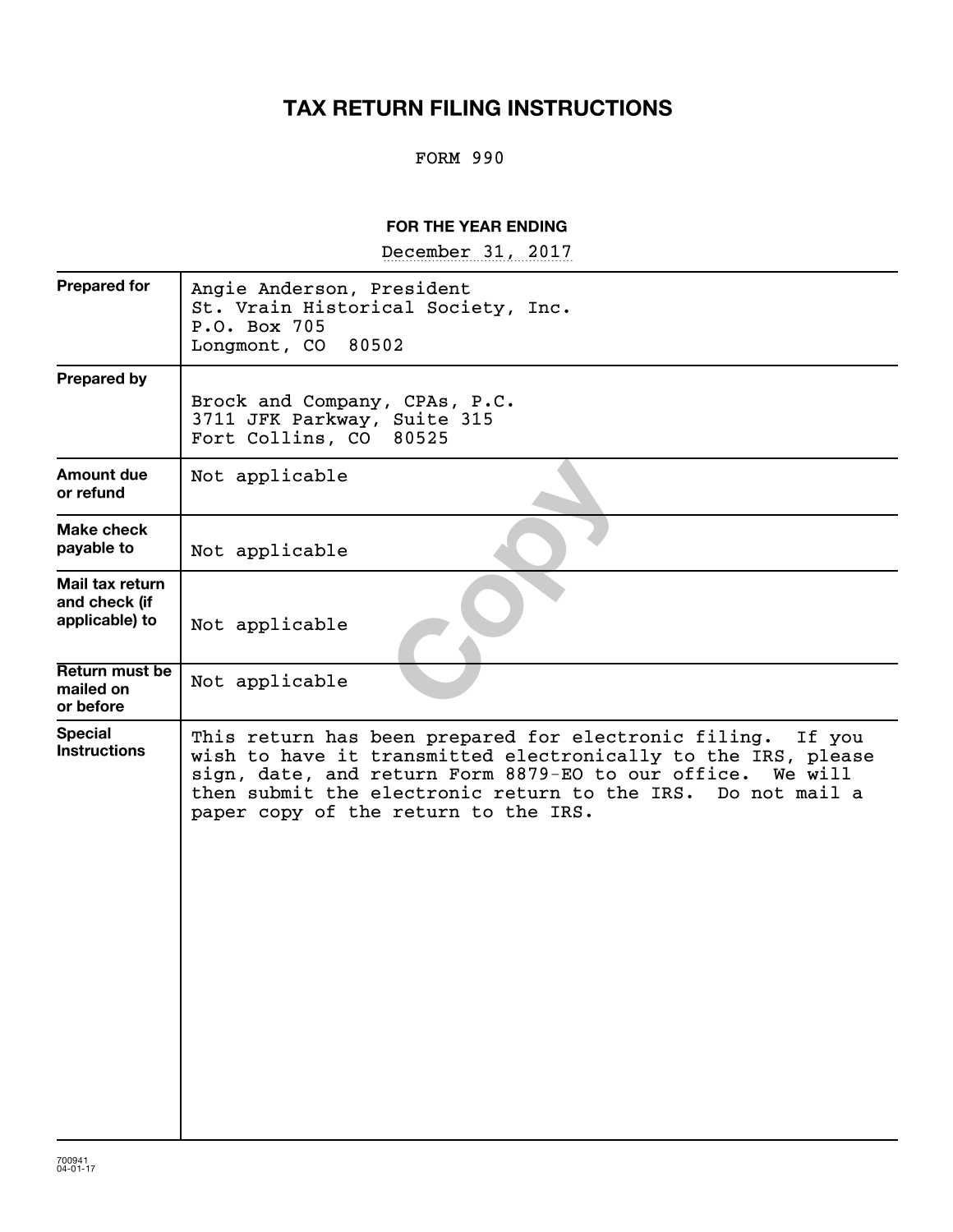# TAX RETURN FILING INSTRUCTIONS

FORM 990

**FOR THE YEAR ENDING**

December 31, 2017

| | |
|---|---|
| **Prepared for** | Angie Anderson, President<br>St. Vrain Historical Society, Inc.<br>P.O. Box 705<br>Longmont, CO 80502 |
| **Prepared by** | Brock and Company, CPAs, P.C.<br>3711 JFK Parkway, Suite 315<br>Fort Collins, CO 80525 |
| **Amount due or refund** | Not applicable |
| **Make check payable to** | Not applicable |
| **Mail tax return and check (if applicable) to** | Not applicable |
| **Return must be mailed on or before** | Not applicable |
| **Special Instructions** | This return has been prepared for electronic filing. If you wish to have it transmitted electronically to the IRS, please sign, date, and return Form 8879-EO to our office. We will then submit the electronic return to the IRS. Do not mail a paper copy of the return to the IRS. |

700941
04-01-17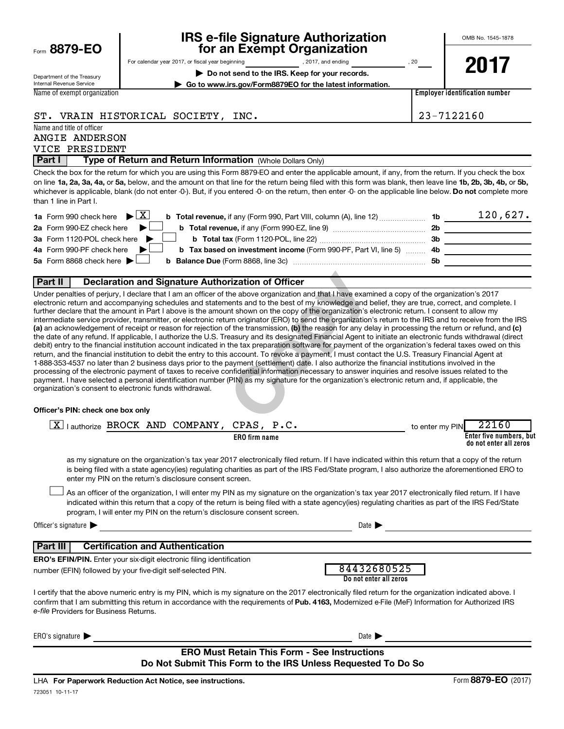Form **8879-EO**

Department of the Treasury
Internal Revenue Service

# IRS e-file Signature Authorization for an Exempt Organization

For calendar year 2017, or fiscal year beginning , 2017, and ending , 20

▶ **Do not send to the IRS. Keep for your records.**

▶ **Go to www.irs.gov/Form8879EO for the latest information.**

OMB No. 1545-1878

**2017**

| Name of exempt organization | Employer identification number |
|---|---|
| ST. VRAIN HISTORICAL SOCIETY, INC. | 23-7122160 |

Name and title of officer
ANGIE ANDERSON
VICE PRESIDENT

## Part I Type of Return and Return Information (Whole Dollars Only)

Check the box for the return for which you are using this Form 8879-EO and enter the applicable amount, if any, from the return. If you check the box on line **1a, 2a, 3a, 4a,** or **5a,** below, and the amount on that line for the return being filed with this form was blank, then leave line **1b, 2b, 3b, 4b,** or **5b,** whichever is applicable, blank (do not enter -0-). But, if you entered -0- on the return, then enter -0- on the applicable line below. **Do not** complete more than 1 line in Part I.

| | | | |
|---|---|---|---|
| **1a** Form 990 check here ▶ [X] | **b Total revenue,** if any (Form 990, Part VIII, column (A), line 12) | **1b** | 120,627. |
| **2a** Form 990-EZ check here ▶ [ ] | **b Total revenue,** if any (Form 990-EZ, line 9) | **2b** | |
| **3a** Form 1120-POL check here ▶ [ ] | **b Total tax** (Form 1120-POL, line 22) | **3b** | |
| **4a** Form 990-PF check here ▶ [ ] | **b Tax based on investment income** (Form 990-PF, Part VI, line 5) | **4b** | |
| **5a** Form 8868 check here ▶ [ ] | **b Balance Due** (Form 8868, line 3c) | **5b** | |

## Part II Declaration and Signature Authorization of Officer

Under penalties of perjury, I declare that I am an officer of the above organization and that I have examined a copy of the organization's 2017 electronic return and accompanying schedules and statements and to the best of my knowledge and belief, they are true, correct, and complete. I further declare that the amount in Part I above is the amount shown on the copy of the organization's electronic return. I consent to allow my intermediate service provider, transmitter, or electronic return originator (ERO) to send the organization's return to the IRS and to receive from the IRS **(a)** an acknowledgement of receipt or reason for rejection of the transmission, **(b)** the reason for any delay in processing the return or refund, and **(c)** the date of any refund. If applicable, I authorize the U.S. Treasury and its designated Financial Agent to initiate an electronic funds withdrawal (direct debit) entry to the financial institution account indicated in the tax preparation software for payment of the organization's federal taxes owed on this return, and the financial institution to debit the entry to this account. To revoke a payment, I must contact the U.S. Treasury Financial Agent at 1-888-353-4537 no later than 2 business days prior to the payment (settlement) date. I also authorize the financial institutions involved in the processing of the electronic payment of taxes to receive confidential information necessary to answer inquiries and resolve issues related to the payment. I have selected a personal identification number (PIN) as my signature for the organization's electronic return and, if applicable, the organization's consent to electronic funds withdrawal.

**Officer's PIN: check one box only**

[X] I authorize BROCK AND COMPANY, CPAS, P.C. to enter my PIN 22160
**ERO firm name** — **Enter five numbers, but do not enter all zeros**

as my signature on the organization's tax year 2017 electronically filed return. If I have indicated within this return that a copy of the return is being filed with a state agency(ies) regulating charities as part of the IRS Fed/State program, I also authorize the aforementioned ERO to enter my PIN on the return's disclosure consent screen.

[ ] As an officer of the organization, I will enter my PIN as my signature on the organization's tax year 2017 electronically filed return. If I have indicated within this return that a copy of the return is being filed with a state agency(ies) regulating charities as part of the IRS Fed/State program, I will enter my PIN on the return's disclosure consent screen.

Officer's signature ▶ Date ▶

## Part III Certification and Authentication

**ERO's EFIN/PIN.** Enter your six-digit electronic filing identification number (EFIN) followed by your five-digit self-selected PIN. 84432680525
**Do not enter all zeros**

I certify that the above numeric entry is my PIN, which is my signature on the 2017 electronically filed return for the organization indicated above. I confirm that I am submitting this return in accordance with the requirements of **Pub. 4163,** Modernized e-File (MeF) Information for Authorized IRS *e-file* Providers for Business Returns.

ERO's signature ▶ Date ▶

**ERO Must Retain This Form - See Instructions**
**Do Not Submit This Form to the IRS Unless Requested To Do So**

LHA **For Paperwork Reduction Act Notice, see instructions.** Form **8879-EO** (2017)

723051 10-11-17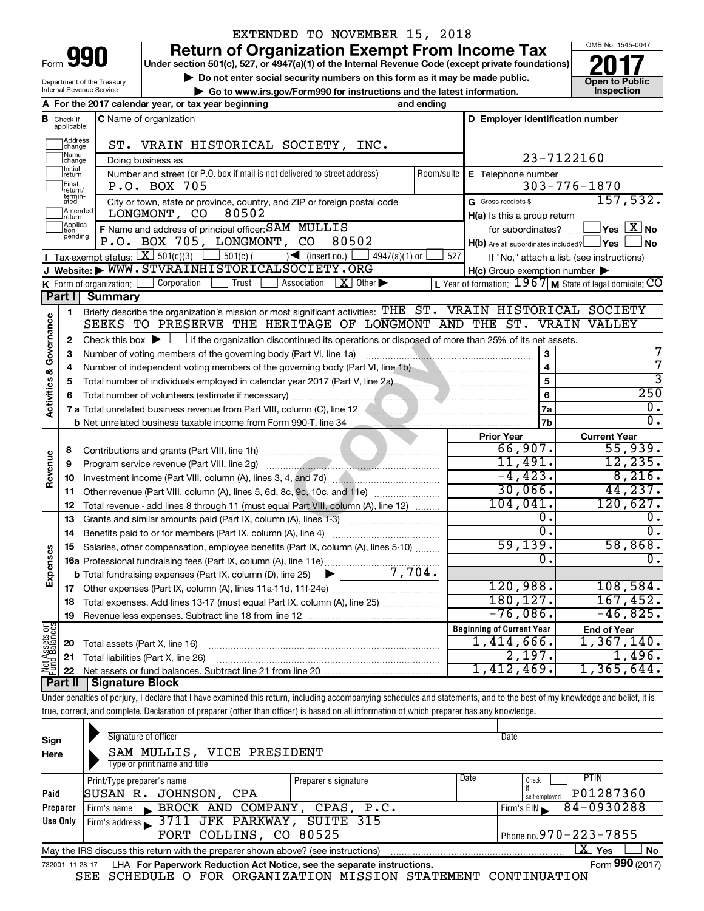EXTENDED TO NOVEMBER 15, 2018

Form **990**

# Return of Organization Exempt From Income Tax

**Under section 501(c), 527, or 4947(a)(1) of the Internal Revenue Code (except private foundations)**

▶ Do not enter social security numbers on this form as it may be made public.

▶ Go to www.irs.gov/Form990 for instructions and the latest information.

Department of the Treasury
Internal Revenue Service

OMB No. 1545-0047

**2017**

**Open to Public Inspection**

**A** For the 2017 calendar year, or tax year beginning and ending

| | |
|---|---|
| **B** Check if applicable: Address change, Name change, Initial return, Final return/terminated, Amended return, Application pending | **C** Name of organization: ST. VRAIN HISTORICAL SOCIETY, INC. |
| | Doing business as |
| | Number and street (or P.O. box if mail is not delivered to street address): P.O. BOX 705 — Room/suite |
| | City or town, state or province, country, and ZIP or foreign postal code: LONGMONT, CO 80502 |
| | **F** Name and address of principal officer: SAM MULLIS, P.O. BOX 705, LONGMONT, CO 80502 |
| **D** Employer identification number | 23-7122160 |
| **E** Telephone number | 303-776-1870 |
| **G** Gross receipts $ | 157,532. |
| **H(a)** Is this a group return for subordinates? | Yes [ ] No [X] |
| **H(b)** Are all subordinates included? | Yes [ ] No [ ] If "No," attach a list. (see instructions) |
| **H(c)** Group exemption number ▶ | |

**I** Tax-exempt status: [X] 501(c)(3) [ ] 501(c) ( ) ◀ (insert no.) [ ] 4947(a)(1) or [ ] 527

**J** Website: ▶ WWW.STVRAINHISTORICALSOCIETY.ORG

**K** Form of organization: [ ] Corporation [ ] Trust [ ] Association [X] Other ▶ **L** Year of formation: 1967 **M** State of legal domicile: CO

## Part I | Summary

**Activities & Governance**

1. Briefly describe the organization's mission or most significant activities: THE ST. VRAIN HISTORICAL SOCIETY SEEKS TO PRESERVE THE HERITAGE OF LONGMONT AND THE ST. VRAIN VALLEY
2. Check this box ▶ [ ] if the organization discontinued its operations or disposed of more than 25% of its net assets.

| | | | |
|---|---|---|---|
| 3 | Number of voting members of the governing body (Part VI, line 1a) | 3 | 7 |
| 4 | Number of independent voting members of the governing body (Part VI, line 1b) | 4 | 7 |
| 5 | Total number of individuals employed in calendar year 2017 (Part V, line 2a) | 5 | 3 |
| 6 | Total number of volunteers (estimate if necessary) | 6 | 250 |
| 7a | Total unrelated business revenue from Part VIII, column (C), line 12 | 7a | 0. |
| b | Net unrelated business taxable income from Form 990-T, line 34 | 7b | 0. |

| | | | Prior Year | Current Year |
|---|---|---|---|---|
| **Revenue** | 8 | Contributions and grants (Part VIII, line 1h) | 66,907. | 55,939. |
| | 9 | Program service revenue (Part VIII, line 2g) | 11,491. | 12,235. |
| | 10 | Investment income (Part VIII, column (A), lines 3, 4, and 7d) | -4,423. | 8,216. |
| | 11 | Other revenue (Part VIII, column (A), lines 5, 6d, 8c, 9c, 10c, and 11e) | 30,066. | 44,237. |
| | 12 | Total revenue - add lines 8 through 11 (must equal Part VIII, column (A), line 12) | 104,041. | 120,627. |
| **Expenses** | 13 | Grants and similar amounts paid (Part IX, column (A), lines 1-3) | 0. | 0. |
| | 14 | Benefits paid to or for members (Part IX, column (A), line 4) | 0. | 0. |
| | 15 | Salaries, other compensation, employee benefits (Part IX, column (A), lines 5-10) | 59,139. | 58,868. |
| | 16a | Professional fundraising fees (Part IX, column (A), line 11e) | 0. | 0. |
| | b | Total fundraising expenses (Part IX, column (D), line 25) ▶ 7,704. | | |
| | 17 | Other expenses (Part IX, column (A), lines 11a-11d, 11f-24e) | 120,988. | 108,584. |
| | 18 | Total expenses. Add lines 13-17 (must equal Part IX, column (A), line 25) | 180,127. | 167,452. |
| | 19 | Revenue less expenses. Subtract line 18 from line 12 | -76,086. | -46,825. |
| | | | **Beginning of Current Year** | **End of Year** |
| **Net Assets or Fund Balances** | 20 | Total assets (Part X, line 16) | 1,414,666. | 1,367,140. |
| | 21 | Total liabilities (Part X, line 26) | 2,197. | 1,496. |
| | 22 | Net assets or fund balances. Subtract line 21 from line 20 | 1,412,469. | 1,365,644. |

## Part II | Signature Block

Under penalties of perjury, I declare that I have examined this return, including accompanying schedules and statements, and to the best of my knowledge and belief, it is true, correct, and complete. Declaration of preparer (other than officer) is based on all information of which preparer has any knowledge.

**Sign Here**

Signature of officer — Date

SAM MULLIS, VICE PRESIDENT
Type or print name and title

| | | | | | |
|---|---|---|---|---|---|
| **Paid Preparer Use Only** | Print/Type preparer's name: SUSAN R. JOHNSON, CPA | Preparer's signature | Date | Check [ ] if self-employed | PTIN: P01287360 |
| | Firm's name ▶ BROCK AND COMPANY, CPAS, P.C. | | | Firm's EIN ▶ 84-0930288 | |
| | Firm's address ▶ 3711 JFK PARKWAY, SUITE 315, FORT COLLINS, CO 80525 | | | Phone no. 970-223-7855 | |

May the IRS discuss this return with the preparer shown above? (see instructions) [X] Yes [ ] No

732001 11-28-17 LHA For Paperwork Reduction Act Notice, see the separate instructions. Form **990** (2017)

SEE SCHEDULE O FOR ORGANIZATION MISSION STATEMENT CONTINUATION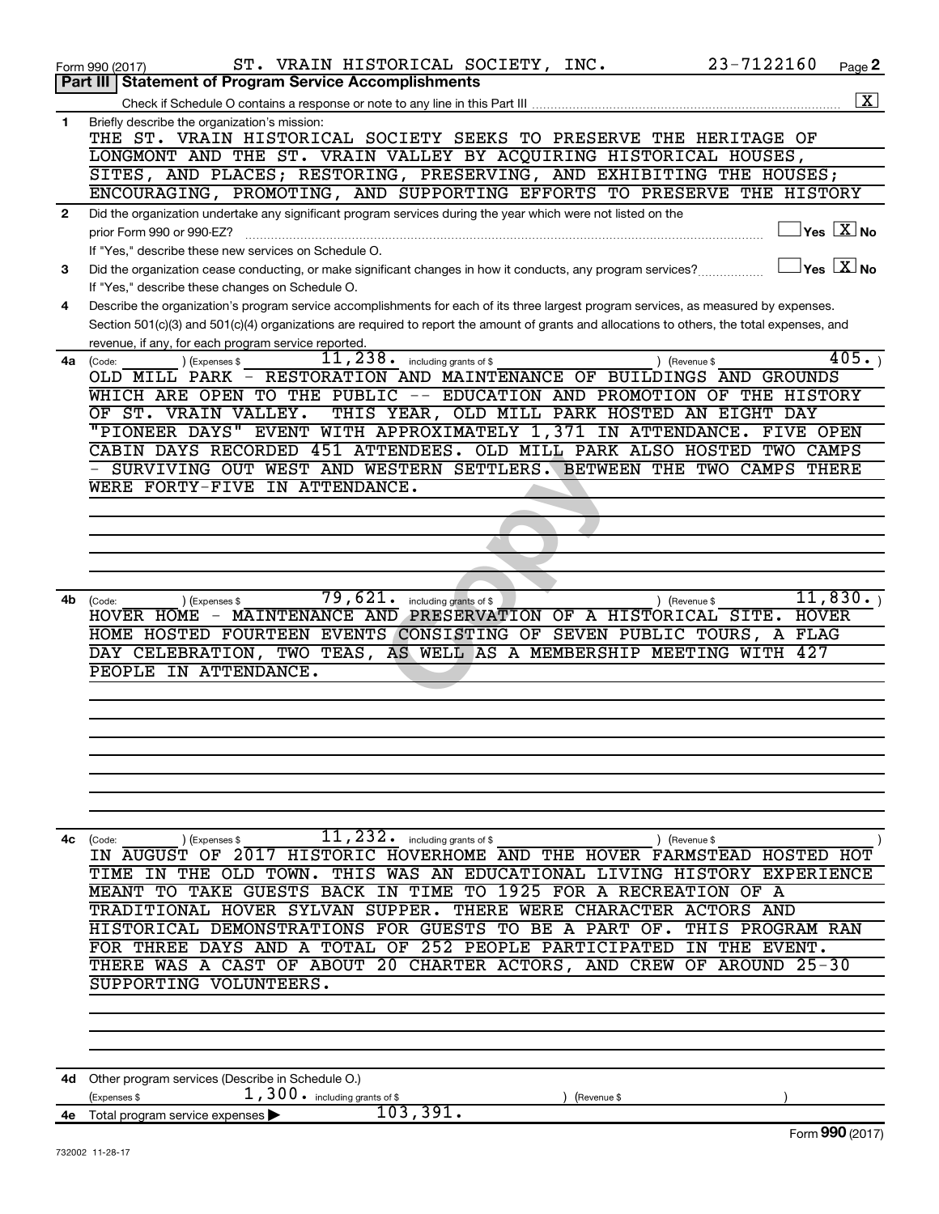Form 990 (2017) ST. VRAIN HISTORICAL SOCIETY, INC. 23-7122160 Page 2

## Part III Statement of Program Service Accomplishments

Check if Schedule O contains a response or note to any line in this Part III .......... [X]

**1** Briefly describe the organization's mission:

THE ST. VRAIN HISTORICAL SOCIETY SEEKS TO PRESERVE THE HERITAGE OF LONGMONT AND THE ST. VRAIN VALLEY BY ACQUIRING HISTORICAL HOUSES, SITES, AND PLACES; RESTORING, PRESERVING, AND EXHIBITING THE HOUSES; ENCOURAGING, PROMOTING, AND SUPPORTING EFFORTS TO PRESERVE THE HISTORY

**2** Did the organization undertake any significant program services during the year which were not listed on the prior Form 990 or 990-EZ? .......... [ ] Yes [X] No

If "Yes," describe these new services on Schedule O.

**3** Did the organization cease conducting, or make significant changes in how it conducts, any program services? .......... [ ] Yes [X] No

If "Yes," describe these changes on Schedule O.

**4** Describe the organization's program service accomplishments for each of its three largest program services, as measured by expenses. Section 501(c)(3) and 501(c)(4) organizations are required to report the amount of grants and allocations to others, the total expenses, and revenue, if any, for each program service reported.

**4a** (Code: ) (Expenses $ 11,238. including grants of $ ) (Revenue $ 405. )

OLD MILL PARK - RESTORATION AND MAINTENANCE OF BUILDINGS AND GROUNDS WHICH ARE OPEN TO THE PUBLIC -- EDUCATION AND PROMOTION OF THE HISTORY OF ST. VRAIN VALLEY. THIS YEAR, OLD MILL PARK HOSTED AN EIGHT DAY "PIONEER DAYS" EVENT WITH APPROXIMATELY 1,371 IN ATTENDANCE. FIVE OPEN CABIN DAYS RECORDED 451 ATTENDEES. OLD MILL PARK ALSO HOSTED TWO CAMPS - SURVIVING OUT WEST AND WESTERN SETTLERS. BETWEEN THE TWO CAMPS THERE WERE FORTY-FIVE IN ATTENDANCE.

**4b** (Code: ) (Expenses $ 79,621. including grants of $ ) (Revenue $ 11,830. )

HOVER HOME - MAINTENANCE AND PRESERVATION OF A HISTORICAL SITE. HOVER HOME HOSTED FOURTEEN EVENTS CONSISTING OF SEVEN PUBLIC TOURS, A FLAG DAY CELEBRATION, TWO TEAS, AS WELL AS A MEMBERSHIP MEETING WITH 427 PEOPLE IN ATTENDANCE.

**4c** (Code: ) (Expenses $ 11,232. including grants of $ ) (Revenue $ )

IN AUGUST OF 2017 HISTORIC HOVERHOME AND THE HOVER FARMSTEAD HOSTED HOT TIME IN THE OLD TOWN. THIS WAS AN EDUCATIONAL LIVING HISTORY EXPERIENCE MEANT TO TAKE GUESTS BACK IN TIME TO 1925 FOR A RECREATION OF A TRADITIONAL HOVER SYLVAN SUPPER. THERE WERE CHARACTER ACTORS AND HISTORICAL DEMONSTRATIONS FOR GUESTS TO BE A PART OF. THIS PROGRAM RAN FOR THREE DAYS AND A TOTAL OF 252 PEOPLE PARTICIPATED IN THE EVENT. THERE WAS A CAST OF ABOUT 20 CHARTER ACTORS, AND CREW OF AROUND 25-30 SUPPORTING VOLUNTEERS.

**4d** Other program services (Describe in Schedule O.)

(Expenses $ 1,300. including grants of $ ) (Revenue $ )

**4e** Total program service expenses ▶ 103,391.

Form 990 (2017)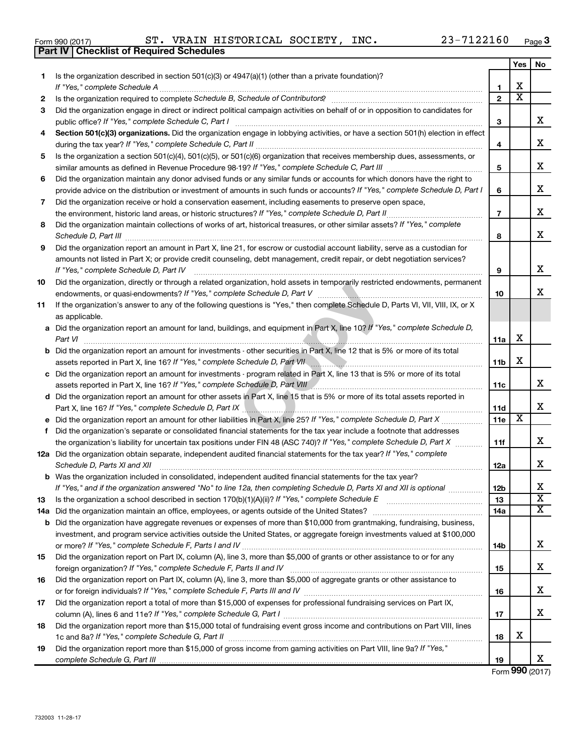Form 990 (2017) ST. VRAIN HISTORICAL SOCIETY, INC. 23-7122160 Page 3

**Part IV | Checklist of Required Schedules**

| | | | Yes | No |
|---|---|---|---|---|
| 1 | Is the organization described in section 501(c)(3) or 4947(a)(1) (other than a private foundation)? *If "Yes," complete Schedule A* | 1 | X | |
| 2 | Is the organization required to complete *Schedule B, Schedule of Contributors*? | 2 | X | |
| 3 | Did the organization engage in direct or indirect political campaign activities on behalf of or in opposition to candidates for public office? *If "Yes," complete Schedule C, Part I* | 3 | | X |
| 4 | **Section 501(c)(3) organizations.** Did the organization engage in lobbying activities, or have a section 501(h) election in effect during the tax year? *If "Yes," complete Schedule C, Part II* | 4 | | X |
| 5 | Is the organization a section 501(c)(4), 501(c)(5), or 501(c)(6) organization that receives membership dues, assessments, or similar amounts as defined in Revenue Procedure 98-19? *If "Yes," complete Schedule C, Part III* | 5 | | X |
| 6 | Did the organization maintain any donor advised funds or any similar funds or accounts for which donors have the right to provide advice on the distribution or investment of amounts in such funds or accounts? *If "Yes," complete Schedule D, Part I* | 6 | | X |
| 7 | Did the organization receive or hold a conservation easement, including easements to preserve open space, the environment, historic land areas, or historic structures? *If "Yes," complete Schedule D, Part II* | 7 | | X |
| 8 | Did the organization maintain collections of works of art, historical treasures, or other similar assets? *If "Yes," complete Schedule D, Part III* | 8 | | X |
| 9 | Did the organization report an amount in Part X, line 21, for escrow or custodial account liability, serve as a custodian for amounts not listed in Part X; or provide credit counseling, debt management, credit repair, or debt negotiation services? *If "Yes," complete Schedule D, Part IV* | 9 | | X |
| 10 | Did the organization, directly or through a related organization, hold assets in temporarily restricted endowments, permanent endowments, or quasi-endowments? *If "Yes," complete Schedule D, Part V* | 10 | | X |
| 11 | If the organization's answer to any of the following questions is "Yes," then complete Schedule D, Parts VI, VII, VIII, IX, or X as applicable. | | | |
| a | Did the organization report an amount for land, buildings, and equipment in Part X, line 10? *If "Yes," complete Schedule D, Part VI* | 11a | X | |
| b | Did the organization report an amount for investments - other securities in Part X, line 12 that is 5% or more of its total assets reported in Part X, line 16? *If "Yes," complete Schedule D, Part VII* | 11b | X | |
| c | Did the organization report an amount for investments - program related in Part X, line 13 that is 5% or more of its total assets reported in Part X, line 16? *If "Yes," complete Schedule D, Part VIII* | 11c | | X |
| d | Did the organization report an amount for other assets in Part X, line 15 that is 5% or more of its total assets reported in Part X, line 16? *If "Yes," complete Schedule D, Part IX* | 11d | | X |
| e | Did the organization report an amount for other liabilities in Part X, line 25? *If "Yes," complete Schedule D, Part X* | 11e | X | |
| f | Did the organization's separate or consolidated financial statements for the tax year include a footnote that addresses the organization's liability for uncertain tax positions under FIN 48 (ASC 740)? *If "Yes," complete Schedule D, Part X* | 11f | | X |
| 12a | Did the organization obtain separate, independent audited financial statements for the tax year? *If "Yes," complete Schedule D, Parts XI and XII* | 12a | | X |
| b | Was the organization included in consolidated, independent audited financial statements for the tax year? *If "Yes," and if the organization answered "No" to line 12a, then completing Schedule D, Parts XI and XII is optional* | 12b | | X |
| 13 | Is the organization a school described in section 170(b)(1)(A)(ii)? *If "Yes," complete Schedule E* | 13 | | X |
| 14a | Did the organization maintain an office, employees, or agents outside of the United States? | 14a | | X |
| b | Did the organization have aggregate revenues or expenses of more than $10,000 from grantmaking, fundraising, business, investment, and program service activities outside the United States, or aggregate foreign investments valued at $100,000 or more? *If "Yes," complete Schedule F, Parts I and IV* | 14b | | X |
| 15 | Did the organization report on Part IX, column (A), line 3, more than $5,000 of grants or other assistance to or for any foreign organization? *If "Yes," complete Schedule F, Parts II and IV* | 15 | | X |
| 16 | Did the organization report on Part IX, column (A), line 3, more than $5,000 of aggregate grants or other assistance to or for foreign individuals? *If "Yes," complete Schedule F, Parts III and IV* | 16 | | X |
| 17 | Did the organization report a total of more than $15,000 of expenses for professional fundraising services on Part IX, column (A), lines 6 and 11e? *If "Yes," complete Schedule G, Part I* | 17 | | X |
| 18 | Did the organization report more than $15,000 total of fundraising event gross income and contributions on Part VIII, lines 1c and 8a? *If "Yes," complete Schedule G, Part II* | 18 | X | |
| 19 | Did the organization report more than $15,000 of gross income from gaming activities on Part VIII, line 9a? *If "Yes," complete Schedule G, Part III* | 19 | | X |

Form **990** (2017)

732003 11-28-17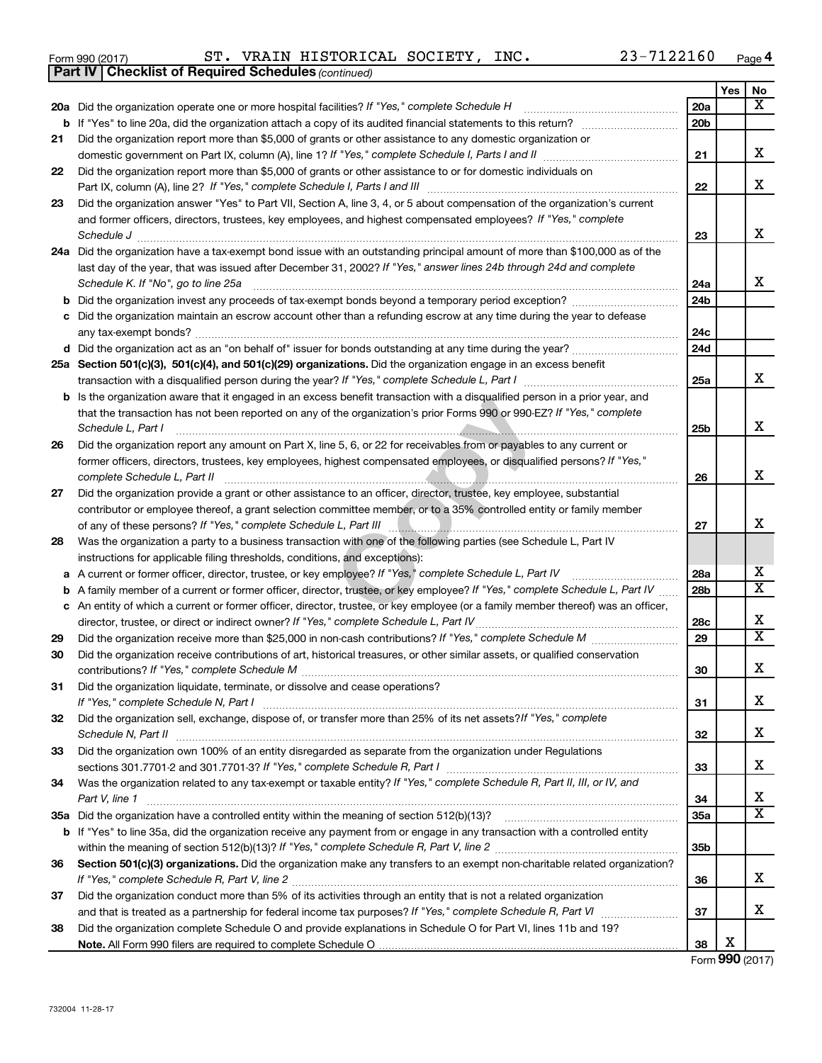Form 990 (2017) ST. VRAIN HISTORICAL SOCIETY, INC. 23-7122160

## Part IV | Checklist of Required Schedules *(continued)*

| | | | Yes | No |
|---|---|---|---|---|
| **20a** | Did the organization operate one or more hospital facilities? *If "Yes," complete Schedule H* | 20a | | X |
| **b** | If "Yes" to line 20a, did the organization attach a copy of its audited financial statements to this return? | 20b | | |
| **21** | Did the organization report more than $5,000 of grants or other assistance to any domestic organization or domestic government on Part IX, column (A), line 1? *If "Yes," complete Schedule I, Parts I and II* | 21 | | X |
| **22** | Did the organization report more than $5,000 of grants or other assistance to or for domestic individuals on Part IX, column (A), line 2? *If "Yes," complete Schedule I, Parts I and III* | 22 | | X |
| **23** | Did the organization answer "Yes" to Part VII, Section A, line 3, 4, or 5 about compensation of the organization's current and former officers, directors, trustees, key employees, and highest compensated employees? *If "Yes," complete Schedule J* | 23 | | X |
| **24a** | Did the organization have a tax-exempt bond issue with an outstanding principal amount of more than $100,000 as of the last day of the year, that was issued after December 31, 2002? *If "Yes," answer lines 24b through 24d and complete Schedule K. If "No", go to line 25a* | 24a | | X |
| **b** | Did the organization invest any proceeds of tax-exempt bonds beyond a temporary period exception? | 24b | | |
| **c** | Did the organization maintain an escrow account other than a refunding escrow at any time during the year to defease any tax-exempt bonds? | 24c | | |
| **d** | Did the organization act as an "on behalf of" issuer for bonds outstanding at any time during the year? | 24d | | |
| **25a** | **Section 501(c)(3), 501(c)(4), and 501(c)(29) organizations.** Did the organization engage in an excess benefit transaction with a disqualified person during the year? *If "Yes," complete Schedule L, Part I* | 25a | | X |
| **b** | Is the organization aware that it engaged in an excess benefit transaction with a disqualified person in a prior year, and that the transaction has not been reported on any of the organization's prior Forms 990 or 990-EZ? *If "Yes," complete Schedule L, Part I* | 25b | | X |
| **26** | Did the organization report any amount on Part X, line 5, 6, or 22 for receivables from or payables to any current or former officers, directors, trustees, key employees, highest compensated employees, or disqualified persons? *If "Yes," complete Schedule L, Part II* | 26 | | X |
| **27** | Did the organization provide a grant or other assistance to an officer, director, trustee, key employee, substantial contributor or employee thereof, a grant selection committee member, or to a 35% controlled entity or family member of any of these persons? *If "Yes," complete Schedule L, Part III* | 27 | | X |
| **28** | Was the organization a party to a business transaction with one of the following parties (see Schedule L, Part IV instructions for applicable filing thresholds, conditions, and exceptions): | | | |
| **a** | A current or former officer, director, trustee, or key employee? *If "Yes," complete Schedule L, Part IV* | 28a | | X |
| **b** | A family member of a current or former officer, director, trustee, or key employee? *If "Yes," complete Schedule L, Part IV* | 28b | | X |
| **c** | An entity of which a current or former officer, director, trustee, or key employee (or a family member thereof) was an officer, director, trustee, or direct or indirect owner? *If "Yes," complete Schedule L, Part IV* | 28c | | X |
| **29** | Did the organization receive more than $25,000 in non-cash contributions? *If "Yes," complete Schedule M* | 29 | | X |
| **30** | Did the organization receive contributions of art, historical treasures, or other similar assets, or qualified conservation contributions? *If "Yes," complete Schedule M* | 30 | | X |
| **31** | Did the organization liquidate, terminate, or dissolve and cease operations? *If "Yes," complete Schedule N, Part I* | 31 | | X |
| **32** | Did the organization sell, exchange, dispose of, or transfer more than 25% of its net assets? *If "Yes," complete Schedule N, Part II* | 32 | | X |
| **33** | Did the organization own 100% of an entity disregarded as separate from the organization under Regulations sections 301.7701-2 and 301.7701-3? *If "Yes," complete Schedule R, Part I* | 33 | | X |
| **34** | Was the organization related to any tax-exempt or taxable entity? *If "Yes," complete Schedule R, Part II, III, or IV, and Part V, line 1* | 34 | | X |
| **35a** | Did the organization have a controlled entity within the meaning of section 512(b)(13)? | 35a | | X |
| **b** | If "Yes" to line 35a, did the organization receive any payment from or engage in any transaction with a controlled entity within the meaning of section 512(b)(13)? *If "Yes," complete Schedule R, Part V, line 2* | 35b | | |
| **36** | **Section 501(c)(3) organizations.** Did the organization make any transfers to an exempt non-charitable related organization? *If "Yes," complete Schedule R, Part V, line 2* | 36 | | X |
| **37** | Did the organization conduct more than 5% of its activities through an entity that is not a related organization and that is treated as a partnership for federal income tax purposes? *If "Yes," complete Schedule R, Part VI* | 37 | | X |
| **38** | Did the organization complete Schedule O and provide explanations in Schedule O for Part VI, lines 11b and 19? **Note.** All Form 990 filers are required to complete Schedule O | 38 | X | |

Form **990** (2017)

732004 11-28-17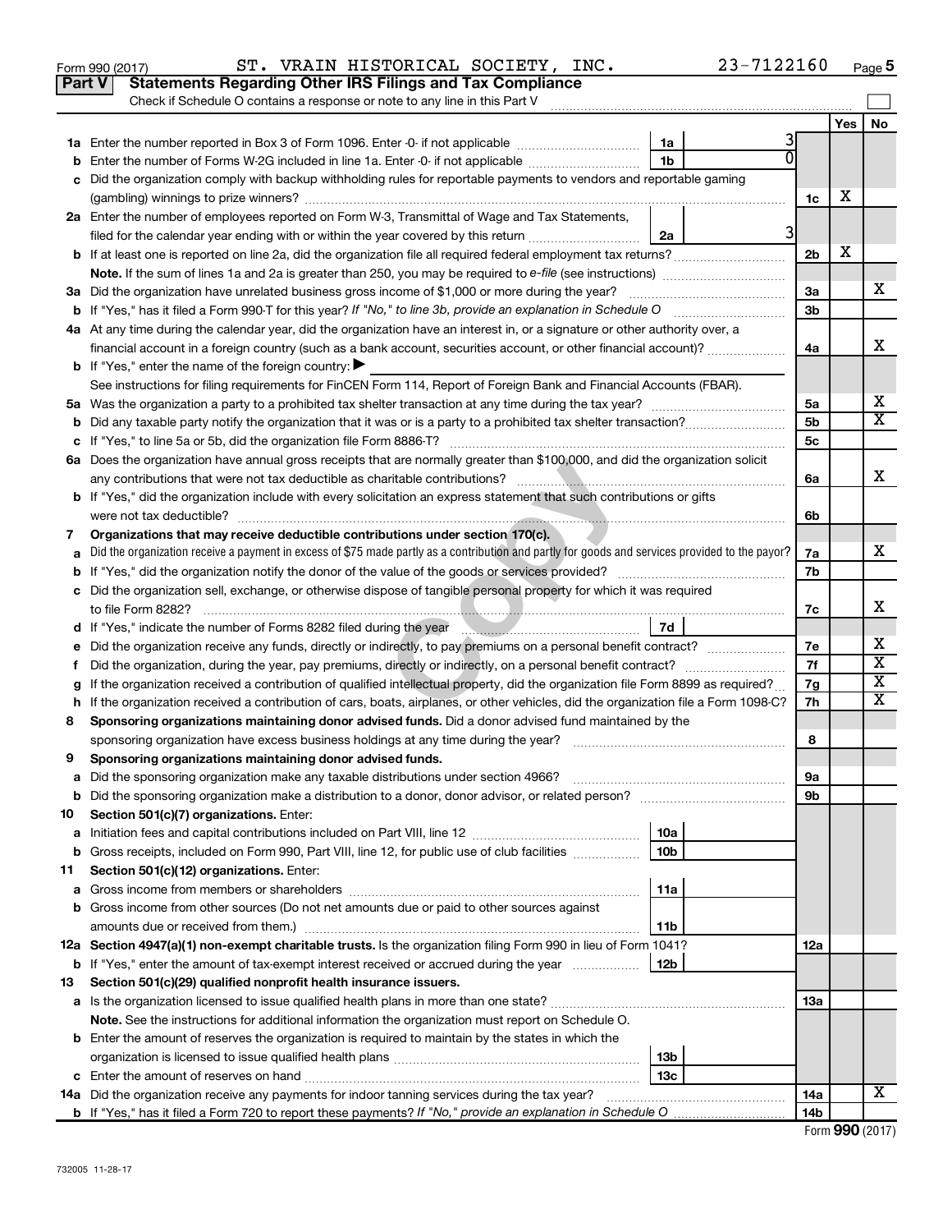Form 990 (2017) ST. VRAIN HISTORICAL SOCIETY, INC. 23-7122160

## Part V Statements Regarding Other IRS Filings and Tax Compliance

Check if Schedule O contains a response or note to any line in this Part V

| | | | | | Yes | No |
|---|---|---|---|---|---|---|
| **1a** | Enter the number reported in Box 3 of Form 1096. Enter -0- if not applicable | 1a | 3 | | | |
| **b** | Enter the number of Forms W-2G included in line 1a. Enter -0- if not applicable | 1b | 0 | | | |
| **c** | Did the organization comply with backup withholding rules for reportable payments to vendors and reportable gaming (gambling) winnings to prize winners? | | | 1c | X | |
| **2a** | Enter the number of employees reported on Form W-3, Transmittal of Wage and Tax Statements, filed for the calendar year ending with or within the year covered by this return | 2a | 3 | | | |
| **b** | If at least one is reported on line 2a, did the organization file all required federal employment tax returns? | | | 2b | X | |
| | **Note.** If the sum of lines 1a and 2a is greater than 250, you may be required to *e-file* (see instructions) | | | | | |
| **3a** | Did the organization have unrelated business gross income of $1,000 or more during the year? | | | 3a | | X |
| **b** | If "Yes," has it filed a Form 990-T for this year? *If "No," to line 3b, provide an explanation in Schedule O* | | | 3b | | |
| **4a** | At any time during the calendar year, did the organization have an interest in, or a signature or other authority over, a financial account in a foreign country (such as a bank account, securities account, or other financial account)? | | | 4a | | X |
| **b** | If "Yes," enter the name of the foreign country: ▶ | | | | | |
| | See instructions for filing requirements for FinCEN Form 114, Report of Foreign Bank and Financial Accounts (FBAR). | | | | | |
| **5a** | Was the organization a party to a prohibited tax shelter transaction at any time during the tax year? | | | 5a | | X |
| **b** | Did any taxable party notify the organization that it was or is a party to a prohibited tax shelter transaction? | | | 5b | | X |
| **c** | If "Yes," to line 5a or 5b, did the organization file Form 8886-T? | | | 5c | | |
| **6a** | Does the organization have annual gross receipts that are normally greater than $100,000, and did the organization solicit any contributions that were not tax deductible as charitable contributions? | | | 6a | | X |
| **b** | If "Yes," did the organization include with every solicitation an express statement that such contributions or gifts were not tax deductible? | | | 6b | | |
| **7** | **Organizations that may receive deductible contributions under section 170(c).** | | | | | |
| **a** | Did the organization receive a payment in excess of $75 made partly as a contribution and partly for goods and services provided to the payor? | | | 7a | | X |
| **b** | If "Yes," did the organization notify the donor of the value of the goods or services provided? | | | 7b | | |
| **c** | Did the organization sell, exchange, or otherwise dispose of tangible personal property for which it was required to file Form 8282? | | | 7c | | X |
| **d** | If "Yes," indicate the number of Forms 8282 filed during the year | 7d | | | | |
| **e** | Did the organization receive any funds, directly or indirectly, to pay premiums on a personal benefit contract? | | | 7e | | X |
| **f** | Did the organization, during the year, pay premiums, directly or indirectly, on a personal benefit contract? | | | 7f | | X |
| **g** | If the organization received a contribution of qualified intellectual property, did the organization file Form 8899 as required? | | | 7g | | X |
| **h** | If the organization received a contribution of cars, boats, airplanes, or other vehicles, did the organization file a Form 1098-C? | | | 7h | | X |
| **8** | **Sponsoring organizations maintaining donor advised funds.** Did a donor advised fund maintained by the sponsoring organization have excess business holdings at any time during the year? | | | 8 | | |
| **9** | **Sponsoring organizations maintaining donor advised funds.** | | | | | |
| **a** | Did the sponsoring organization make any taxable distributions under section 4966? | | | 9a | | |
| **b** | Did the sponsoring organization make a distribution to a donor, donor advisor, or related person? | | | 9b | | |
| **10** | **Section 501(c)(7) organizations.** Enter: | | | | | |
| **a** | Initiation fees and capital contributions included on Part VIII, line 12 | 10a | | | | |
| **b** | Gross receipts, included on Form 990, Part VIII, line 12, for public use of club facilities | 10b | | | | |
| **11** | **Section 501(c)(12) organizations.** Enter: | | | | | |
| **a** | Gross income from members or shareholders | 11a | | | | |
| **b** | Gross income from other sources (Do not net amounts due or paid to other sources against amounts due or received from them.) | 11b | | | | |
| **12a** | **Section 4947(a)(1) non-exempt charitable trusts.** Is the organization filing Form 990 in lieu of Form 1041? | | | 12a | | |
| **b** | If "Yes," enter the amount of tax-exempt interest received or accrued during the year | 12b | | | | |
| **13** | **Section 501(c)(29) qualified nonprofit health insurance issuers.** | | | | | |
| **a** | Is the organization licensed to issue qualified health plans in more than one state? | | | 13a | | |
| | **Note.** See the instructions for additional information the organization must report on Schedule O. | | | | | |
| **b** | Enter the amount of reserves the organization is required to maintain by the states in which the organization is licensed to issue qualified health plans | 13b | | | | |
| **c** | Enter the amount of reserves on hand | 13c | | | | |
| **14a** | Did the organization receive any payments for indoor tanning services during the tax year? | | | 14a | | X |
| **b** | If "Yes," has it filed a Form 720 to report these payments? *If "No," provide an explanation in Schedule O* | | | 14b | | |

Form **990** (2017)

732005 11-28-17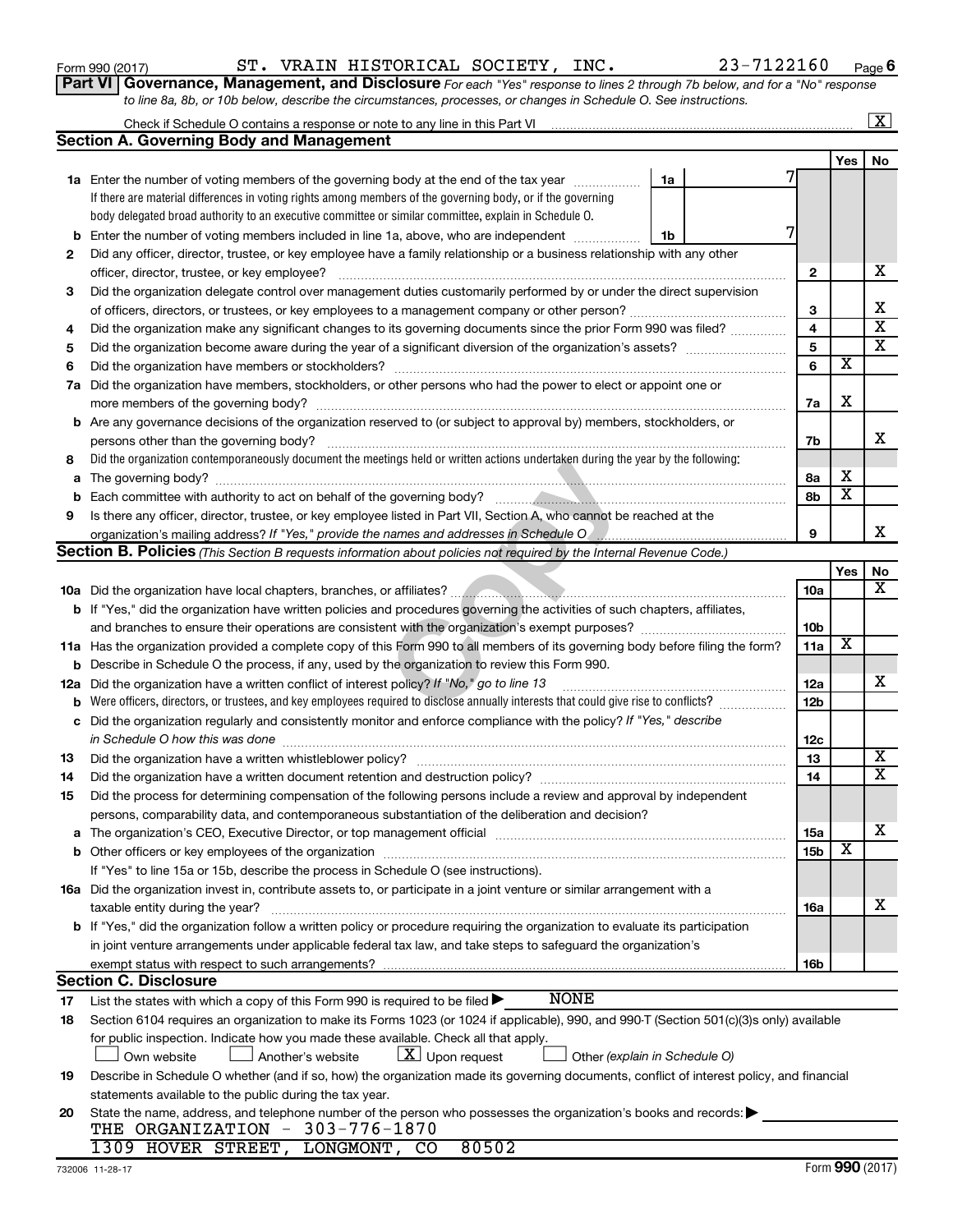Form 990 (2017) ST. VRAIN HISTORICAL SOCIETY, INC. 23-7122160 Page 6

**Part VI Governance, Management, and Disclosure** *For each "Yes" response to lines 2 through 7b below, and for a "No" response to line 8a, 8b, or 10b below, describe the circumstances, processes, or changes in Schedule O. See instructions.*

Check if Schedule O contains a response or note to any line in this Part VI ... [X]

## Section A. Governing Body and Management

| | | | Yes | No |
|---|---|---|---|---|
| **1a** | Enter the number of voting members of the governing body at the end of the tax year ... **1a** 7. If there are material differences in voting rights among members of the governing body, or if the governing body delegated broad authority to an executive committee or similar committee, explain in Schedule O. | | | |
| **b** | Enter the number of voting members included in line 1a, above, who are independent ... **1b** 7 | | | |
| **2** | Did any officer, director, trustee, or key employee have a family relationship or a business relationship with any other officer, director, trustee, or key employee? | 2 | | X |
| **3** | Did the organization delegate control over management duties customarily performed by or under the direct supervision of officers, directors, or trustees, or key employees to a management company or other person? | 3 | | X |
| **4** | Did the organization make any significant changes to its governing documents since the prior Form 990 was filed? | 4 | | X |
| **5** | Did the organization become aware during the year of a significant diversion of the organization's assets? | 5 | | X |
| **6** | Did the organization have members or stockholders? | 6 | X | |
| **7a** | Did the organization have members, stockholders, or other persons who had the power to elect or appoint one or more members of the governing body? | 7a | X | |
| **b** | Are any governance decisions of the organization reserved to (or subject to approval by) members, stockholders, or persons other than the governing body? | 7b | | X |
| **8** | Did the organization contemporaneously document the meetings held or written actions undertaken during the year by the following: | | | |
| **a** | The governing body? | 8a | X | |
| **b** | Each committee with authority to act on behalf of the governing body? | 8b | X | |
| **9** | Is there any officer, director, trustee, or key employee listed in Part VII, Section A, who cannot be reached at the organization's mailing address? *If "Yes," provide the names and addresses in Schedule O* | 9 | | X |

## Section B. Policies *(This Section B requests information about policies not required by the Internal Revenue Code.)*

| | | | Yes | No |
|---|---|---|---|---|
| **10a** | Did the organization have local chapters, branches, or affiliates? | 10a | | X |
| **b** | If "Yes," did the organization have written policies and procedures governing the activities of such chapters, affiliates, and branches to ensure their operations are consistent with the organization's exempt purposes? | 10b | | |
| **11a** | Has the organization provided a complete copy of this Form 990 to all members of its governing body before filing the form? | 11a | X | |
| **b** | Describe in Schedule O the process, if any, used by the organization to review this Form 990. | | | |
| **12a** | Did the organization have a written conflict of interest policy? *If "No," go to line 13* | 12a | | X |
| **b** | Were officers, directors, or trustees, and key employees required to disclose annually interests that could give rise to conflicts? | 12b | | |
| **c** | Did the organization regularly and consistently monitor and enforce compliance with the policy? *If "Yes," describe in Schedule O how this was done* | 12c | | |
| **13** | Did the organization have a written whistleblower policy? | 13 | | X |
| **14** | Did the organization have a written document retention and destruction policy? | 14 | | X |
| **15** | Did the process for determining compensation of the following persons include a review and approval by independent persons, comparability data, and contemporaneous substantiation of the deliberation and decision? | | | |
| **a** | The organization's CEO, Executive Director, or top management official | 15a | | X |
| **b** | Other officers or key employees of the organization | 15b | X | |
| | If "Yes" to line 15a or 15b, describe the process in Schedule O (see instructions). | | | |
| **16a** | Did the organization invest in, contribute assets to, or participate in a joint venture or similar arrangement with a taxable entity during the year? | 16a | | X |
| **b** | If "Yes," did the organization follow a written policy or procedure requiring the organization to evaluate its participation in joint venture arrangements under applicable federal tax law, and take steps to safeguard the organization's exempt status with respect to such arrangements? | 16b | | |

## Section C. Disclosure

**17** List the states with which a copy of this Form 990 is required to be filed ▶ NONE

**18** Section 6104 requires an organization to make its Forms 1023 (or 1024 if applicable), 990, and 990-T (Section 501(c)(3)s only) available for public inspection. Indicate how you made these available. Check all that apply.

[ ] Own website [ ] Another's website [X] Upon request [ ] Other *(explain in Schedule O)*

**19** Describe in Schedule O whether (and if so, how) the organization made its governing documents, conflict of interest policy, and financial statements available to the public during the tax year.

**20** State the name, address, and telephone number of the person who possesses the organization's books and records: ▶

THE ORGANIZATION - 303-776-1870
1309 HOVER STREET, LONGMONT, CO 80502

732006 11-28-17 Form **990** (2017)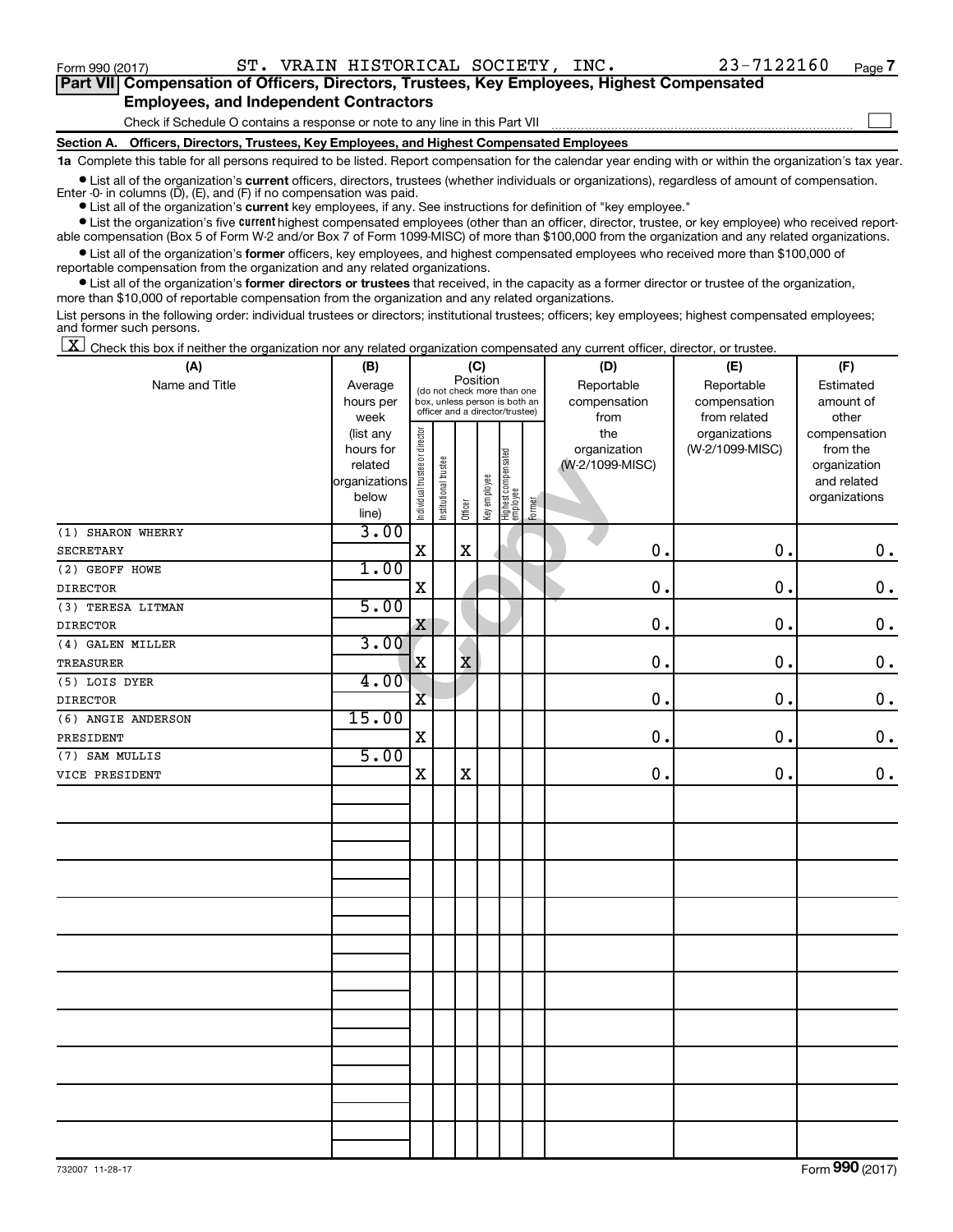Form 990 (2017) ST. VRAIN HISTORICAL SOCIETY, INC. 23-7122160 Page 7

## Part VII Compensation of Officers, Directors, Trustees, Key Employees, Highest Compensated Employees, and Independent Contractors

Check if Schedule O contains a response or note to any line in this Part VII ☐

### Section A. Officers, Directors, Trustees, Key Employees, and Highest Compensated Employees

**1a** Complete this table for all persons required to be listed. Report compensation for the calendar year ending with or within the organization's tax year.

- List all of the organization's **current** officers, directors, trustees (whether individuals or organizations), regardless of amount of compensation. Enter -0- in columns (D), (E), and (F) if no compensation was paid.
- List all of the organization's **current** key employees, if any. See instructions for definition of "key employee."
- List the organization's five **current** highest compensated employees (other than an officer, director, trustee, or key employee) who received reportable compensation (Box 5 of Form W-2 and/or Box 7 of Form 1099-MISC) of more than $100,000 from the organization and any related organizations.
- List all of the organization's **former** officers, key employees, and highest compensated employees who received more than $100,000 of reportable compensation from the organization and any related organizations.
- List all of the organization's **former directors or trustees** that received, in the capacity as a former director or trustee of the organization, more than $10,000 of reportable compensation from the organization and any related organizations.

List persons in the following order: individual trustees or directors; institutional trustees; officers; key employees; highest compensated employees; and former such persons.

☒ Check this box if neither the organization nor any related organization compensated any current officer, director, or trustee.

| (A) Name and Title | (B) Average hours per week (list any hours for related organizations below line) | (C) Position: Individual trustee or director | Institutional trustee | Officer | Key employee | Highest compensated employee | Former | (D) Reportable compensation from the organization (W-2/1099-MISC) | (E) Reportable compensation from related organizations (W-2/1099-MISC) | (F) Estimated amount of other compensation from the organization and related organizations |
|---|---|---|---|---|---|---|---|---|---|---|
| (1) SHARON WHERRY<br>SECRETARY | 3.00 | X | | X | | | | 0. | 0. | 0. |
| (2) GEOFF HOWE<br>DIRECTOR | 1.00 | X | | | | | | 0. | 0. | 0. |
| (3) TERESA LITMAN<br>DIRECTOR | 5.00 | X | | | | | | 0. | 0. | 0. |
| (4) GALEN MILLER<br>TREASURER | 3.00 | X | | X | | | | 0. | 0. | 0. |
| (5) LOIS DYER<br>DIRECTOR | 4.00 | X | | | | | | 0. | 0. | 0. |
| (6) ANGIE ANDERSON<br>PRESIDENT | 15.00 | X | | | | | | 0. | 0. | 0. |
| (7) SAM MULLIS<br>VICE PRESIDENT | 5.00 | X | | X | | | | 0. | 0. | 0. |

732007 11-28-17 Form **990** (2017)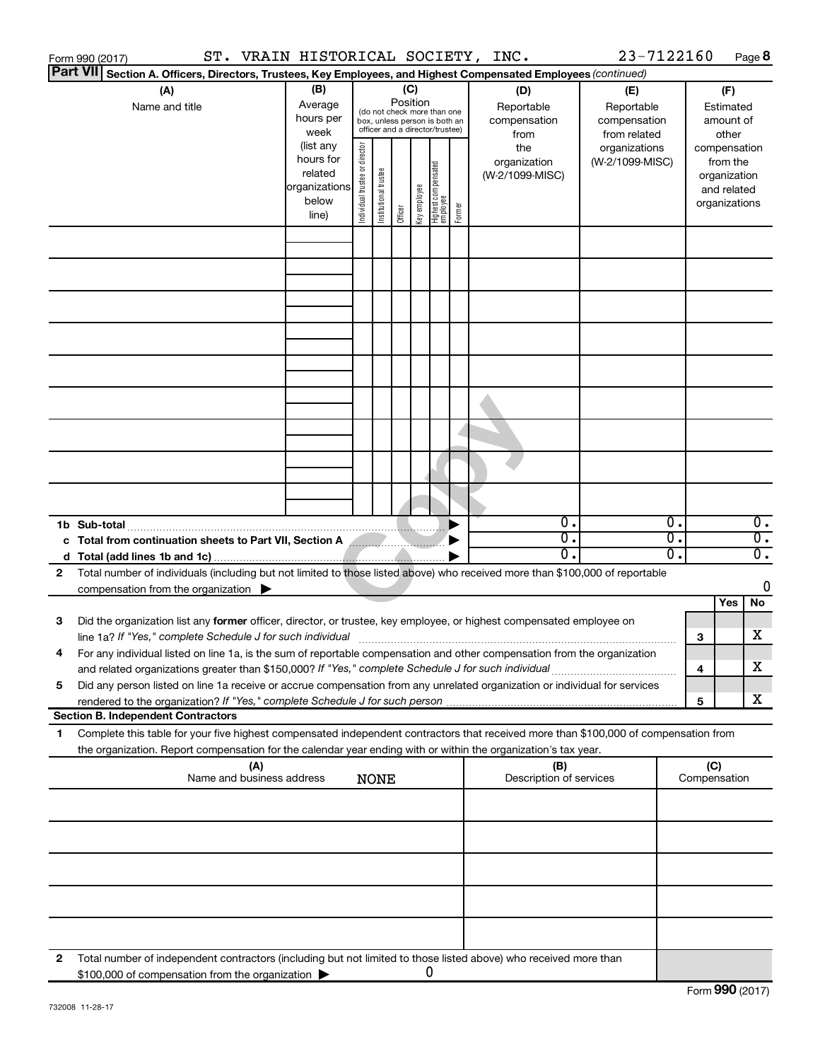Form 990 (2017) ST. VRAIN HISTORICAL SOCIETY, INC. 23-7122160 Page **8**

**Part VII** **Section A. Officers, Directors, Trustees, Key Employees, and Highest Compensated Employees** *(continued)*

| (A) Name and title | (B) Average hours per week (list any hours for related organizations below line) | (C) Position: Individual trustee or director | Institutional trustee | Officer | Key employee | Highest compensated employee | Former | (D) Reportable compensation from the organization (W-2/1099-MISC) | (E) Reportable compensation from related organizations (W-2/1099-MISC) | (F) Estimated amount of other compensation from the organization and related organizations |
|---|---|---|---|---|---|---|---|---|---|---|
| | | | | | | | | | | |
| | | | | | | | | | | |
| | | | | | | | | | | |
| | | | | | | | | | | |
| | | | | | | | | | | |
| | | | | | | | | | | |
| | | | | | | | | | | |
| | | | | | | | | | | |
| | | | | | | | | | | |
| **1b Sub-total** | | | | | | | | 0. | 0. | 0. |
| **c Total from continuation sheets to Part VII, Section A** | | | | | | | | 0. | 0. | 0. |
| **d Total (add lines 1b and 1c)** | | | | | | | | 0. | 0. | 0. |

**2** Total number of individuals (including but not limited to those listed above) who received more than $100,000 of reportable compensation from the organization ▶ 0

| | | Yes | No |
|---|---|---|---|
| **3** Did the organization list any **former** officer, director, or trustee, key employee, or highest compensated employee on line 1a? *If "Yes," complete Schedule J for such individual* | 3 | | X |
| **4** For any individual listed on line 1a, is the sum of reportable compensation and other compensation from the organization and related organizations greater than $150,000? *If "Yes," complete Schedule J for such individual* | 4 | | X |
| **5** Did any person listed on line 1a receive or accrue compensation from any unrelated organization or individual for services rendered to the organization? *If "Yes," complete Schedule J for such person* | 5 | | X |

**Section B. Independent Contractors**

**1** Complete this table for your five highest compensated independent contractors that received more than $100,000 of compensation from the organization. Report compensation for the calendar year ending with or within the organization's tax year.

| (A) Name and business address | (B) Description of services | (C) Compensation |
|---|---|---|
| NONE | | |
| | | |
| | | |
| | | |
| | | |

**2** Total number of independent contractors (including but not limited to those listed above) who received more than $100,000 of compensation from the organization ▶ 0

Form **990** (2017)

732008 11-28-17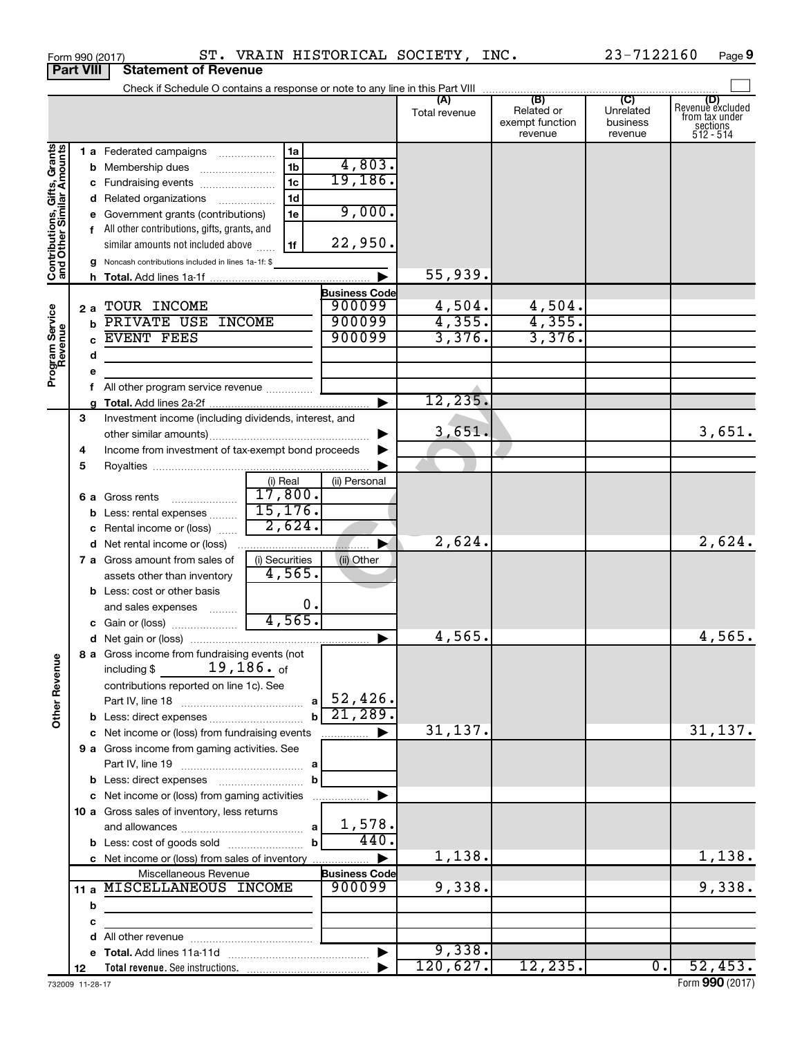Form 990 (2017) ST. VRAIN HISTORICAL SOCIETY, INC. 23-7122160 Page 9

**Part VIII Statement of Revenue**

Check if Schedule O contains a response or note to any line in this Part VIII

| | | | (A) Total revenue | (B) Related or exempt function revenue | (C) Unrelated business revenue | (D) Revenue excluded from tax under sections 512 - 514 |
|---|---|---|---|---|---|---|
| **Contributions, Gifts, Grants and Other Similar Amounts** | 1a Federated campaigns | 1a | | | | |
| | b Membership dues | 1b 4,803. | | | | |
| | c Fundraising events | 1c 19,186. | | | | |
| | d Related organizations | 1d | | | | |
| | e Government grants (contributions) | 1e 9,000. | | | | |
| | f All other contributions, gifts, grants, and similar amounts not included above | 1f 22,950. | | | | |
| | g Noncash contributions included in lines 1a-1f: $ | | | | | |
| | h Total. Add lines 1a-1f | | 55,939. | | | |
| **Program Service Revenue** | | Business Code | | | | |
| | 2a TOUR INCOME | 900099 | 4,504. | 4,504. | | |
| | b PRIVATE USE INCOME | 900099 | 4,355. | 4,355. | | |
| | c EVENT FEES | 900099 | 3,376. | 3,376. | | |
| | d | | | | | |
| | e | | | | | |
| | f All other program service revenue | | | | | |
| | g Total. Add lines 2a-2f | | 12,235. | | | |
| **Other Revenue** | 3 Investment income (including dividends, interest, and other similar amounts) | | 3,651. | | | 3,651. |
| | 4 Income from investment of tax-exempt bond proceeds | | | | | |
| | 5 Royalties | | | | | |
| | | (i) Real / (ii) Personal | | | | |
| | 6a Gross rents | 17,800. | | | | |
| | b Less: rental expenses | 15,176. | | | | |
| | c Rental income or (loss) | 2,624. | | | | |
| | d Net rental income or (loss) | | 2,624. | | | 2,624. |
| | | (i) Securities / (ii) Other | | | | |
| | 7a Gross amount from sales of assets other than inventory | 4,565. | | | | |
| | b Less: cost or other basis and sales expenses | 0. | | | | |
| | c Gain or (loss) | 4,565. | | | | |
| | d Net gain or (loss) | | 4,565. | | | 4,565. |
| | 8a Gross income from fundraising events (not including $ 19,186. of contributions reported on line 1c). See Part IV, line 18 | a 52,426. | | | | |
| | b Less: direct expenses | b 21,289. | | | | |
| | c Net income or (loss) from fundraising events | | 31,137. | | | 31,137. |
| | 9a Gross income from gaming activities. See Part IV, line 19 | a | | | | |
| | b Less: direct expenses | b | | | | |
| | c Net income or (loss) from gaming activities | | | | | |
| | 10a Gross sales of inventory, less returns and allowances | a 1,578. | | | | |
| | b Less: cost of goods sold | b 440. | | | | |
| | c Net income or (loss) from sales of inventory | | 1,138. | | | 1,138. |
| | Miscellaneous Revenue | Business Code | | | | |
| | 11a MISCELLANEOUS INCOME | 900099 | 9,338. | | | 9,338. |
| | b | | | | | |
| | c | | | | | |
| | d All other revenue | | | | | |
| | e Total. Add lines 11a-11d | | 9,338. | | | |
| | 12 Total revenue. See instructions. | | 120,627. | 12,235. | 0. | 52,453. |

732009 11-28-17 Form 990 (2017)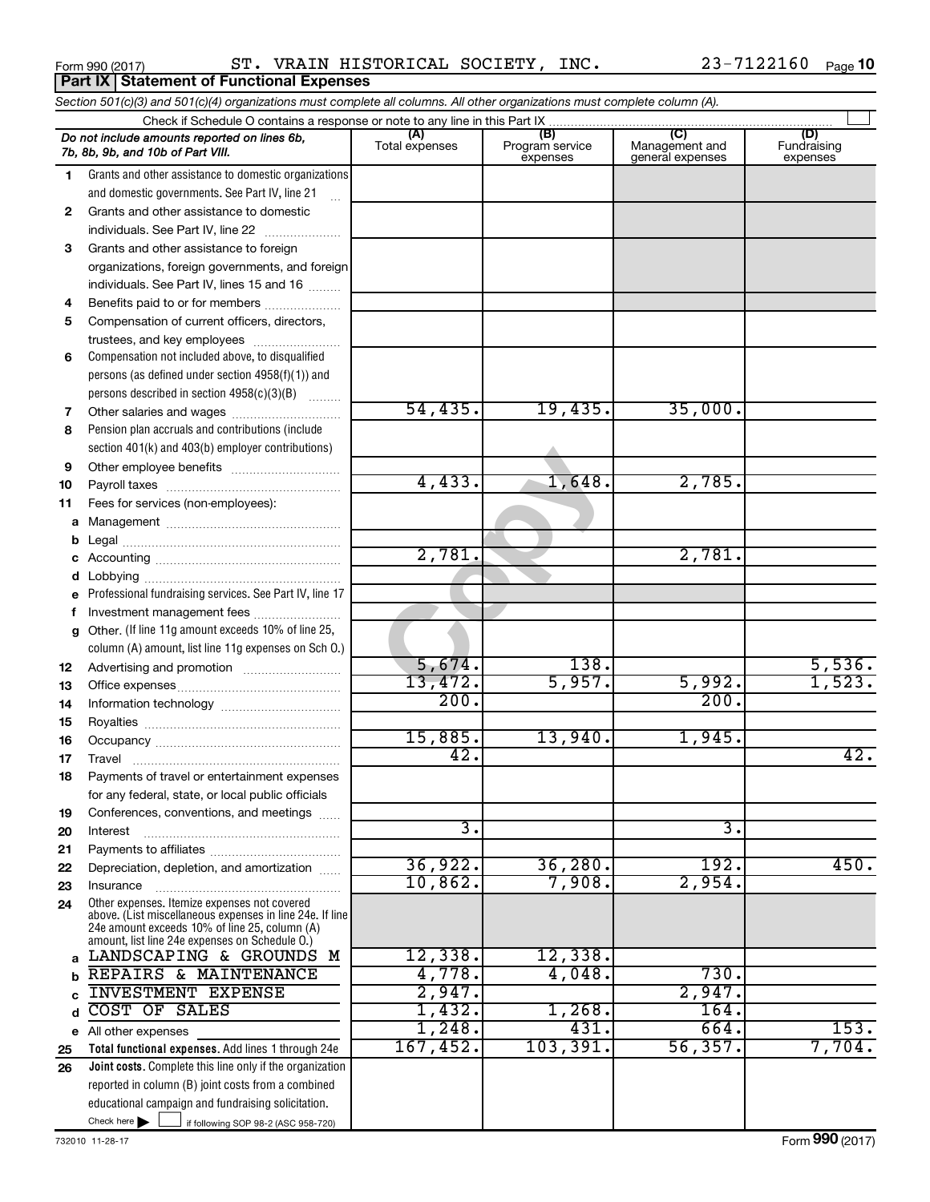Form 990 (2017) ST. VRAIN HISTORICAL SOCIETY, INC. 23-7122160

## Part IX Statement of Functional Expenses

*Section 501(c)(3) and 501(c)(4) organizations must complete all columns. All other organizations must complete column (A).*

Check if Schedule O contains a response or note to any line in this Part IX

| *Do not include amounts reported on lines 6b, 7b, 8b, 9b, and 10b of Part VIII.* | (A) Total expenses | (B) Program service expenses | (C) Management and general expenses | (D) Fundraising expenses |
|---|---|---|---|---|
| 1 Grants and other assistance to domestic organizations and domestic governments. See Part IV, line 21 | | | | |
| 2 Grants and other assistance to domestic individuals. See Part IV, line 22 | | | | |
| 3 Grants and other assistance to foreign organizations, foreign governments, and foreign individuals. See Part IV, lines 15 and 16 | | | | |
| 4 Benefits paid to or for members | | | | |
| 5 Compensation of current officers, directors, trustees, and key employees | | | | |
| 6 Compensation not included above, to disqualified persons (as defined under section 4958(f)(1)) and persons described in section 4958(c)(3)(B) | | | | |
| 7 Other salaries and wages | 54,435. | 19,435. | 35,000. | |
| 8 Pension plan accruals and contributions (include section 401(k) and 403(b) employer contributions) | | | | |
| 9 Other employee benefits | | | | |
| 10 Payroll taxes | 4,433. | 1,648. | 2,785. | |
| 11 Fees for services (non-employees): | | | | |
| a Management | | | | |
| b Legal | | | | |
| c Accounting | 2,781. | | 2,781. | |
| d Lobbying | | | | |
| e Professional fundraising services. See Part IV, line 17 | | | | |
| f Investment management fees | | | | |
| g Other. (If line 11g amount exceeds 10% of line 25, column (A) amount, list line 11g expenses on Sch O.) | | | | |
| 12 Advertising and promotion | 5,674. | 138. | | 5,536. |
| 13 Office expenses | 13,472. | 5,957. | 5,992. | 1,523. |
| 14 Information technology | 200. | | 200. | |
| 15 Royalties | | | | |
| 16 Occupancy | 15,885. | 13,940. | 1,945. | |
| 17 Travel | 42. | | | 42. |
| 18 Payments of travel or entertainment expenses for any federal, state, or local public officials | | | | |
| 19 Conferences, conventions, and meetings | | | | |
| 20 Interest | 3. | | 3. | |
| 21 Payments to affiliates | | | | |
| 22 Depreciation, depletion, and amortization | 36,922. | 36,280. | 192. | 450. |
| 23 Insurance | 10,862. | 7,908. | 2,954. | |
| 24 Other expenses. Itemize expenses not covered above. (List miscellaneous expenses in line 24e. If line 24e amount exceeds 10% of line 25, column (A) amount, list line 24e expenses on Schedule O.) | | | | |
| a LANDSCAPING & GROUNDS M | 12,338. | 12,338. | | |
| b REPAIRS & MAINTENANCE | 4,778. | 4,048. | 730. | |
| c INVESTMENT EXPENSE | 2,947. | | 2,947. | |
| d COST OF SALES | 1,432. | 1,268. | 164. | |
| e All other expenses | 1,248. | 431. | 664. | 153. |
| 25 **Total functional expenses.** Add lines 1 through 24e | 167,452. | 103,391. | 56,357. | 7,704. |
| 26 **Joint costs.** Complete this line only if the organization reported in column (B) joint costs from a combined educational campaign and fundraising solicitation. Check here ☐ if following SOP 98-2 (ASC 958-720) | | | | |

732010 11-28-17

Form **990** (2017)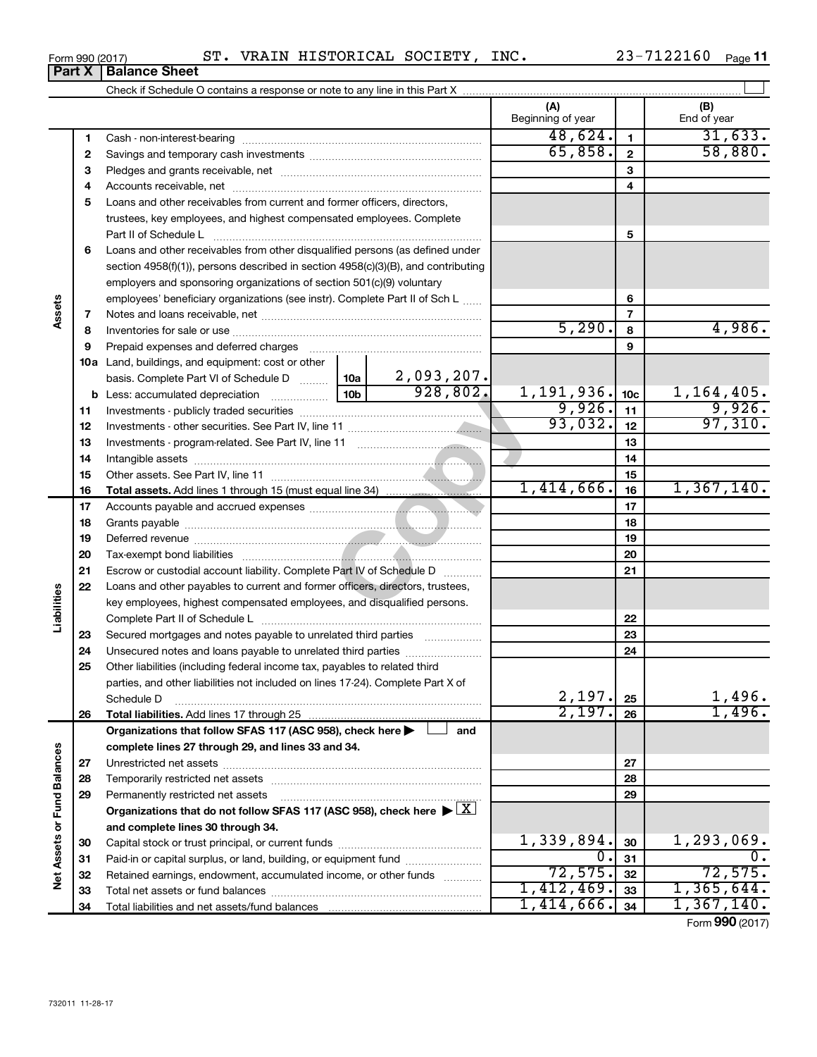Form 990 (2017) ST. VRAIN HISTORICAL SOCIETY, INC. 23-7122160 Page 11

**Part X | Balance Sheet**

Check if Schedule O contains a response or note to any line in this Part X

| | | | | (A) Beginning of year | | (B) End of year |
|---|---|---|---|---|---|---|
| **Assets** | 1 | Cash - non-interest-bearing | | 48,624. | 1 | 31,633. |
| | 2 | Savings and temporary cash investments | | 65,858. | 2 | 58,880. |
| | 3 | Pledges and grants receivable, net | | | 3 | |
| | 4 | Accounts receivable, net | | | 4 | |
| | 5 | Loans and other receivables from current and former officers, directors, trustees, key employees, and highest compensated employees. Complete Part II of Schedule L | | | 5 | |
| | 6 | Loans and other receivables from other disqualified persons (as defined under section 4958(f)(1)), persons described in section 4958(c)(3)(B), and contributing employers and sponsoring organizations of section 501(c)(9) voluntary employees' beneficiary organizations (see instr). Complete Part II of Sch L | | | 6 | |
| | 7 | Notes and loans receivable, net | | | 7 | |
| | 8 | Inventories for sale or use | | 5,290. | 8 | 4,986. |
| | 9 | Prepaid expenses and deferred charges | | | 9 | |
| | 10a | Land, buildings, and equipment: cost or other basis. Complete Part VI of Schedule D | 10a 2,093,207. | | | |
| | b | Less: accumulated depreciation | 10b 928,802. | 1,191,936. | 10c | 1,164,405. |
| | 11 | Investments - publicly traded securities | | 9,926. | 11 | 9,926. |
| | 12 | Investments - other securities. See Part IV, line 11 | | 93,032. | 12 | 97,310. |
| | 13 | Investments - program-related. See Part IV, line 11 | | | 13 | |
| | 14 | Intangible assets | | | 14 | |
| | 15 | Other assets. See Part IV, line 11 | | | 15 | |
| | 16 | **Total assets.** Add lines 1 through 15 (must equal line 34) | | 1,414,666. | 16 | 1,367,140. |
| **Liabilities** | 17 | Accounts payable and accrued expenses | | | 17 | |
| | 18 | Grants payable | | | 18 | |
| | 19 | Deferred revenue | | | 19 | |
| | 20 | Tax-exempt bond liabilities | | | 20 | |
| | 21 | Escrow or custodial account liability. Complete Part IV of Schedule D | | | 21 | |
| | 22 | Loans and other payables to current and former officers, directors, trustees, key employees, highest compensated employees, and disqualified persons. Complete Part II of Schedule L | | | 22 | |
| | 23 | Secured mortgages and notes payable to unrelated third parties | | | 23 | |
| | 24 | Unsecured notes and loans payable to unrelated third parties | | | 24 | |
| | 25 | Other liabilities (including federal income tax, payables to related third parties, and other liabilities not included on lines 17-24). Complete Part X of Schedule D | | 2,197. | 25 | 1,496. |
| | 26 | **Total liabilities.** Add lines 17 through 25 | | 2,197. | 26 | 1,496. |
| **Net Assets or Fund Balances** | | **Organizations that follow SFAS 117 (ASC 958), check here ☐ and complete lines 27 through 29, and lines 33 and 34.** | | | | |
| | 27 | Unrestricted net assets | | | 27 | |
| | 28 | Temporarily restricted net assets | | | 28 | |
| | 29 | Permanently restricted net assets | | | 29 | |
| | | **Organizations that do not follow SFAS 117 (ASC 958), check here ☒ and complete lines 30 through 34.** | | | | |
| | 30 | Capital stock or trust principal, or current funds | | 1,339,894. | 30 | 1,293,069. |
| | 31 | Paid-in or capital surplus, or land, building, or equipment fund | | 0. | 31 | 0. |
| | 32 | Retained earnings, endowment, accumulated income, or other funds | | 72,575. | 32 | 72,575. |
| | 33 | Total net assets or fund balances | | 1,412,469. | 33 | 1,365,644. |
| | 34 | Total liabilities and net assets/fund balances | | 1,414,666. | 34 | 1,367,140. |

Form **990** (2017)

732011 11-28-17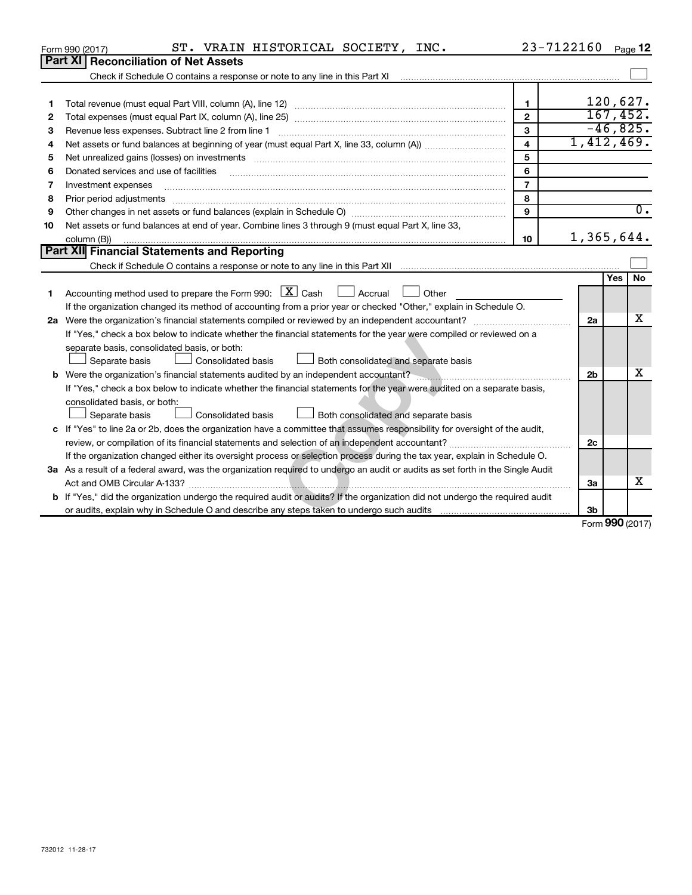Form 990 (2017) ST. VRAIN HISTORICAL SOCIETY, INC. 23-7122160 Page 12

## Part XI Reconciliation of Net Assets

Check if Schedule O contains a response or note to any line in this Part XI ☐

| | | | |
|---|---|---|---|
| 1 | Total revenue (must equal Part VIII, column (A), line 12) | 1 | 120,627. |
| 2 | Total expenses (must equal Part IX, column (A), line 25) | 2 | 167,452. |
| 3 | Revenue less expenses. Subtract line 2 from line 1 | 3 | -46,825. |
| 4 | Net assets or fund balances at beginning of year (must equal Part X, line 33, column (A)) | 4 | 1,412,469. |
| 5 | Net unrealized gains (losses) on investments | 5 | |
| 6 | Donated services and use of facilities | 6 | |
| 7 | Investment expenses | 7 | |
| 8 | Prior period adjustments | 8 | |
| 9 | Other changes in net assets or fund balances (explain in Schedule O) | 9 | 0. |
| 10 | Net assets or fund balances at end of year. Combine lines 3 through 9 (must equal Part X, line 33, column (B)) | 10 | 1,365,644. |

## Part XII Financial Statements and Reporting

Check if Schedule O contains a response or note to any line in this Part XII ☐

| | | | Yes | No |
|---|---|---|---|---|
| 1 | Accounting method used to prepare the Form 990: ☒ Cash ☐ Accrual ☐ Other ______ <br> If the organization changed its method of accounting from a prior year or checked "Other," explain in Schedule O. | | | |
| 2a | Were the organization's financial statements compiled or reviewed by an independent accountant? <br> If "Yes," check a box below to indicate whether the financial statements for the year were compiled or reviewed on a separate basis, consolidated basis, or both: <br> ☐ Separate basis ☐ Consolidated basis ☐ Both consolidated and separate basis | 2a | | X |
| b | Were the organization's financial statements audited by an independent accountant? <br> If "Yes," check a box below to indicate whether the financial statements for the year were audited on a separate basis, consolidated basis, or both: <br> ☐ Separate basis ☐ Consolidated basis ☐ Both consolidated and separate basis | 2b | | X |
| c | If "Yes" to line 2a or 2b, does the organization have a committee that assumes responsibility for oversight of the audit, review, or compilation of its financial statements and selection of an independent accountant? <br> If the organization changed either its oversight process or selection process during the tax year, explain in Schedule O. | 2c | | |
| 3a | As a result of a federal award, was the organization required to undergo an audit or audits as set forth in the Single Audit Act and OMB Circular A-133? | 3a | | X |
| b | If "Yes," did the organization undergo the required audit or audits? If the organization did not undergo the required audit or audits, explain why in Schedule O and describe any steps taken to undergo such audits | 3b | | |

Form **990** (2017)

732012 11-28-17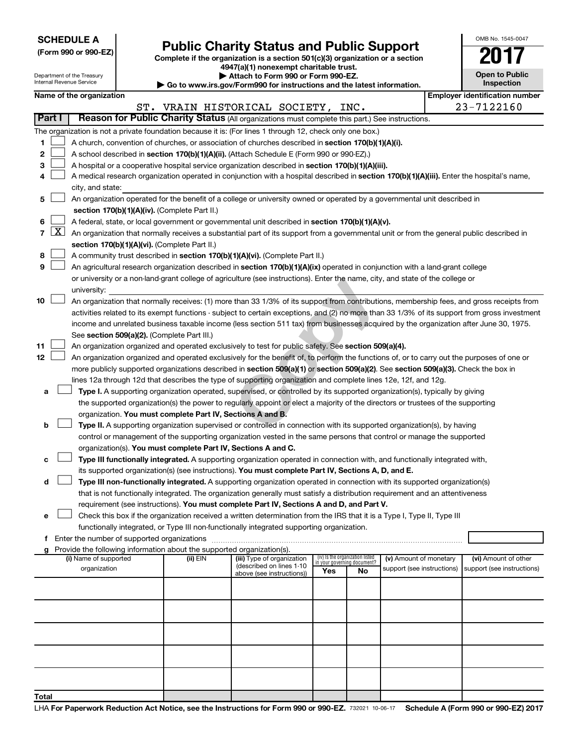**SCHEDULE A**
**(Form 990 or 990-EZ)**

Department of the Treasury
Internal Revenue Service

# Public Charity Status and Public Support

**Complete if the organization is a section 501(c)(3) organization or a section 4947(a)(1) nonexempt charitable trust.**
**▶ Attach to Form 990 or Form 990-EZ.**
**▶ Go to www.irs.gov/Form990 for instructions and the latest information.**

OMB No. 1545-0047
**2017**
**Open to Public Inspection**

| Name of the organization | Employer identification number |
|---|---|
| ST. VRAIN HISTORICAL SOCIETY, INC. | 23-7122160 |

**Part I** **Reason for Public Charity Status** (All organizations must complete this part.) See instructions.

The organization is not a private foundation because it is: (For lines 1 through 12, check only one box.)

1 ☐ A church, convention of churches, or association of churches described in **section 170(b)(1)(A)(i).**

2 ☐ A school described in **section 170(b)(1)(A)(ii).** (Attach Schedule E (Form 990 or 990-EZ).)

3 ☐ A hospital or a cooperative hospital service organization described in **section 170(b)(1)(A)(iii).**

4 ☐ A medical research organization operated in conjunction with a hospital described in **section 170(b)(1)(A)(iii).** Enter the hospital's name, city, and state:

5 ☐ An organization operated for the benefit of a college or university owned or operated by a governmental unit described in **section 170(b)(1)(A)(iv).** (Complete Part II.)

6 ☐ A federal, state, or local government or governmental unit described in **section 170(b)(1)(A)(v).**

7 ☒ An organization that normally receives a substantial part of its support from a governmental unit or from the general public described in **section 170(b)(1)(A)(vi).** (Complete Part II.)

8 ☐ A community trust described in **section 170(b)(1)(A)(vi).** (Complete Part II.)

9 ☐ An agricultural research organization described in **section 170(b)(1)(A)(ix)** operated in conjunction with a land-grant college or university or a non-land-grant college of agriculture (see instructions). Enter the name, city, and state of the college or university:

10 ☐ An organization that normally receives: (1) more than 33 1/3% of its support from contributions, membership fees, and gross receipts from activities related to its exempt functions - subject to certain exceptions, and (2) no more than 33 1/3% of its support from gross investment income and unrelated business taxable income (less section 511 tax) from businesses acquired by the organization after June 30, 1975. See **section 509(a)(2).** (Complete Part III.)

11 ☐ An organization organized and operated exclusively to test for public safety. See **section 509(a)(4).**

12 ☐ An organization organized and operated exclusively for the benefit of, to perform the functions of, or to carry out the purposes of one or more publicly supported organizations described in **section 509(a)(1)** or **section 509(a)(2).** See **section 509(a)(3).** Check the box in lines 12a through 12d that describes the type of supporting organization and complete lines 12e, 12f, and 12g.

a ☐ **Type I.** A supporting organization operated, supervised, or controlled by its supported organization(s), typically by giving the supported organization(s) the power to regularly appoint or elect a majority of the directors or trustees of the supporting organization. **You must complete Part IV, Sections A and B.**

b ☐ **Type II.** A supporting organization supervised or controlled in connection with its supported organization(s), by having control or management of the supporting organization vested in the same persons that control or manage the supported organization(s). **You must complete Part IV, Sections A and C.**

c ☐ **Type III functionally integrated.** A supporting organization operated in connection with, and functionally integrated with, its supported organization(s) (see instructions). **You must complete Part IV, Sections A, D, and E.**

d ☐ **Type III non-functionally integrated.** A supporting organization operated in connection with its supported organization(s) that is not functionally integrated. The organization generally must satisfy a distribution requirement and an attentiveness requirement (see instructions). **You must complete Part IV, Sections A and D, and Part V.**

e ☐ Check this box if the organization received a written determination from the IRS that it is a Type I, Type II, Type III functionally integrated, or Type III non-functionally integrated supporting organization.

f Enter the number of supported organizations

g Provide the following information about the supported organization(s).

| (i) Name of supported organization | (ii) EIN | (iii) Type of organization (described on lines 1-10 above (see instructions)) | (iv) Is the organization listed in your governing document? Yes | No | (v) Amount of monetary support (see instructions) | (vi) Amount of other support (see instructions) |
|---|---|---|---|---|---|---|
| | | | | | | |
| | | | | | | |
| | | | | | | |
| | | | | | | |
| | | | | | | |
| **Total** | | | | | | |

LHA **For Paperwork Reduction Act Notice, see the Instructions for Form 990 or 990-EZ.** 732021 10-06-17 **Schedule A (Form 990 or 990-EZ) 2017**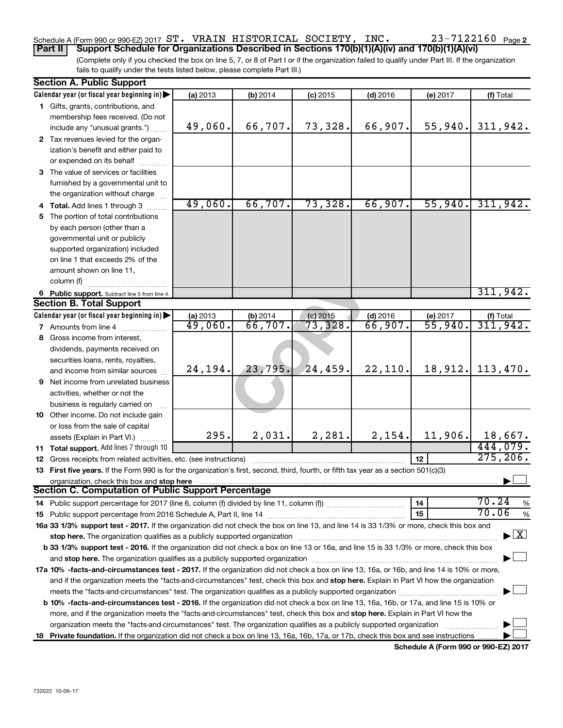Schedule A (Form 990 or 990-EZ) 2017 ST. VRAIN HISTORICAL SOCIETY, INC. 23-7122160 Page 2

**Part II** **Support Schedule for Organizations Described in Sections 170(b)(1)(A)(iv) and 170(b)(1)(A)(vi)**

(Complete only if you checked the box on line 5, 7, or 8 of Part I or if the organization failed to qualify under Part III. If the organization fails to qualify under the tests listed below, please complete Part III.)

**Section A. Public Support**

| Calendar year (or fiscal year beginning in) ▶ | (a) 2013 | (b) 2014 | (c) 2015 | (d) 2016 | (e) 2017 | (f) Total |
|---|---|---|---|---|---|---|
| **1** Gifts, grants, contributions, and membership fees received. (Do not include any "unusual grants.") | 49,060. | 66,707. | 73,328. | 66,907. | 55,940. | 311,942. |
| **2** Tax revenues levied for the organization's benefit and either paid to or expended on its behalf | | | | | | |
| **3** The value of services or facilities furnished by a governmental unit to the organization without charge | | | | | | |
| **4 Total.** Add lines 1 through 3 | 49,060. | 66,707. | 73,328. | 66,907. | 55,940. | 311,942. |
| **5** The portion of total contributions by each person (other than a governmental unit or publicly supported organization) included on line 1 that exceeds 2% of the amount shown on line 11, column (f) | | | | | | |
| **6 Public support.** Subtract line 5 from line 4. | | | | | | 311,942. |

**Section B. Total Support**

| Calendar year (or fiscal year beginning in) ▶ | (a) 2013 | (b) 2014 | (c) 2015 | (d) 2016 | (e) 2017 | (f) Total |
|---|---|---|---|---|---|---|
| **7** Amounts from line 4 | 49,060. | 66,707. | 73,328. | 66,907. | 55,940. | 311,942. |
| **8** Gross income from interest, dividends, payments received on securities loans, rents, royalties, and income from similar sources | 24,194. | 23,795. | 24,459. | 22,110. | 18,912. | 113,470. |
| **9** Net income from unrelated business activities, whether or not the business is regularly carried on | | | | | | |
| **10** Other income. Do not include gain or loss from the sale of capital assets (Explain in Part VI.) | 295. | 2,031. | 2,281. | 2,154. | 11,906. | 18,667. |
| **11 Total support.** Add lines 7 through 10 | | | | | | 444,079. |
| **12** Gross receipts from related activities, etc. (see instructions) | | | | | 12 | 275,206. |

**13 First five years.** If the Form 990 is for the organization's first, second, third, fourth, or fifth tax year as a section 501(c)(3) organization, check this box and **stop here** ▶ ☐

**Section C. Computation of Public Support Percentage**

**14** Public support percentage for 2017 (line 6, column (f) divided by line 11, column (f)) — 14 — 70.24 %

**15** Public support percentage from 2016 Schedule A, Part II, line 14 — 15 — 70.06 %

**16a 33 1/3% support test - 2017.** If the organization did not check the box on line 13, and line 14 is 33 1/3% or more, check this box and **stop here.** The organization qualifies as a publicly supported organization ▶ ☒

**b 33 1/3% support test - 2016.** If the organization did not check a box on line 13 or 16a, and line 15 is 33 1/3% or more, check this box and **stop here.** The organization qualifies as a publicly supported organization ▶ ☐

**17a 10% -facts-and-circumstances test - 2017.** If the organization did not check a box on line 13, 16a, or 16b, and line 14 is 10% or more, and if the organization meets the "facts-and-circumstances" test, check this box and **stop here.** Explain in Part VI how the organization meets the "facts-and-circumstances" test. The organization qualifies as a publicly supported organization ▶ ☐

**b 10% -facts-and-circumstances test - 2016.** If the organization did not check a box on line 13, 16a, 16b, or 17a, and line 15 is 10% or more, and if the organization meets the "facts-and-circumstances" test, check this box and **stop here.** Explain in Part VI how the organization meets the "facts-and-circumstances" test. The organization qualifies as a publicly supported organization ▶ ☐

**18 Private foundation.** If the organization did not check a box on line 13, 16a, 16b, 17a, or 17b, check this box and see instructions ▶ ☐

**Schedule A (Form 990 or 990-EZ) 2017**

732022 10-06-17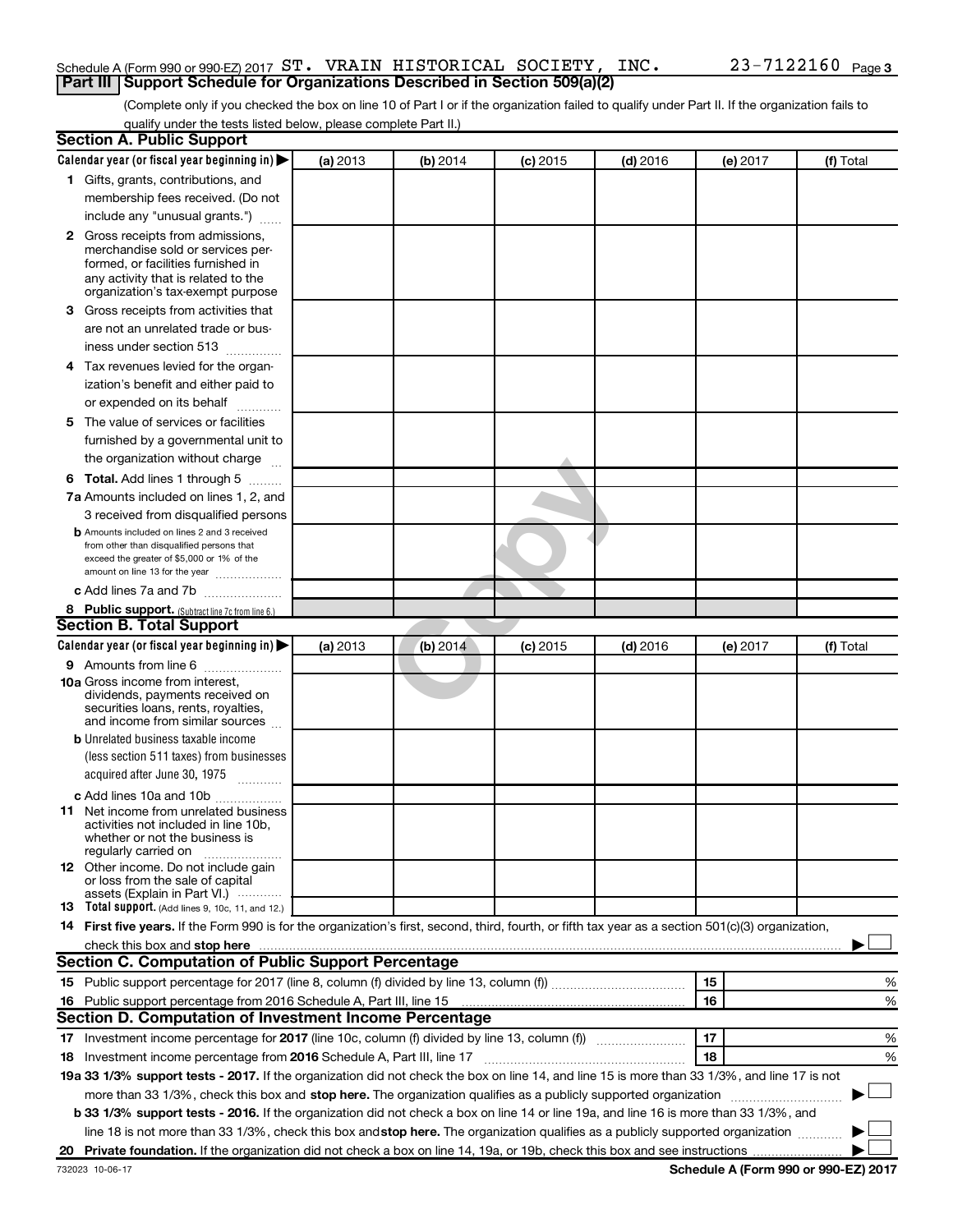Schedule A (Form 990 or 990-EZ) 2017 ST. VRAIN HISTORICAL SOCIETY, INC. 23-7122160 Page 3

## Part III Support Schedule for Organizations Described in Section 509(a)(2)

(Complete only if you checked the box on line 10 of Part I or if the organization failed to qualify under Part II. If the organization fails to qualify under the tests listed below, please complete Part II.)

### Section A. Public Support

| Calendar year (or fiscal year beginning in) ▶ | (a) 2013 | (b) 2014 | (c) 2015 | (d) 2016 | (e) 2017 | (f) Total |
|---|---|---|---|---|---|---|
| 1 Gifts, grants, contributions, and membership fees received. (Do not include any "unusual grants.") | | | | | | |
| 2 Gross receipts from admissions, merchandise sold or services performed, or facilities furnished in any activity that is related to the organization's tax-exempt purpose | | | | | | |
| 3 Gross receipts from activities that are not an unrelated trade or business under section 513 | | | | | | |
| 4 Tax revenues levied for the organization's benefit and either paid to or expended on its behalf | | | | | | |
| 5 The value of services or facilities furnished by a governmental unit to the organization without charge | | | | | | |
| 6 Total. Add lines 1 through 5 | | | | | | |
| 7a Amounts included on lines 1, 2, and 3 received from disqualified persons | | | | | | |
| b Amounts included on lines 2 and 3 received from other than disqualified persons that exceed the greater of $5,000 or 1% of the amount on line 13 for the year | | | | | | |
| c Add lines 7a and 7b | | | | | | |
| 8 Public support. (Subtract line 7c from line 6.) | | | | | | |

### Section B. Total Support

| Calendar year (or fiscal year beginning in) ▶ | (a) 2013 | (b) 2014 | (c) 2015 | (d) 2016 | (e) 2017 | (f) Total |
|---|---|---|---|---|---|---|
| 9 Amounts from line 6 | | | | | | |
| 10a Gross income from interest, dividends, payments received on securities loans, rents, royalties, and income from similar sources | | | | | | |
| b Unrelated business taxable income (less section 511 taxes) from businesses acquired after June 30, 1975 | | | | | | |
| c Add lines 10a and 10b | | | | | | |
| 11 Net income from unrelated business activities not included in line 10b, whether or not the business is regularly carried on | | | | | | |
| 12 Other income. Do not include gain or loss from the sale of capital assets (Explain in Part VI.) | | | | | | |
| 13 Total support. (Add lines 9, 10c, 11, and 12.) | | | | | | |

14 **First five years.** If the Form 990 is for the organization's first, second, third, fourth, or fifth tax year as a section 501(c)(3) organization, check this box and **stop here** ▶ ☐

### Section C. Computation of Public Support Percentage

| | | | |
|---|---|---|---|
| 15 | Public support percentage for 2017 (line 8, column (f) divided by line 13, column (f)) | 15 | % |
| 16 | Public support percentage from 2016 Schedule A, Part III, line 15 | 16 | % |

### Section D. Computation of Investment Income Percentage

| | | | |
|---|---|---|---|
| 17 | Investment income percentage for **2017** (line 10c, column (f) divided by line 13, column (f)) | 17 | % |
| 18 | Investment income percentage from **2016** Schedule A, Part III, line 17 | 18 | % |

**19a 33 1/3% support tests - 2017.** If the organization did not check the box on line 14, and line 15 is more than 33 1/3%, and line 17 is not more than 33 1/3%, check this box and **stop here.** The organization qualifies as a publicly supported organization ▶ ☐

**b 33 1/3% support tests - 2016.** If the organization did not check a box on line 14 or line 19a, and line 16 is more than 33 1/3%, and line 18 is not more than 33 1/3%, check this box and **stop here.** The organization qualifies as a publicly supported organization ▶ ☐

**20 Private foundation.** If the organization did not check a box on line 14, 19a, or 19b, check this box and see instructions ▶ ☐

732023 10-06-17

**Schedule A (Form 990 or 990-EZ) 2017**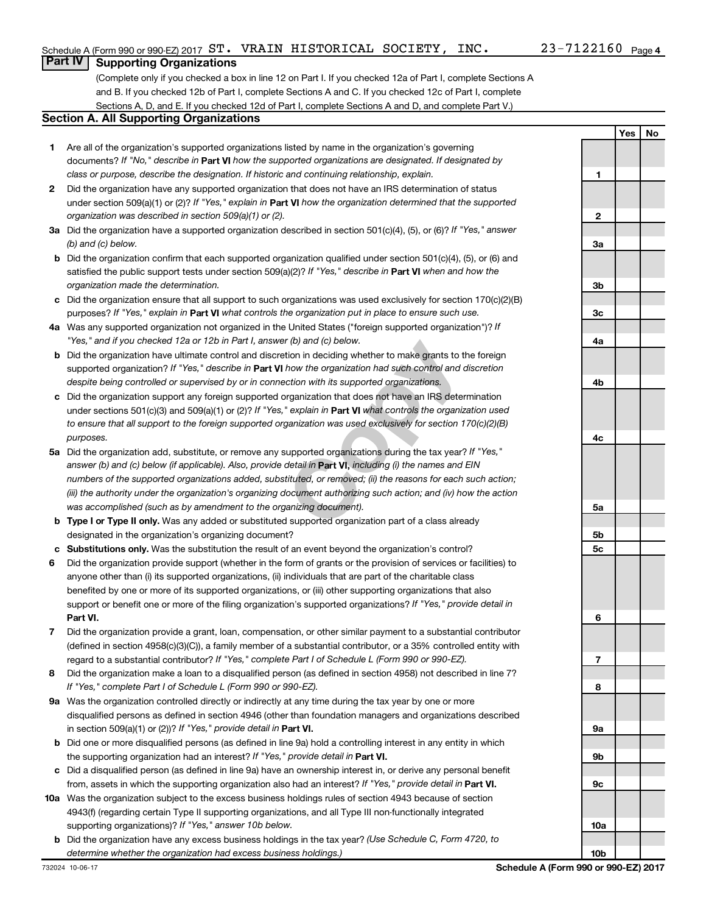Schedule A (Form 990 or 990-EZ) 2017 ST. VRAIN HISTORICAL SOCIETY, INC. 23-7122160

## Part IV Supporting Organizations

(Complete only if you checked a box in line 12 on Part I. If you checked 12a of Part I, complete Sections A and B. If you checked 12b of Part I, complete Sections A and C. If you checked 12c of Part I, complete Sections A, D, and E. If you checked 12d of Part I, complete Sections A and D, and complete Part V.)

### Section A. All Supporting Organizations

| | | Line | Yes | No |
|---|---|---|---|---|
| **1** | Are all of the organization's supported organizations listed by name in the organization's governing documents? *If "No," describe in* **Part VI** *how the supported organizations are designated. If designated by class or purpose, describe the designation. If historic and continuing relationship, explain.* | 1 | | |
| **2** | Did the organization have any supported organization that does not have an IRS determination of status under section 509(a)(1) or (2)? *If "Yes," explain in* **Part VI** *how the organization determined that the supported organization was described in section 509(a)(1) or (2).* | 2 | | |
| **3a** | Did the organization have a supported organization described in section 501(c)(4), (5), or (6)? *If "Yes," answer (b) and (c) below.* | 3a | | |
| **b** | Did the organization confirm that each supported organization qualified under section 501(c)(4), (5), or (6) and satisfied the public support tests under section 509(a)(2)? *If "Yes," describe in* **Part VI** *when and how the organization made the determination.* | 3b | | |
| **c** | Did the organization ensure that all support to such organizations was used exclusively for section 170(c)(2)(B) purposes? *If "Yes," explain in* **Part VI** *what controls the organization put in place to ensure such use.* | 3c | | |
| **4a** | Was any supported organization not organized in the United States ("foreign supported organization")? *If "Yes," and if you checked 12a or 12b in Part I, answer (b) and (c) below.* | 4a | | |
| **b** | Did the organization have ultimate control and discretion in deciding whether to make grants to the foreign supported organization? *If "Yes," describe in* **Part VI** *how the organization had such control and discretion despite being controlled or supervised by or in connection with its supported organizations.* | 4b | | |
| **c** | Did the organization support any foreign supported organization that does not have an IRS determination under sections 501(c)(3) and 509(a)(1) or (2)? *If "Yes," explain in* **Part VI** *what controls the organization used to ensure that all support to the foreign supported organization was used exclusively for section 170(c)(2)(B) purposes.* | 4c | | |
| **5a** | Did the organization add, substitute, or remove any supported organizations during the tax year? *If "Yes," answer (b) and (c) below (if applicable). Also, provide detail in* **Part VI**, *including (i) the names and EIN numbers of the supported organizations added, substituted, or removed; (ii) the reasons for each such action; (iii) the authority under the organization's organizing document authorizing such action; and (iv) how the action was accomplished (such as by amendment to the organizing document).* | 5a | | |
| **b** | **Type I or Type II only.** Was any added or substituted supported organization part of a class already designated in the organization's organizing document? | 5b | | |
| **c** | **Substitutions only.** Was the substitution the result of an event beyond the organization's control? | 5c | | |
| **6** | Did the organization provide support (whether in the form of grants or the provision of services or facilities) to anyone other than (i) its supported organizations, (ii) individuals that are part of the charitable class benefited by one or more of its supported organizations, or (iii) other supporting organizations that also support or benefit one or more of the filing organization's supported organizations? *If "Yes," provide detail in* **Part VI.** | 6 | | |
| **7** | Did the organization provide a grant, loan, compensation, or other similar payment to a substantial contributor (defined in section 4958(c)(3)(C)), a family member of a substantial contributor, or a 35% controlled entity with regard to a substantial contributor? *If "Yes," complete Part I of Schedule L (Form 990 or 990-EZ).* | 7 | | |
| **8** | Did the organization make a loan to a disqualified person (as defined in section 4958) not described in line 7? *If "Yes," complete Part I of Schedule L (Form 990 or 990-EZ).* | 8 | | |
| **9a** | Was the organization controlled directly or indirectly at any time during the tax year by one or more disqualified persons as defined in section 4946 (other than foundation managers and organizations described in section 509(a)(1) or (2))? *If "Yes," provide detail in* **Part VI.** | 9a | | |
| **b** | Did one or more disqualified persons (as defined in line 9a) hold a controlling interest in any entity in which the supporting organization had an interest? *If "Yes," provide detail in* **Part VI.** | 9b | | |
| **c** | Did a disqualified person (as defined in line 9a) have an ownership interest in, or derive any personal benefit from, assets in which the supporting organization also had an interest? *If "Yes," provide detail in* **Part VI.** | 9c | | |
| **10a** | Was the organization subject to the excess business holdings rules of section 4943 because of section 4943(f) (regarding certain Type II supporting organizations, and all Type III non-functionally integrated supporting organizations)? *If "Yes," answer 10b below.* | 10a | | |
| **b** | Did the organization have any excess business holdings in the tax year? *(Use Schedule C, Form 4720, to determine whether the organization had excess business holdings.)* | 10b | | |

732024 10-06-17

**Schedule A (Form 990 or 990-EZ) 2017**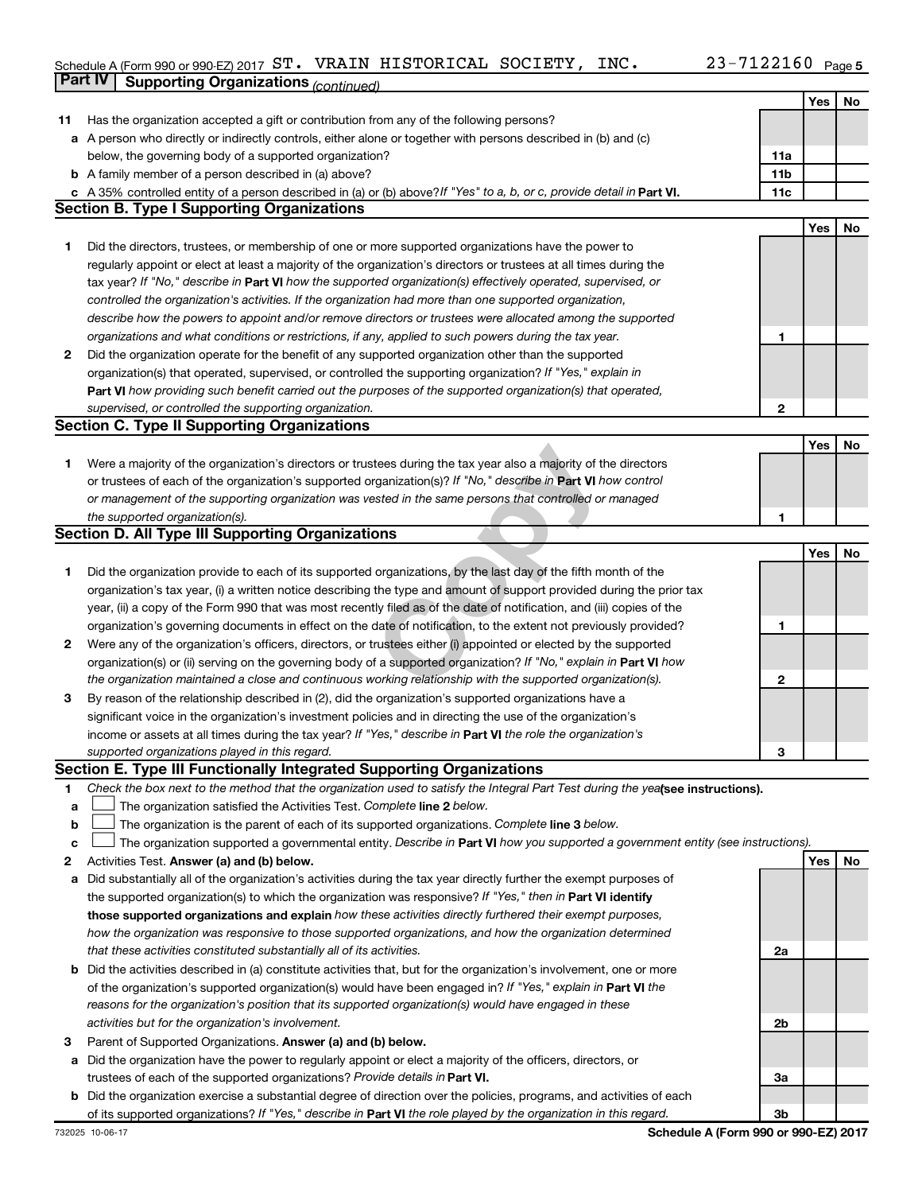Schedule A (Form 990 or 990-EZ) 2017 ST. VRAIN HISTORICAL SOCIETY, INC. 23-7122160

## Part IV Supporting Organizations *(continued)*

| | | | Yes | No |
|---|---|---|---|---|
| 11 | Has the organization accepted a gift or contribution from any of the following persons? | | | |
| a | A person who directly or indirectly controls, either alone or together with persons described in (b) and (c) below, the governing body of a supported organization? | 11a | | |
| b | A family member of a person described in (a) above? | 11b | | |
| c | A 35% controlled entity of a person described in (a) or (b) above? *If "Yes" to a, b, or c, provide detail in* **Part VI.** | 11c | | |

### Section B. Type I Supporting Organizations

| | | | Yes | No |
|---|---|---|---|---|
| 1 | Did the directors, trustees, or membership of one or more supported organizations have the power to regularly appoint or elect at least a majority of the organization's directors or trustees at all times during the tax year? *If "No," describe in* **Part VI** *how the supported organization(s) effectively operated, supervised, or controlled the organization's activities. If the organization had more than one supported organization, describe how the powers to appoint and/or remove directors or trustees were allocated among the supported organizations and what conditions or restrictions, if any, applied to such powers during the tax year.* | 1 | | |
| 2 | Did the organization operate for the benefit of any supported organization other than the supported organization(s) that operated, supervised, or controlled the supporting organization? *If "Yes," explain in* **Part VI** *how providing such benefit carried out the purposes of the supported organization(s) that operated, supervised, or controlled the supporting organization.* | 2 | | |

### Section C. Type II Supporting Organizations

| | | | Yes | No |
|---|---|---|---|---|
| 1 | Were a majority of the organization's directors or trustees during the tax year also a majority of the directors or trustees of each of the organization's supported organization(s)? *If "No," describe in* **Part VI** *how control or management of the supporting organization was vested in the same persons that controlled or managed the supported organization(s).* | 1 | | |

### Section D. All Type III Supporting Organizations

| | | | Yes | No |
|---|---|---|---|---|
| 1 | Did the organization provide to each of its supported organizations, by the last day of the fifth month of the organization's tax year, (i) a written notice describing the type and amount of support provided during the prior tax year, (ii) a copy of the Form 990 that was most recently filed as of the date of notification, and (iii) copies of the organization's governing documents in effect on the date of notification, to the extent not previously provided? | 1 | | |
| 2 | Were any of the organization's officers, directors, or trustees either (i) appointed or elected by the supported organization(s) or (ii) serving on the governing body of a supported organization? *If "No," explain in* **Part VI** *how the organization maintained a close and continuous working relationship with the supported organization(s).* | 2 | | |
| 3 | By reason of the relationship described in (2), did the organization's supported organizations have a significant voice in the organization's investment policies and in directing the use of the organization's income or assets at all times during the tax year? *If "Yes," describe in* **Part VI** *the role the organization's supported organizations played in this regard.* | 3 | | |

### Section E. Type III Functionally Integrated Supporting Organizations

1 *Check the box next to the method that the organization used to satisfy the Integral Part Test during the year* **(see instructions).**

a ☐ The organization satisfied the Activities Test. *Complete* **line 2** *below.*

b ☐ The organization is the parent of each of its supported organizations. *Complete* **line 3** *below.*

c ☐ The organization supported a governmental entity. *Describe in* **Part VI** *how you supported a government entity (see instructions).*

| | | | Yes | No |
|---|---|---|---|---|
| 2 | Activities Test. **Answer (a) and (b) below.** | | | |
| a | Did substantially all of the organization's activities during the tax year directly further the exempt purposes of the supported organization(s) to which the organization was responsive? *If "Yes," then in* **Part VI identify those supported organizations and explain** *how these activities directly furthered their exempt purposes, how the organization was responsive to those supported organizations, and how the organization determined that these activities constituted substantially all of its activities.* | 2a | | |
| b | Did the activities described in (a) constitute activities that, but for the organization's involvement, one or more of the organization's supported organization(s) would have been engaged in? *If "Yes," explain in* **Part VI** *the reasons for the organization's position that its supported organization(s) would have engaged in these activities but for the organization's involvement.* | 2b | | |
| 3 | Parent of Supported Organizations. **Answer (a) and (b) below.** | | | |
| a | Did the organization have the power to regularly appoint or elect a majority of the officers, directors, or trustees of each of the supported organizations? *Provide details in* **Part VI.** | 3a | | |
| b | Did the organization exercise a substantial degree of direction over the policies, programs, and activities of each of its supported organizations? *If "Yes," describe in* **Part VI** *the role played by the organization in this regard.* | 3b | | |

732025 10-06-17 **Schedule A (Form 990 or 990-EZ) 2017**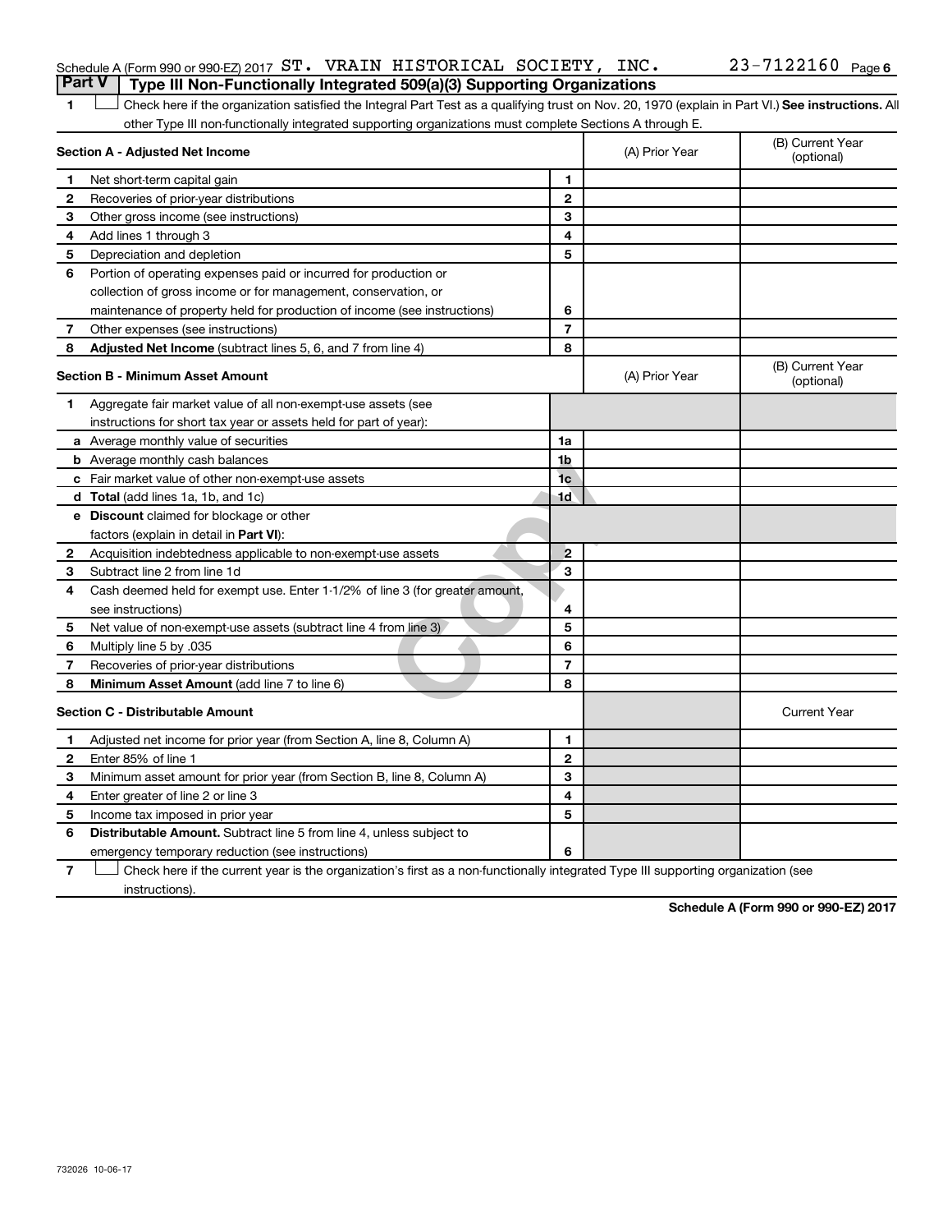Schedule A (Form 990 or 990-EZ) 2017 ST. VRAIN HISTORICAL SOCIETY, INC. 23-7122160 Page 6

## Part V | Type III Non-Functionally Integrated 509(a)(3) Supporting Organizations

1 ☐ Check here if the organization satisfied the Integral Part Test as a qualifying trust on Nov. 20, 1970 (explain in Part VI.) **See instructions.** All other Type III non-functionally integrated supporting organizations must complete Sections A through E.

| **Section A - Adjusted Net Income** | | | (A) Prior Year | (B) Current Year (optional) |
|---|---|---|---|---|
| 1 | Net short-term capital gain | 1 | | |
| 2 | Recoveries of prior-year distributions | 2 | | |
| 3 | Other gross income (see instructions) | 3 | | |
| 4 | Add lines 1 through 3 | 4 | | |
| 5 | Depreciation and depletion | 5 | | |
| 6 | Portion of operating expenses paid or incurred for production or collection of gross income or for management, conservation, or maintenance of property held for production of income (see instructions) | 6 | | |
| 7 | Other expenses (see instructions) | 7 | | |
| 8 | **Adjusted Net Income** (subtract lines 5, 6, and 7 from line 4) | 8 | | |

| **Section B - Minimum Asset Amount** | | | (A) Prior Year | (B) Current Year (optional) |
|---|---|---|---|---|
| 1 | Aggregate fair market value of all non-exempt-use assets (see instructions for short tax year or assets held for part of year): | | | |
| a | Average monthly value of securities | 1a | | |
| b | Average monthly cash balances | 1b | | |
| c | Fair market value of other non-exempt-use assets | 1c | | |
| d | **Total** (add lines 1a, 1b, and 1c) | 1d | | |
| e | **Discount** claimed for blockage or other factors (explain in detail in **Part VI**): | | | |
| 2 | Acquisition indebtedness applicable to non-exempt-use assets | 2 | | |
| 3 | Subtract line 2 from line 1d | 3 | | |
| 4 | Cash deemed held for exempt use. Enter 1-1/2% of line 3 (for greater amount, see instructions) | 4 | | |
| 5 | Net value of non-exempt-use assets (subtract line 4 from line 3) | 5 | | |
| 6 | Multiply line 5 by .035 | 6 | | |
| 7 | Recoveries of prior-year distributions | 7 | | |
| 8 | **Minimum Asset Amount** (add line 7 to line 6) | 8 | | |

| **Section C - Distributable Amount** | | | | Current Year |
|---|---|---|---|---|
| 1 | Adjusted net income for prior year (from Section A, line 8, Column A) | 1 | | |
| 2 | Enter 85% of line 1 | 2 | | |
| 3 | Minimum asset amount for prior year (from Section B, line 8, Column A) | 3 | | |
| 4 | Enter greater of line 2 or line 3 | 4 | | |
| 5 | Income tax imposed in prior year | 5 | | |
| 6 | **Distributable Amount.** Subtract line 5 from line 4, unless subject to emergency temporary reduction (see instructions) | 6 | | |

7 ☐ Check here if the current year is the organization's first as a non-functionally integrated Type III supporting organization (see instructions).

**Schedule A (Form 990 or 990-EZ) 2017**

732026 10-06-17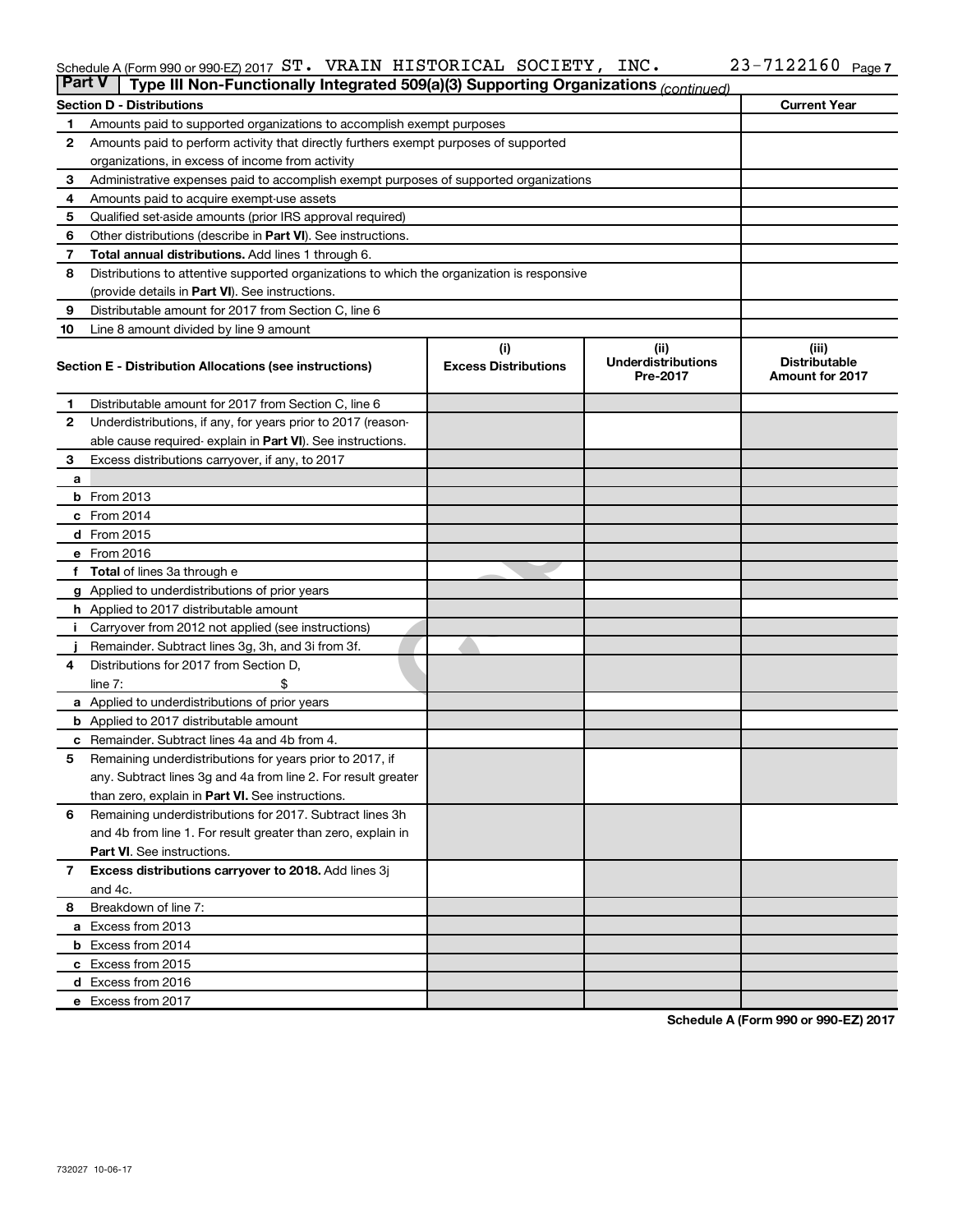Schedule A (Form 990 or 990-EZ) 2017 ST. VRAIN HISTORICAL SOCIETY, INC. 23-7122160 Page 7

**Part V | Type III Non-Functionally Integrated 509(a)(3) Supporting Organizations** *(continued)*

| Section D - Distributions | | Current Year |
|---|---|---|
| 1 | Amounts paid to supported organizations to accomplish exempt purposes | |
| 2 | Amounts paid to perform activity that directly furthers exempt purposes of supported organizations, in excess of income from activity | |
| 3 | Administrative expenses paid to accomplish exempt purposes of supported organizations | |
| 4 | Amounts paid to acquire exempt-use assets | |
| 5 | Qualified set-aside amounts (prior IRS approval required) | |
| 6 | Other distributions (describe in **Part VI**). See instructions. | |
| 7 | **Total annual distributions.** Add lines 1 through 6. | |
| 8 | Distributions to attentive supported organizations to which the organization is responsive (provide details in **Part VI**). See instructions. | |
| 9 | Distributable amount for 2017 from Section C, line 6 | |
| 10 | Line 8 amount divided by line 9 amount | |

| | Section E - Distribution Allocations (see instructions) | (i) Excess Distributions | (ii) Underdistributions Pre-2017 | (iii) Distributable Amount for 2017 |
|---|---|---|---|---|
| 1 | Distributable amount for 2017 from Section C, line 6 | | | |
| 2 | Underdistributions, if any, for years prior to 2017 (reasonable cause required- explain in **Part VI**). See instructions. | | | |
| 3 | Excess distributions carryover, if any, to 2017 | | | |
| a | | | | |
| b | From 2013 | | | |
| c | From 2014 | | | |
| d | From 2015 | | | |
| e | From 2016 | | | |
| f | **Total** of lines 3a through e | | | |
| g | Applied to underdistributions of prior years | | | |
| h | Applied to 2017 distributable amount | | | |
| i | Carryover from 2012 not applied (see instructions) | | | |
| j | Remainder. Subtract lines 3g, 3h, and 3i from 3f. | | | |
| 4 | Distributions for 2017 from Section D, line 7: $ | | | |
| a | Applied to underdistributions of prior years | | | |
| b | Applied to 2017 distributable amount | | | |
| c | Remainder. Subtract lines 4a and 4b from 4. | | | |
| 5 | Remaining underdistributions for years prior to 2017, if any. Subtract lines 3g and 4a from line 2. For result greater than zero, explain in **Part VI.** See instructions. | | | |
| 6 | Remaining underdistributions for 2017. Subtract lines 3h and 4b from line 1. For result greater than zero, explain in **Part VI**. See instructions. | | | |
| 7 | **Excess distributions carryover to 2018.** Add lines 3j and 4c. | | | |
| 8 | Breakdown of line 7: | | | |
| a | Excess from 2013 | | | |
| b | Excess from 2014 | | | |
| c | Excess from 2015 | | | |
| d | Excess from 2016 | | | |
| e | Excess from 2017 | | | |

**Schedule A (Form 990 or 990-EZ) 2017**

732027 10-06-17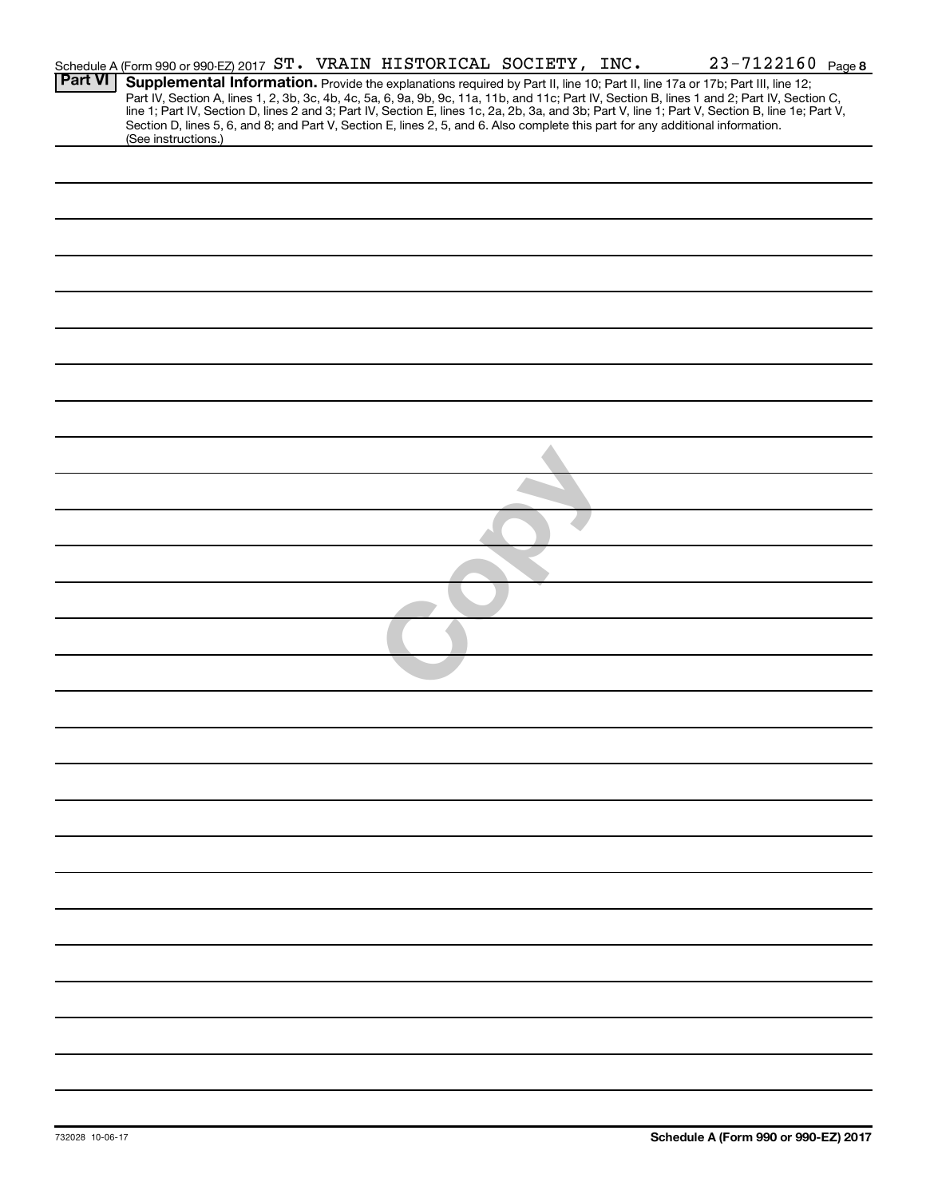Schedule A (Form 990 or 990-EZ) 2017 ST. VRAIN HISTORICAL SOCIETY, INC. 23-7122160 Page **8**

**Part VI** **Supplemental Information.** Provide the explanations required by Part II, line 10; Part II, line 17a or 17b; Part III, line 12; Part IV, Section A, lines 1, 2, 3b, 3c, 4b, 4c, 5a, 6, 9a, 9b, 9c, 11a, 11b, and 11c; Part IV, Section B, lines 1 and 2; Part IV, Section C, line 1; Part IV, Section D, lines 2 and 3; Part IV, Section E, lines 1c, 2a, 2b, 3a, and 3b; Part V, line 1; Part V, Section B, line 1e; Part V, Section D, lines 5, 6, and 8; and Part V, Section E, lines 2, 5, and 6. Also complete this part for any additional information. (See instructions.)

Copy

732028 10-06-17

**Schedule A (Form 990 or 990-EZ) 2017**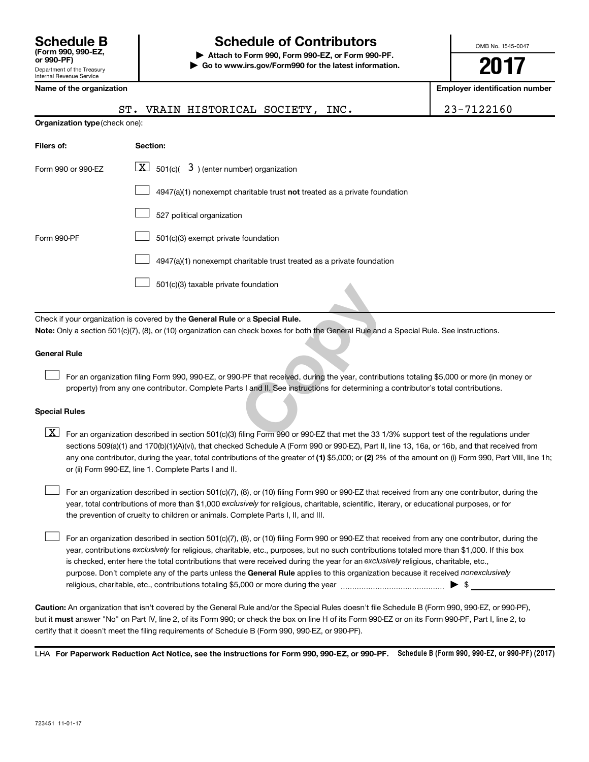# Schedule B

**(Form 990, 990-EZ, or 990-PF)**

Department of the Treasury
Internal Revenue Service

## Schedule of Contributors

▶ **Attach to Form 990, Form 990-EZ, or Form 990-PF.**

▶ **Go to www.irs.gov/Form990 for the latest information.**

OMB No. 1545-0047

**2017**

| Name of the organization | Employer identification number |
|---|---|
| ST. VRAIN HISTORICAL SOCIETY, INC. | 23-7122160 |

**Organization type** (check one):

| Filers of: | Section: |
|---|---|
| Form 990 or 990-EZ | [X] 501(c)( 3 ) (enter number) organization |
| | [ ] 4947(a)(1) nonexempt charitable trust **not** treated as a private foundation |
| | [ ] 527 political organization |
| Form 990-PF | [ ] 501(c)(3) exempt private foundation |
| | [ ] 4947(a)(1) nonexempt charitable trust treated as a private foundation |
| | [ ] 501(c)(3) taxable private foundation |

Check if your organization is covered by the **General Rule** or a **Special Rule.**

**Note:** Only a section 501(c)(7), (8), or (10) organization can check boxes for both the General Rule and a Special Rule. See instructions.

**General Rule**

[ ] For an organization filing Form 990, 990-EZ, or 990-PF that received, during the year, contributions totaling $5,000 or more (in money or property) from any one contributor. Complete Parts I and II. See instructions for determining a contributor's total contributions.

**Special Rules**

[X] For an organization described in section 501(c)(3) filing Form 990 or 990-EZ that met the 33 1/3% support test of the regulations under sections 509(a)(1) and 170(b)(1)(A)(vi), that checked Schedule A (Form 990 or 990-EZ), Part II, line 13, 16a, or 16b, and that received from any one contributor, during the year, total contributions of the greater of **(1)** $5,000; or **(2)** 2% of the amount on (i) Form 990, Part VIII, line 1h; or (ii) Form 990-EZ, line 1. Complete Parts I and II.

[ ] For an organization described in section 501(c)(7), (8), or (10) filing Form 990 or 990-EZ that received from any one contributor, during the year, total contributions of more than $1,000 *exclusively* for religious, charitable, scientific, literary, or educational purposes, or for the prevention of cruelty to children or animals. Complete Parts I, II, and III.

[ ] For an organization described in section 501(c)(7), (8), or (10) filing Form 990 or 990-EZ that received from any one contributor, during the year, contributions *exclusively* for religious, charitable, etc., purposes, but no such contributions totaled more than $1,000. If this box is checked, enter here the total contributions that were received during the year for an *exclusively* religious, charitable, etc., purpose. Don't complete any of the parts unless the **General Rule** applies to this organization because it received *nonexclusively* religious, charitable, etc., contributions totaling $5,000 or more during the year ▶ $ ______

**Caution:** An organization that isn't covered by the General Rule and/or the Special Rules doesn't file Schedule B (Form 990, 990-EZ, or 990-PF), but it **must** answer "No" on Part IV, line 2, of its Form 990; or check the box on line H of its Form 990-EZ or on its Form 990-PF, Part I, line 2, to certify that it doesn't meet the filing requirements of Schedule B (Form 990, 990-EZ, or 990-PF).

LHA **For Paperwork Reduction Act Notice, see the instructions for Form 990, 990-EZ, or 990-PF.** **Schedule B (Form 990, 990-EZ, or 990-PF) (2017)**

723451 11-01-17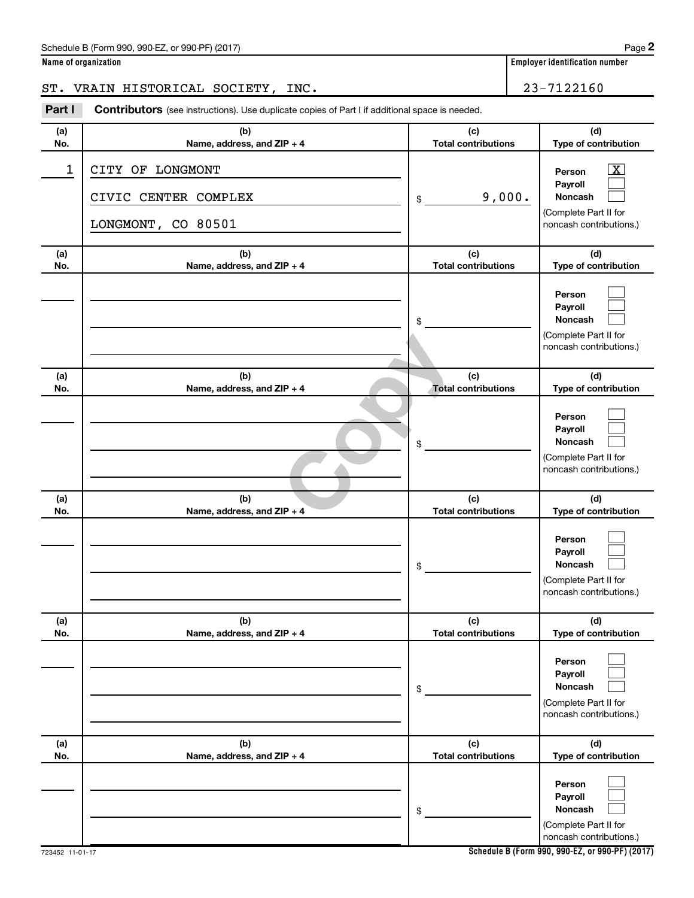Name of organization | Employer identification number

ST. VRAIN HISTORICAL SOCIETY, INC. | 23-7122160

**Part I** **Contributors** (see instructions). Use duplicate copies of Part I if additional space is needed.

| (a) No. | (b) Name, address, and ZIP + 4 | (c) Total contributions | (d) Type of contribution |
|---|---|---|---|
| 1 | CITY OF LONGMONT<br>CIVIC CENTER COMPLEX<br>LONGMONT, CO 80501 | $ 9,000. | Person [X]<br>Payroll [ ]<br>Noncash [ ]<br>(Complete Part II for noncash contributions.) |
| | | $ | Person [ ]<br>Payroll [ ]<br>Noncash [ ]<br>(Complete Part II for noncash contributions.) |
| | | $ | Person [ ]<br>Payroll [ ]<br>Noncash [ ]<br>(Complete Part II for noncash contributions.) |
| | | $ | Person [ ]<br>Payroll [ ]<br>Noncash [ ]<br>(Complete Part II for noncash contributions.) |
| | | $ | Person [ ]<br>Payroll [ ]<br>Noncash [ ]<br>(Complete Part II for noncash contributions.) |
| | | $ | Person [ ]<br>Payroll [ ]<br>Noncash [ ]<br>(Complete Part II for noncash contributions.) |

Copy

723452 11-01-17

**Schedule B (Form 990, 990-EZ, or 990-PF) (2017)**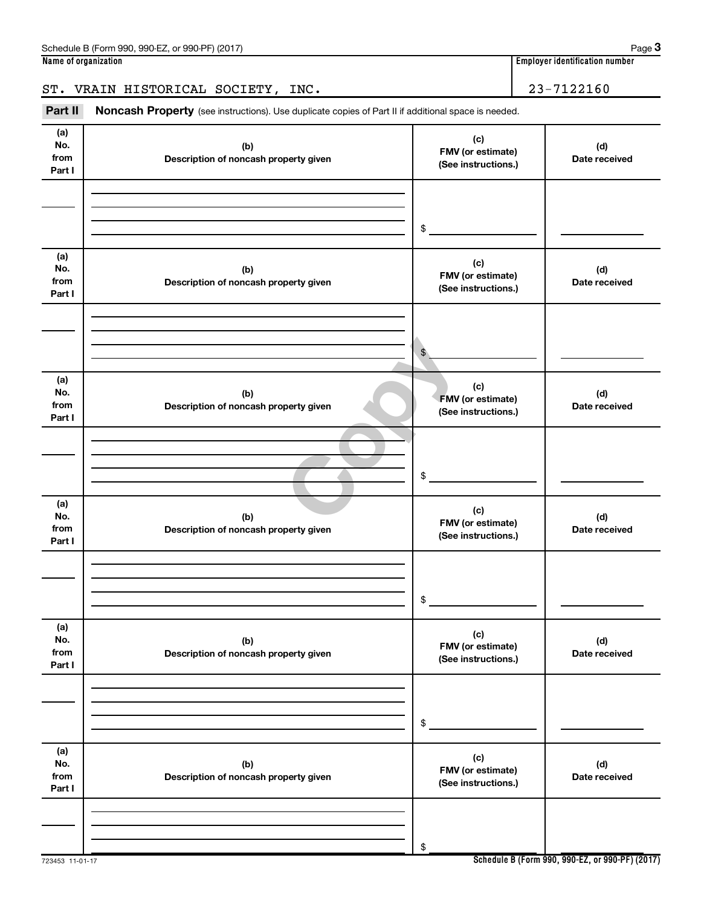Schedule B (Form 990, 990-EZ, or 990-PF) (2017)

| Name of organization | Employer identification number |
|---|---|
| ST. VRAIN HISTORICAL SOCIETY, INC. | 23-7122160 |

**Part II** **Noncash Property** (see instructions). Use duplicate copies of Part II if additional space is needed.

| (a) No. from Part I | (b) Description of noncash property given | (c) FMV (or estimate) (See instructions.) | (d) Date received |
|---|---|---|---|
| | | $ | |

| (a) No. from Part I | (b) Description of noncash property given | (c) FMV (or estimate) (See instructions.) | (d) Date received |
|---|---|---|---|
| | | $ | |

| (a) No. from Part I | (b) Description of noncash property given | (c) FMV (or estimate) (See instructions.) | (d) Date received |
|---|---|---|---|
| | | $ | |

| (a) No. from Part I | (b) Description of noncash property given | (c) FMV (or estimate) (See instructions.) | (d) Date received |
|---|---|---|---|
| | | $ | |

| (a) No. from Part I | (b) Description of noncash property given | (c) FMV (or estimate) (See instructions.) | (d) Date received |
|---|---|---|---|
| | | $ | |

| (a) No. from Part I | (b) Description of noncash property given | (c) FMV (or estimate) (See instructions.) | (d) Date received |
|---|---|---|---|
| | | $ | |

Copy

723453 11-01-17

Schedule B (Form 990, 990-EZ, or 990-PF) (2017)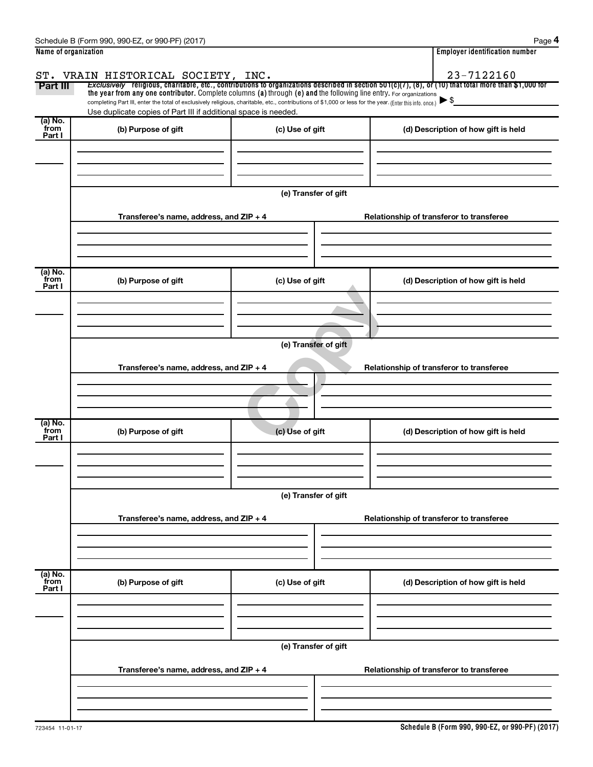Schedule B (Form 990, 990-EZ, or 990-PF) (2017)

**Name of organization**

ST. VRAIN HISTORICAL SOCIETY, INC.

**Employer identification number**

23-7122160

**Part III** *Exclusively* **religious, charitable, etc., contributions to organizations described in section 501(c)(7), (8), or (10) that total more than $1,000 for the year from any one contributor.** Complete columns **(a)** through **(e)** and the following line entry. For organizations completing Part III, enter the total of exclusively religious, charitable, etc., contributions of $1,000 or less for the year. (Enter this info. once.) ▶ $

Use duplicate copies of Part III if additional space is needed.

| (a) No. from Part I | (b) Purpose of gift | (c) Use of gift | (d) Description of how gift is held |
|---|---|---|---|
| | | | |

(e) Transfer of gift

| Transferee's name, address, and ZIP + 4 | Relationship of transferor to transferee |
|---|---|
| | |

| (a) No. from Part I | (b) Purpose of gift | (c) Use of gift | (d) Description of how gift is held |
|---|---|---|---|
| | | | |

(e) Transfer of gift

| Transferee's name, address, and ZIP + 4 | Relationship of transferor to transferee |
|---|---|
| | |

| (a) No. from Part I | (b) Purpose of gift | (c) Use of gift | (d) Description of how gift is held |
|---|---|---|---|
| | | | |

(e) Transfer of gift

| Transferee's name, address, and ZIP + 4 | Relationship of transferor to transferee |
|---|---|
| | |

| (a) No. from Part I | (b) Purpose of gift | (c) Use of gift | (d) Description of how gift is held |
|---|---|---|---|
| | | | |

(e) Transfer of gift

| Transferee's name, address, and ZIP + 4 | Relationship of transferor to transferee |
|---|---|
| | |

Copy

723454 11-01-17

**Schedule B (Form 990, 990-EZ, or 990-PF) (2017)**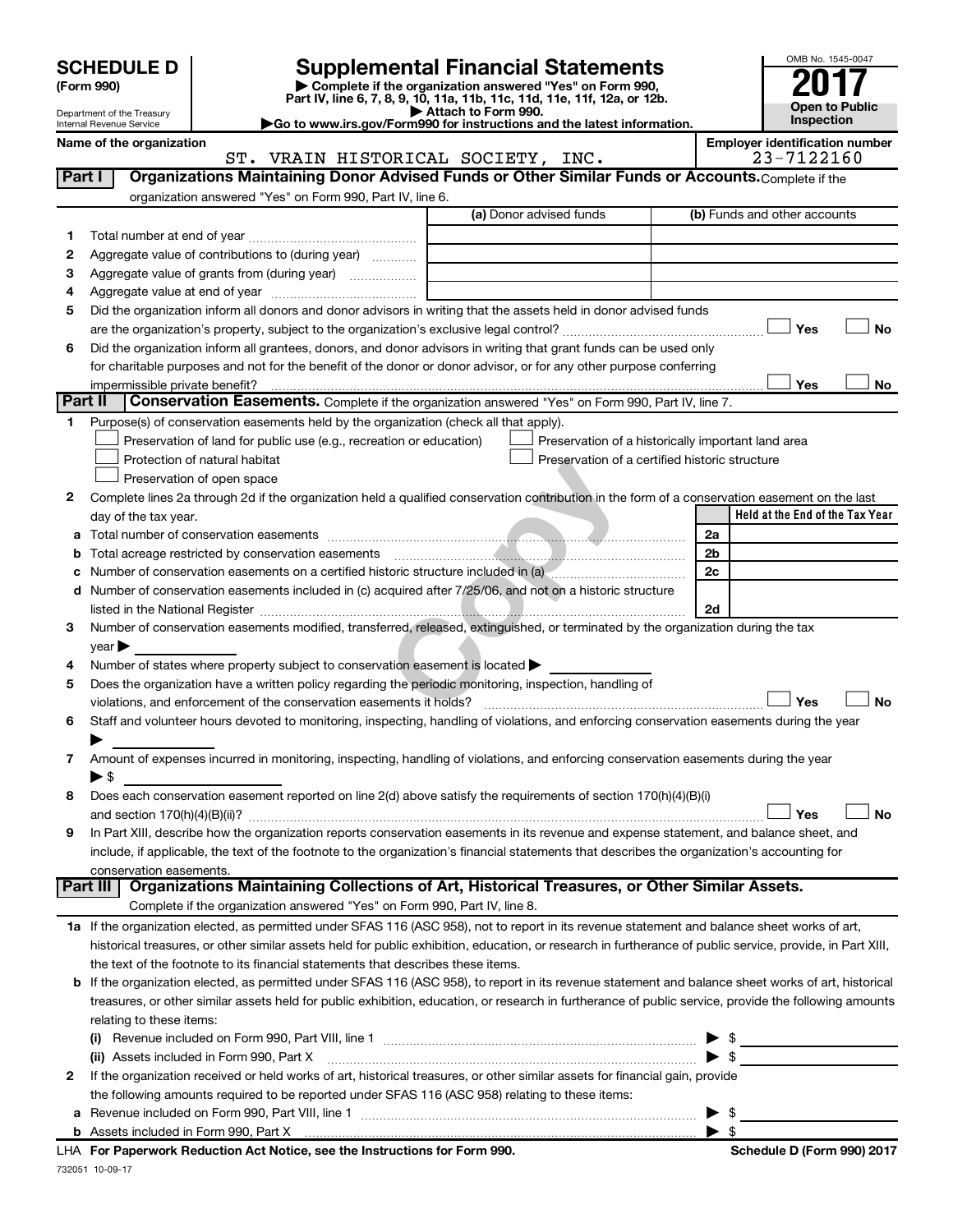**SCHEDULE D (Form 990)**

Department of the Treasury
Internal Revenue Service

# Supplemental Financial Statements

▶ Complete if the organization answered "Yes" on Form 990, Part IV, line 6, 7, 8, 9, 10, 11a, 11b, 11c, 11d, 11e, 11f, 12a, or 12b.
▶ Attach to Form 990.
▶Go to www.irs.gov/Form990 for instructions and the latest information.

OMB No. 1545-0047
**2017**
**Open to Public Inspection**

**Name of the organization:** ST. VRAIN HISTORICAL SOCIETY, INC.
**Employer identification number:** 23-7122160

## Part I Organizations Maintaining Donor Advised Funds or Other Similar Funds or Accounts.

Complete if the organization answered "Yes" on Form 990, Part IV, line 6.

| | | (a) Donor advised funds | (b) Funds and other accounts |
|---|---|---|---|
| 1 | Total number at end of year | | |
| 2 | Aggregate value of contributions to (during year) | | |
| 3 | Aggregate value of grants from (during year) | | |
| 4 | Aggregate value at end of year | | |

5 Did the organization inform all donors and donor advisors in writing that the assets held in donor advised funds are the organization's property, subject to the organization's exclusive legal control? ☐ Yes ☐ No

6 Did the organization inform all grantees, donors, and donor advisors in writing that grant funds can be used only for charitable purposes and not for the benefit of the donor or donor advisor, or for any other purpose conferring impermissible private benefit? ☐ Yes ☐ No

## Part II Conservation Easements.

Complete if the organization answered "Yes" on Form 990, Part IV, line 7.

1 Purpose(s) of conservation easements held by the organization (check all that apply).

- ☐ Preservation of land for public use (e.g., recreation or education)
- ☐ Protection of natural habitat
- ☐ Preservation of open space
- ☐ Preservation of a historically important land area
- ☐ Preservation of a certified historic structure

2 Complete lines 2a through 2d if the organization held a qualified conservation contribution in the form of a conservation easement on the last day of the tax year.

| | | | Held at the End of the Tax Year |
|---|---|---|---|
| a | Total number of conservation easements | 2a | |
| b | Total acreage restricted by conservation easements | 2b | |
| c | Number of conservation easements on a certified historic structure included in (a) | 2c | |
| d | Number of conservation easements included in (c) acquired after 7/25/06, and not on a historic structure listed in the National Register | 2d | |

3 Number of conservation easements modified, transferred, released, extinguished, or terminated by the organization during the tax year ▶

4 Number of states where property subject to conservation easement is located ▶

5 Does the organization have a written policy regarding the periodic monitoring, inspection, handling of violations, and enforcement of the conservation easements it holds? ☐ Yes ☐ No

6 Staff and volunteer hours devoted to monitoring, inspecting, handling of violations, and enforcing conservation easements during the year ▶

7 Amount of expenses incurred in monitoring, inspecting, handling of violations, and enforcing conservation easements during the year ▶ $

8 Does each conservation easement reported on line 2(d) above satisfy the requirements of section 170(h)(4)(B)(i) and section 170(h)(4)(B)(ii)? ☐ Yes ☐ No

9 In Part XIII, describe how the organization reports conservation easements in its revenue and expense statement, and balance sheet, and include, if applicable, the text of the footnote to the organization's financial statements that describes the organization's accounting for conservation easements.

## Part III Organizations Maintaining Collections of Art, Historical Treasures, or Other Similar Assets.

Complete if the organization answered "Yes" on Form 990, Part IV, line 8.

1a If the organization elected, as permitted under SFAS 116 (ASC 958), not to report in its revenue statement and balance sheet works of art, historical treasures, or other similar assets held for public exhibition, education, or research in furtherance of public service, provide, in Part XIII, the text of the footnote to its financial statements that describes these items.

b If the organization elected, as permitted under SFAS 116 (ASC 958), to report in its revenue statement and balance sheet works of art, historical treasures, or other similar assets held for public exhibition, education, or research in furtherance of public service, provide the following amounts relating to these items:

(i) Revenue included on Form 990, Part VIII, line 1 ▶ $

(ii) Assets included in Form 990, Part X ▶ $

2 If the organization received or held works of art, historical treasures, or other similar assets for financial gain, provide the following amounts required to be reported under SFAS 116 (ASC 958) relating to these items:

a Revenue included on Form 990, Part VIII, line 1 ▶ $

b Assets included in Form 990, Part X ▶ $

LHA For Paperwork Reduction Act Notice, see the Instructions for Form 990.    Schedule D (Form 990) 2017

732051 10-09-17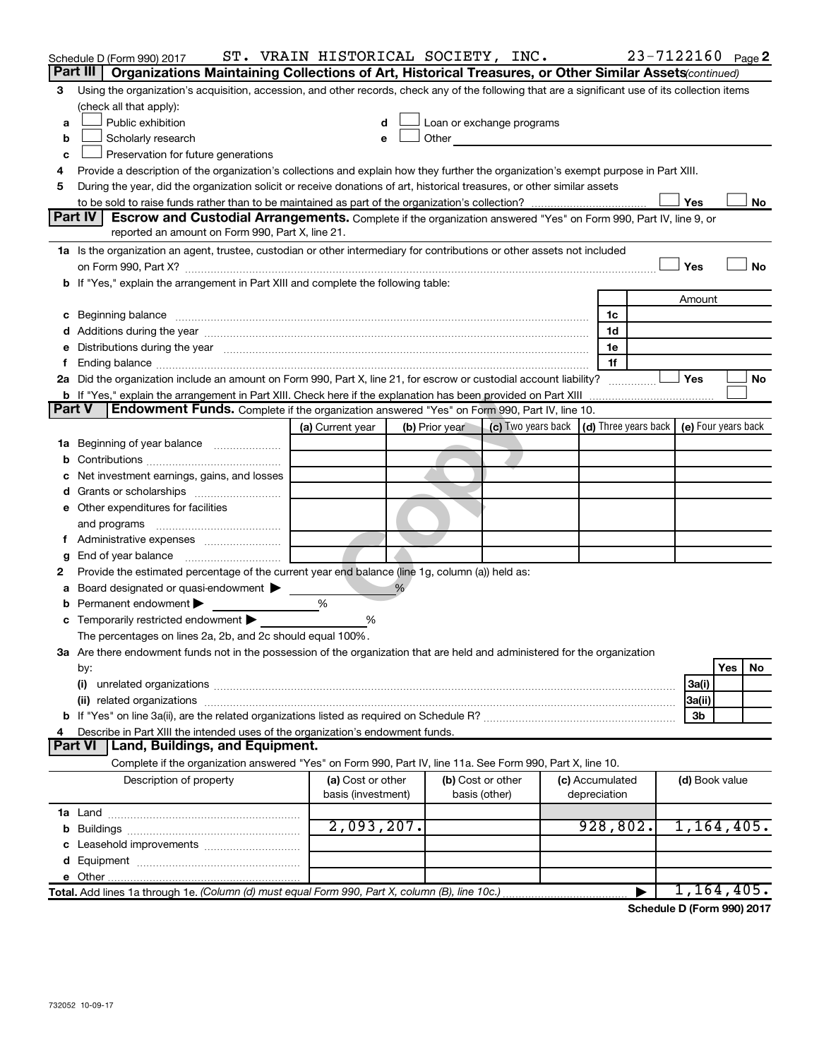Schedule D (Form 990) 2017 ST. VRAIN HISTORICAL SOCIETY, INC. 23-7122160 Page **2**

## Part III Organizations Maintaining Collections of Art, Historical Treasures, or Other Similar Assets *(continued)*

**3** Using the organization's acquisition, accession, and other records, check any of the following that are a significant use of its collection items (check all that apply):

- **a** ☐ Public exhibition
- **b** ☐ Scholarly research
- **c** ☐ Preservation for future generations
- **d** ☐ Loan or exchange programs
- **e** ☐ Other

**4** Provide a description of the organization's collections and explain how they further the organization's exempt purpose in Part XIII.

**5** During the year, did the organization solicit or receive donations of art, historical treasures, or other similar assets to be sold to raise funds rather than to be maintained as part of the organization's collection? ☐ Yes ☐ No

## Part IV Escrow and Custodial Arrangements.

Complete if the organization answered "Yes" on Form 990, Part IV, line 9, or reported an amount on Form 990, Part X, line 21.

**1a** Is the organization an agent, trustee, custodian or other intermediary for contributions or other assets not included on Form 990, Part X? ☐ Yes ☐ No

**b** If "Yes," explain the arrangement in Part XIII and complete the following table:

| | | Amount |
|---|---|---|
| **c** Beginning balance | 1c | |
| **d** Additions during the year | 1d | |
| **e** Distributions during the year | 1e | |
| **f** Ending balance | 1f | |

**2a** Did the organization include an amount on Form 990, Part X, line 21, for escrow or custodial account liability? ☐ Yes ☐ No

**b** If "Yes," explain the arrangement in Part XIII. Check here if the explanation has been provided on Part XIII ☐

## Part V Endowment Funds.

Complete if the organization answered "Yes" on Form 990, Part IV, line 10.

| | (a) Current year | (b) Prior year | (c) Two years back | (d) Three years back | (e) Four years back |
|---|---|---|---|---|---|
| **1a** Beginning of year balance | | | | | |
| **b** Contributions | | | | | |
| **c** Net investment earnings, gains, and losses | | | | | |
| **d** Grants or scholarships | | | | | |
| **e** Other expenditures for facilities and programs | | | | | |
| **f** Administrative expenses | | | | | |
| **g** End of year balance | | | | | |

**2** Provide the estimated percentage of the current year end balance (line 1g, column (a)) held as:

- **a** Board designated or quasi-endowment ▶ %
- **b** Permanent endowment ▶ %
- **c** Temporarily restricted endowment ▶ %

The percentages on lines 2a, 2b, and 2c should equal 100%.

**3a** Are there endowment funds not in the possession of the organization that are held and administered for the organization by:

| | | Yes | No |
|---|---|---|---|
| **(i)** unrelated organizations | 3a(i) | | |
| **(ii)** related organizations | 3a(ii) | | |
| **b** If "Yes" on line 3a(ii), are the related organizations listed as required on Schedule R? | 3b | | |

**4** Describe in Part XIII the intended uses of the organization's endowment funds.

## Part VI Land, Buildings, and Equipment.

Complete if the organization answered "Yes" on Form 990, Part IV, line 11a. See Form 990, Part X, line 10.

| Description of property | (a) Cost or other basis (investment) | (b) Cost or other basis (other) | (c) Accumulated depreciation | (d) Book value |
|---|---|---|---|---|
| **1a** Land | | | | |
| **b** Buildings | 2,093,207. | | 928,802. | 1,164,405. |
| **c** Leasehold improvements | | | | |
| **d** Equipment | | | | |
| **e** Other | | | | |
| **Total.** Add lines 1a through 1e. *(Column (d) must equal Form 990, Part X, column (B), line 10c.)* | | | ▶ | 1,164,405. |

**Schedule D (Form 990) 2017**

732052 10-09-17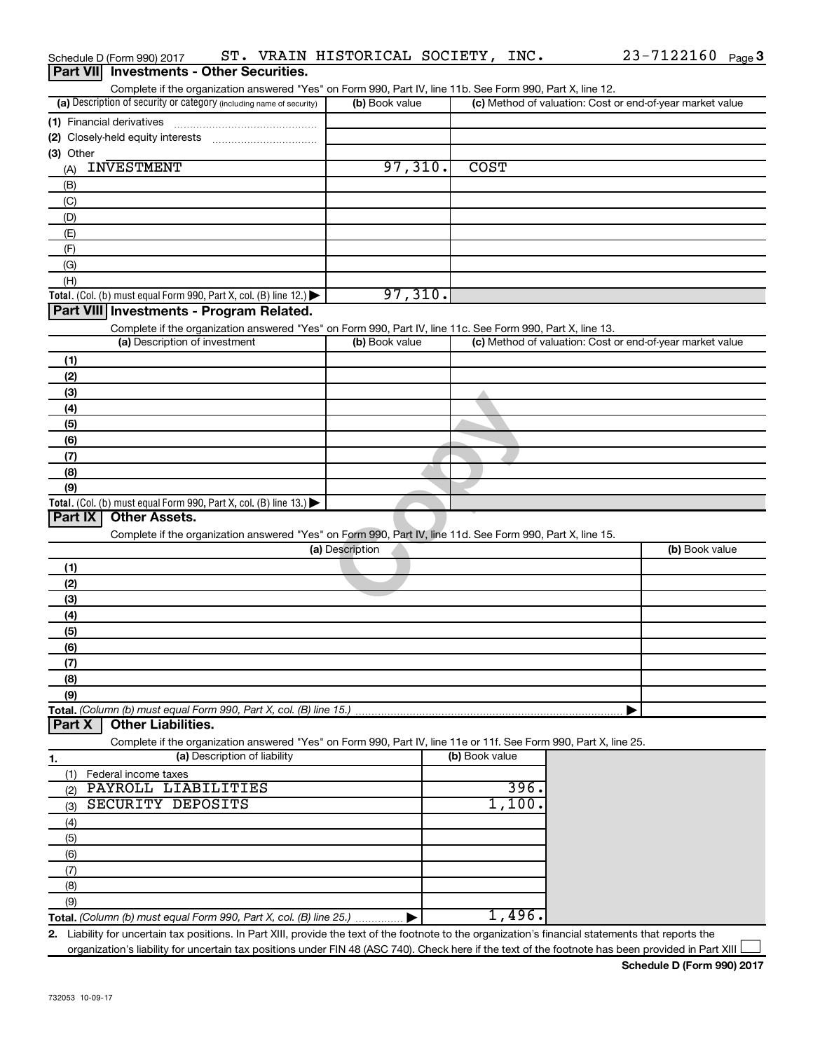Schedule D (Form 990) 2017 ST. VRAIN HISTORICAL SOCIETY, INC. 23-7122160 Page 3

## Part VII Investments - Other Securities.

Complete if the organization answered "Yes" on Form 990, Part IV, line 11b. See Form 990, Part X, line 12.

| (a) Description of security or category (including name of security) | (b) Book value | (c) Method of valuation: Cost or end-of-year market value |
|---|---|---|
| (1) Financial derivatives | | |
| (2) Closely-held equity interests | | |
| (3) Other | | |
| (A) INVESTMENT | 97,310. | COST |
| (B) | | |
| (C) | | |
| (D) | | |
| (E) | | |
| (F) | | |
| (G) | | |
| (H) | | |
| **Total.** (Col. (b) must equal Form 990, Part X, col. (B) line 12.) ▶ | 97,310. | |

## Part VIII Investments - Program Related.

Complete if the organization answered "Yes" on Form 990, Part IV, line 11c. See Form 990, Part X, line 13.

| (a) Description of investment | (b) Book value | (c) Method of valuation: Cost or end-of-year market value |
|---|---|---|
| (1) | | |
| (2) | | |
| (3) | | |
| (4) | | |
| (5) | | |
| (6) | | |
| (7) | | |
| (8) | | |
| (9) | | |
| **Total.** (Col. (b) must equal Form 990, Part X, col. (B) line 13.) ▶ | | |

## Part IX Other Assets.

Complete if the organization answered "Yes" on Form 990, Part IV, line 11d. See Form 990, Part X, line 15.

| (a) Description | (b) Book value |
|---|---|
| (1) | |
| (2) | |
| (3) | |
| (4) | |
| (5) | |
| (6) | |
| (7) | |
| (8) | |
| (9) | |
| **Total.** *(Column (b) must equal Form 990, Part X, col. (B) line 15.)* ▶ | |

## Part X Other Liabilities.

Complete if the organization answered "Yes" on Form 990, Part IV, line 11e or 11f. See Form 990, Part X, line 25.

| 1. (a) Description of liability | (b) Book value |
|---|---|
| (1) Federal income taxes | |
| (2) PAYROLL LIABILITIES | 396. |
| (3) SECURITY DEPOSITS | 1,100. |
| (4) | |
| (5) | |
| (6) | |
| (7) | |
| (8) | |
| (9) | |
| **Total.** *(Column (b) must equal Form 990, Part X, col. (B) line 25.)* ▶ | 1,496. |

**2.** Liability for uncertain tax positions. In Part XIII, provide the text of the footnote to the organization's financial statements that reports the organization's liability for uncertain tax positions under FIN 48 (ASC 740). Check here if the text of the footnote has been provided in Part XIII ☐

**Schedule D (Form 990) 2017**

732053 10-09-17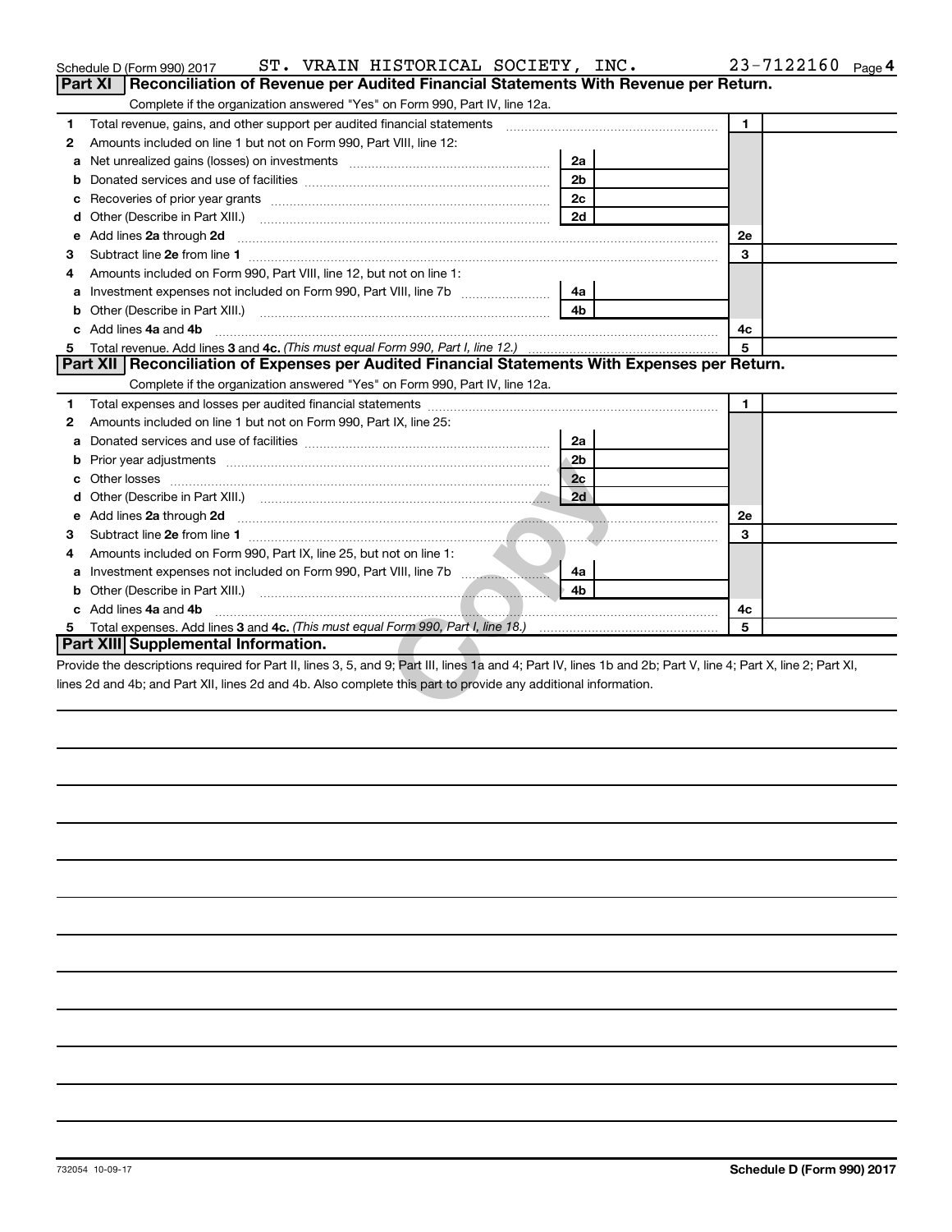Schedule D (Form 990) 2017 ST. VRAIN HISTORICAL SOCIETY, INC. 23-7122160 Page 4

## Part XI Reconciliation of Revenue per Audited Financial Statements With Revenue per Return.

Complete if the organization answered "Yes" on Form 990, Part IV, line 12a.

| | | | | | |
|---|---|---|---|---|---|
| 1 | Total revenue, gains, and other support per audited financial statements | | | 1 | |
| 2 | Amounts included on line 1 but not on Form 990, Part VIII, line 12: | | | | |
| a | Net unrealized gains (losses) on investments | 2a | | | |
| b | Donated services and use of facilities | 2b | | | |
| c | Recoveries of prior year grants | 2c | | | |
| d | Other (Describe in Part XIII.) | 2d | | | |
| e | Add lines **2a** through **2d** | | | 2e | |
| 3 | Subtract line **2e** from line **1** | | | 3 | |
| 4 | Amounts included on Form 990, Part VIII, line 12, but not on line 1: | | | | |
| a | Investment expenses not included on Form 990, Part VIII, line 7b | 4a | | | |
| b | Other (Describe in Part XIII.) | 4b | | | |
| c | Add lines **4a** and **4b** | | | 4c | |
| 5 | Total revenue. Add lines **3** and **4c.** *(This must equal Form 990, Part I, line 12.)* | | | 5 | |

## Part XII Reconciliation of Expenses per Audited Financial Statements With Expenses per Return.

Complete if the organization answered "Yes" on Form 990, Part IV, line 12a.

| | | | | | |
|---|---|---|---|---|---|
| 1 | Total expenses and losses per audited financial statements | | | 1 | |
| 2 | Amounts included on line 1 but not on Form 990, Part IX, line 25: | | | | |
| a | Donated services and use of facilities | 2a | | | |
| b | Prior year adjustments | 2b | | | |
| c | Other losses | 2c | | | |
| d | Other (Describe in Part XIII.) | 2d | | | |
| e | Add lines **2a** through **2d** | | | 2e | |
| 3 | Subtract line **2e** from line **1** | | | 3 | |
| 4 | Amounts included on Form 990, Part IX, line 25, but not on line 1: | | | | |
| a | Investment expenses not included on Form 990, Part VIII, line 7b | 4a | | | |
| b | Other (Describe in Part XIII.) | 4b | | | |
| c | Add lines **4a** and **4b** | | | 4c | |
| 5 | Total expenses. Add lines **3** and **4c.** *(This must equal Form 990, Part I, line 18.)* | | | 5 | |

## Part XIII Supplemental Information.

Provide the descriptions required for Part II, lines 3, 5, and 9; Part III, lines 1a and 4; Part IV, lines 1b and 2b; Part V, line 4; Part X, line 2; Part XI, lines 2d and 4b; and Part XII, lines 2d and 4b. Also complete this part to provide any additional information.

732054 10-09-17 **Schedule D (Form 990) 2017**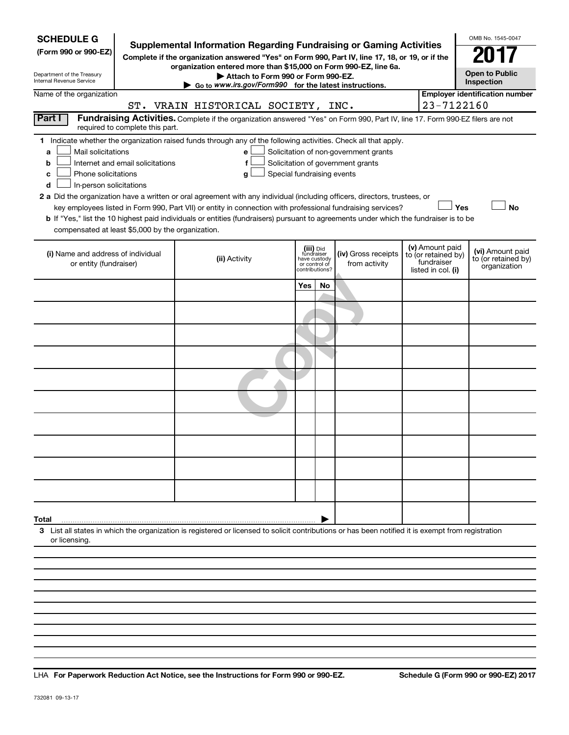**SCHEDULE G**
**(Form 990 or 990-EZ)**

Department of the Treasury
Internal Revenue Service

# Supplemental Information Regarding Fundraising or Gaming Activities

**Complete if the organization answered "Yes" on Form 990, Part IV, line 17, 18, or 19, or if the organization entered more than $15,000 on Form 990-EZ, line 6a.**

**▶ Attach to Form 990 or Form 990-EZ.**

**▶ Go to www.irs.gov/Form990 for the latest instructions.**

OMB No. 1545-0047

**2017**

**Open to Public Inspection**

Name of the organization: ST. VRAIN HISTORICAL SOCIETY, INC.

Employer identification number: 23-7122160

**Part I** **Fundraising Activities.** Complete if the organization answered "Yes" on Form 990, Part IV, line 17. Form 990-EZ filers are not required to complete this part.

**1** Indicate whether the organization raised funds through any of the following activities. Check all that apply.

- **a** ☐ Mail solicitations
- **b** ☐ Internet and email solicitations
- **c** ☐ Phone solicitations
- **d** ☐ In-person solicitations
- **e** ☐ Solicitation of non-government grants
- **f** ☐ Solicitation of government grants
- **g** ☐ Special fundraising events

**2 a** Did the organization have a written or oral agreement with any individual (including officers, directors, trustees, or key employees listed in Form 990, Part VII) or entity in connection with professional fundraising services? ☐ **Yes** ☐ **No**

**b** If "Yes," list the 10 highest paid individuals or entities (fundraisers) pursuant to agreements under which the fundraiser is to be compensated at least $5,000 by the organization.

| (i) Name and address of individual or entity (fundraiser) | (ii) Activity | (iii) Did fundraiser have custody or control of contributions? Yes | No | (iv) Gross receipts from activity | (v) Amount paid to (or retained by) fundraiser listed in col. (i) | (vi) Amount paid to (or retained by) organization |
|---|---|---|---|---|---|---|
| | | | | | | |
| | | | | | | |
| | | | | | | |
| | | | | | | |
| | | | | | | |
| | | | | | | |
| | | | | | | |
| | | | | | | |
| | | | | | | |
| | | | | | | |
| **Total** ▶ | | | | | | |

**3** List all states in which the organization is registered or licensed to solicit contributions or has been notified it is exempt from registration or licensing.

LHA **For Paperwork Reduction Act Notice, see the Instructions for Form 990 or 990-EZ.** **Schedule G (Form 990 or 990-EZ) 2017**

732081 09-13-17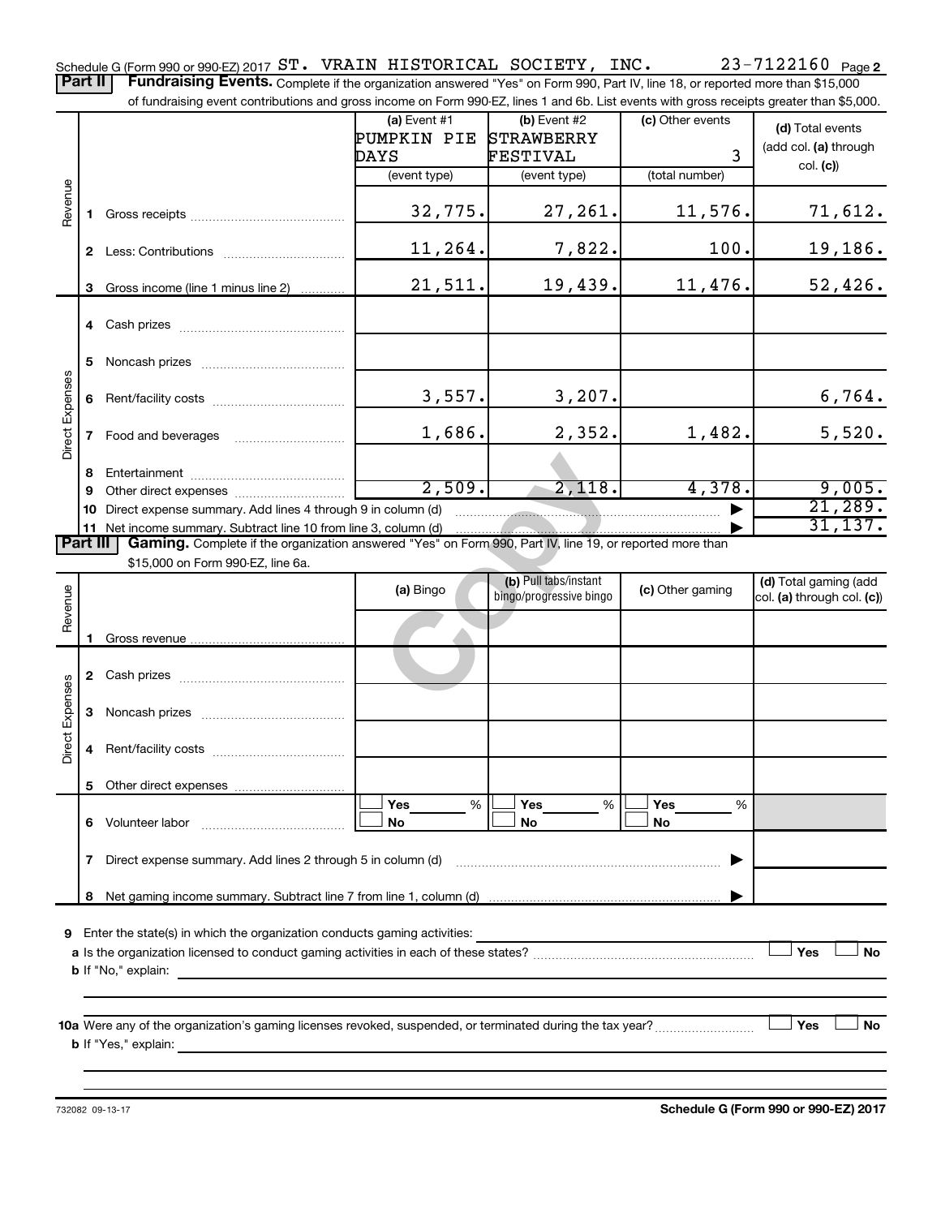Schedule G (Form 990 or 990-EZ) 2017 ST. VRAIN HISTORICAL SOCIETY, INC. 23-7122160 Page 2

**Part II** **Fundraising Events.** Complete if the organization answered "Yes" on Form 990, Part IV, line 18, or reported more than $15,000 of fundraising event contributions and gross income on Form 990-EZ, lines 1 and 6b. List events with gross receipts greater than $5,000.

| | | (a) Event #1 PUMPKIN PIE DAYS (event type) | (b) Event #2 STRAWBERRY FESTIVAL (event type) | (c) Other events 3 (total number) | (d) Total events (add col. (a) through col. (c)) |
|---|---|---|---|---|---|
| Revenue | 1 Gross receipts | 32,775. | 27,261. | 11,576. | 71,612. |
| | 2 Less: Contributions | 11,264. | 7,822. | 100. | 19,186. |
| | 3 Gross income (line 1 minus line 2) | 21,511. | 19,439. | 11,476. | 52,426. |
| Direct Expenses | 4 Cash prizes | | | | |
| | 5 Noncash prizes | | | | |
| | 6 Rent/facility costs | 3,557. | 3,207. | | 6,764. |
| | 7 Food and beverages | 1,686. | 2,352. | 1,482. | 5,520. |
| | 8 Entertainment | | | | |
| | 9 Other direct expenses | 2,509. | 2,118. | 4,378. | 9,005. |
| | 10 Direct expense summary. Add lines 4 through 9 in column (d) | | | ▶ | 21,289. |
| | 11 Net income summary. Subtract line 10 from line 3, column (d) | | | ▶ | 31,137. |

**Part III** **Gaming.** Complete if the organization answered "Yes" on Form 990, Part IV, line 19, or reported more than $15,000 on Form 990-EZ, line 6a.

| | | (a) Bingo | (b) Pull tabs/instant bingo/progressive bingo | (c) Other gaming | (d) Total gaming (add col. (a) through col. (c)) |
|---|---|---|---|---|---|
| Revenue | 1 Gross revenue | | | | |
| Direct Expenses | 2 Cash prizes | | | | |
| | 3 Noncash prizes | | | | |
| | 4 Rent/facility costs | | | | |
| | 5 Other direct expenses | | | | |
| | 6 Volunteer labor | ☐ Yes ___ % ☐ No | ☐ Yes ___ % ☐ No | ☐ Yes ___ % ☐ No | |
| | 7 Direct expense summary. Add lines 2 through 5 in column (d) | | | ▶ | |
| | 8 Net gaming income summary. Subtract line 7 from line 1, column (d) | | | ▶ | |

**9** Enter the state(s) in which the organization conducts gaming activities:

**a** Is the organization licensed to conduct gaming activities in each of these states? ☐ Yes ☐ No

**b** If "No," explain:

**10a** Were any of the organization's gaming licenses revoked, suspended, or terminated during the tax year? ☐ Yes ☐ No

**b** If "Yes," explain:

732082 09-13-17 **Schedule G (Form 990 or 990-EZ) 2017**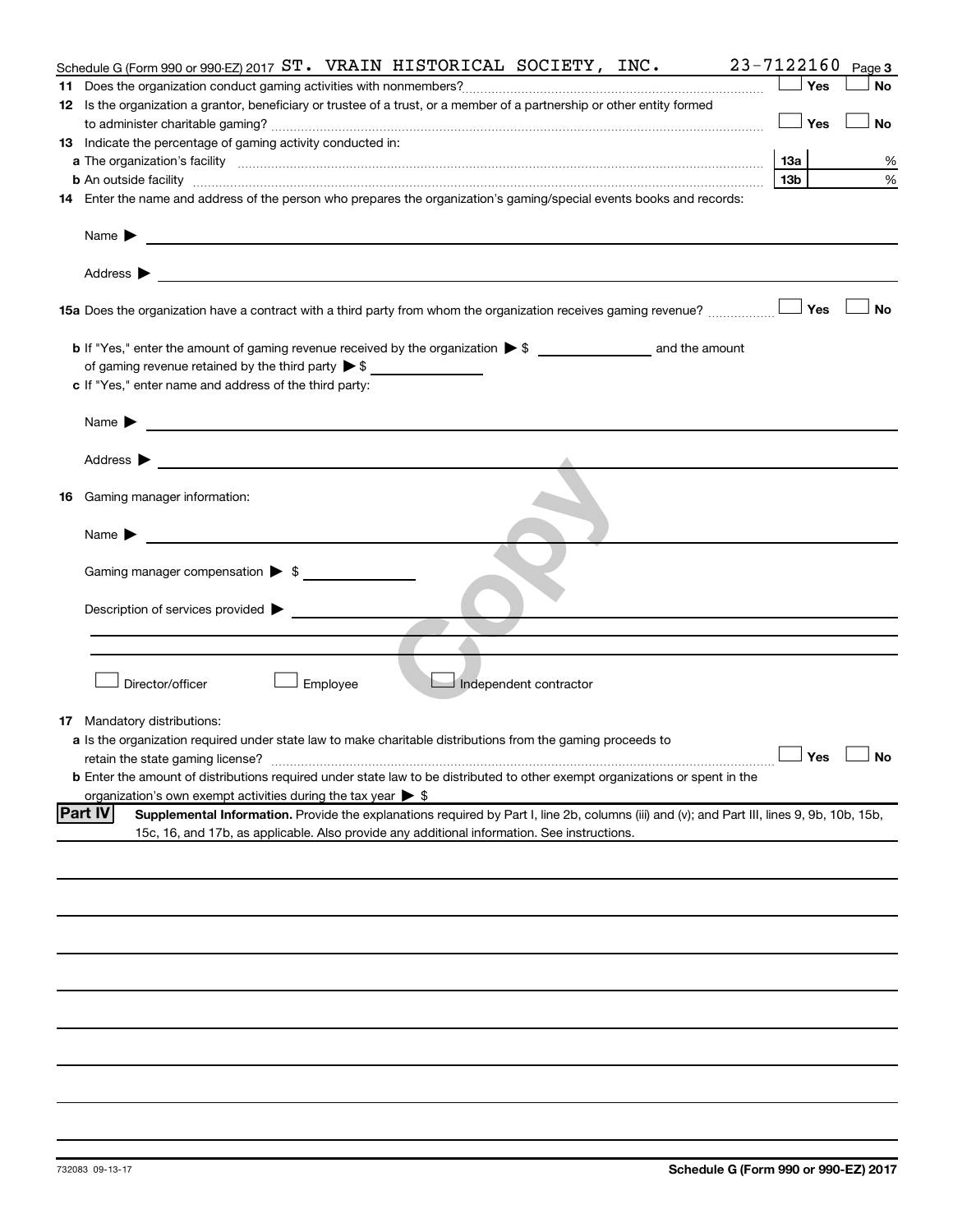Schedule G (Form 990 or 990-EZ) 2017 ST. VRAIN HISTORICAL SOCIETY, INC. 23-7122160 Page 3

**11** Does the organization conduct gaming activities with nonmembers? ☐ Yes ☐ No

**12** Is the organization a grantor, beneficiary or trustee of a trust, or a member of a partnership or other entity formed to administer charitable gaming? ☐ Yes ☐ No

**13** Indicate the percentage of gaming activity conducted in:

**a** The organization's facility **13a** %

**b** An outside facility **13b** %

**14** Enter the name and address of the person who prepares the organization's gaming/special events books and records:

Name ▶

Address ▶

**15a** Does the organization have a contract with a third party from whom the organization receives gaming revenue? ☐ Yes ☐ No

**b** If "Yes," enter the amount of gaming revenue received by the organization ▶ $ ______ and the amount of gaming revenue retained by the third party ▶ $ ______

**c** If "Yes," enter name and address of the third party:

Name ▶

Address ▶

**16** Gaming manager information:

Name ▶

Gaming manager compensation ▶ $

Description of services provided ▶

☐ Director/officer ☐ Employee ☐ Independent contractor

**17** Mandatory distributions:

**a** Is the organization required under state law to make charitable distributions from the gaming proceeds to retain the state gaming license? ☐ Yes ☐ No

**b** Enter the amount of distributions required under state law to be distributed to other exempt organizations or spent in the organization's own exempt activities during the tax year ▶ $

**Part IV** **Supplemental Information.** Provide the explanations required by Part I, line 2b, columns (iii) and (v); and Part III, lines 9, 9b, 10b, 15b, 15c, 16, and 17b, as applicable. Also provide any additional information. See instructions.

732083 09-13-17 **Schedule G (Form 990 or 990-EZ) 2017**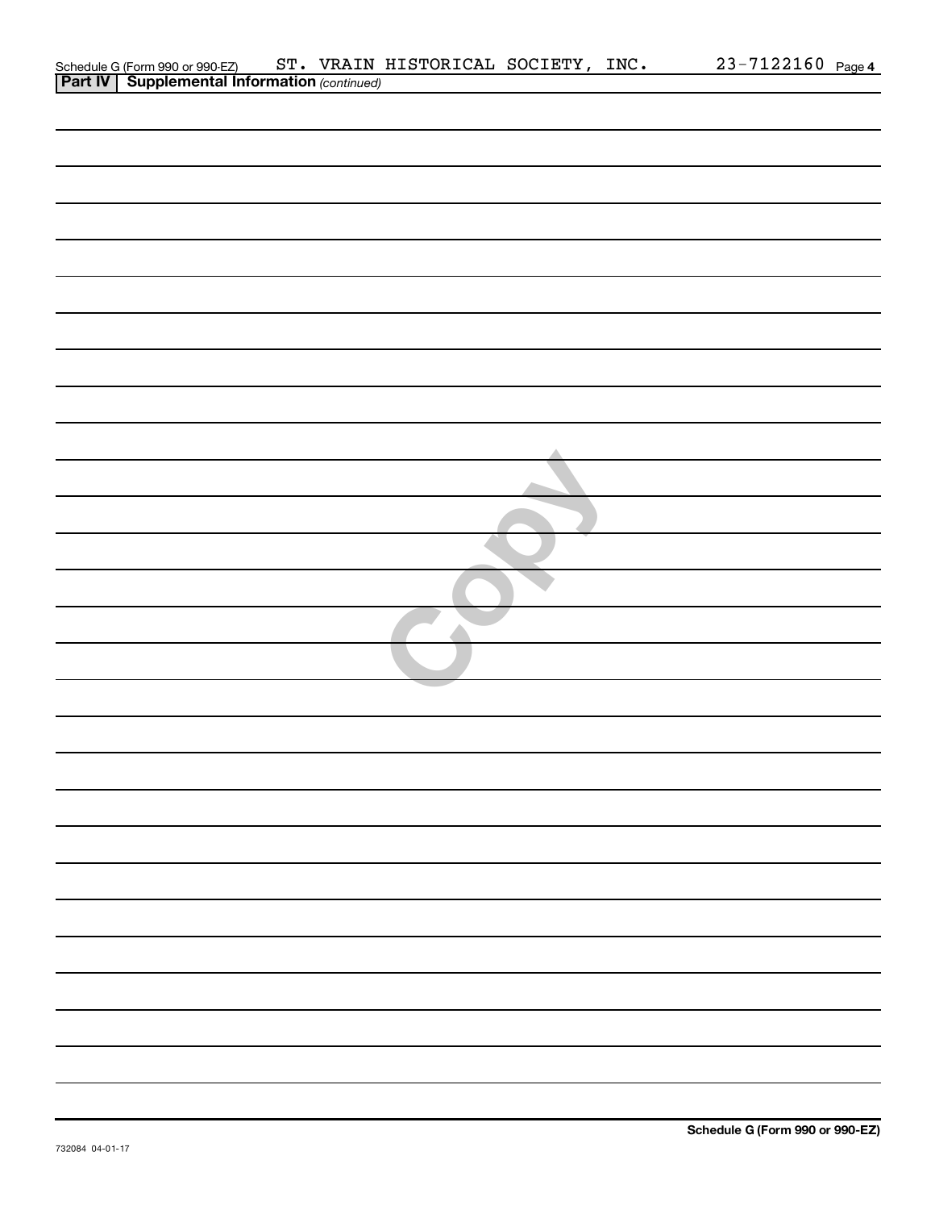Schedule G (Form 990 or 990-EZ) ST. VRAIN HISTORICAL SOCIETY, INC. 23-7122160

**Part IV | Supplemental Information** *(continued)*

Copy

**Schedule G (Form 990 or 990-EZ)**

732084 04-01-17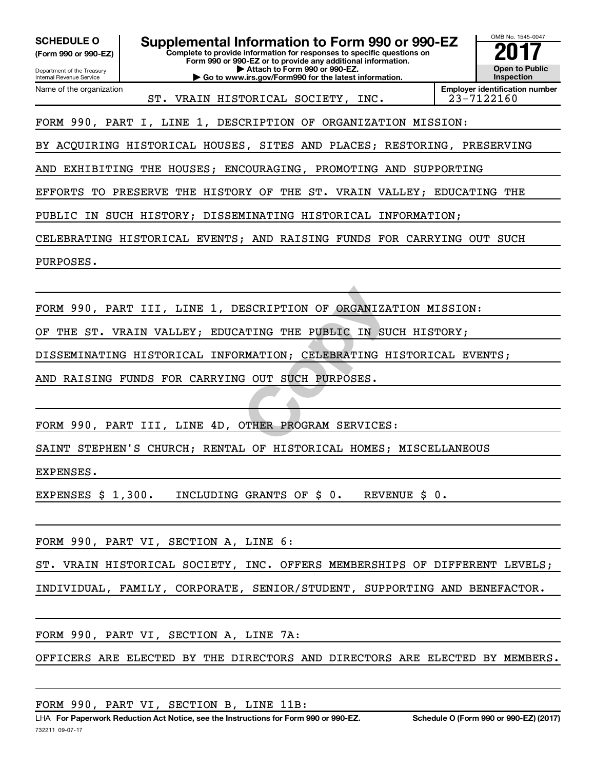**SCHEDULE O** **(Form 990 or 990-EZ)**

Department of the Treasury
Internal Revenue Service

# Supplemental Information to Form 990 or 990-EZ

**Complete to provide information for responses to specific questions on Form 990 or 990-EZ or to provide any additional information.**
**▶ Attach to Form 990 or 990-EZ.**
**▶ Go to www.irs.gov/Form990 for the latest information.**

OMB No. 1545-0047
**2017**
**Open to Public Inspection**

| Name of the organization | Employer identification number |
|---|---|
| ST. VRAIN HISTORICAL SOCIETY, INC. | 23-7122160 |

FORM 990, PART I, LINE 1, DESCRIPTION OF ORGANIZATION MISSION:

BY ACQUIRING HISTORICAL HOUSES, SITES AND PLACES; RESTORING, PRESERVING AND EXHIBITING THE HOUSES; ENCOURAGING, PROMOTING AND SUPPORTING EFFORTS TO PRESERVE THE HISTORY OF THE ST. VRAIN VALLEY; EDUCATING THE PUBLIC IN SUCH HISTORY; DISSEMINATING HISTORICAL INFORMATION; CELEBRATING HISTORICAL EVENTS; AND RAISING FUNDS FOR CARRYING OUT SUCH PURPOSES.

FORM 990, PART III, LINE 1, DESCRIPTION OF ORGANIZATION MISSION:

OF THE ST. VRAIN VALLEY; EDUCATING THE PUBLIC IN SUCH HISTORY; DISSEMINATING HISTORICAL INFORMATION; CELEBRATING HISTORICAL EVENTS; AND RAISING FUNDS FOR CARRYING OUT SUCH PURPOSES.

FORM 990, PART III, LINE 4D, OTHER PROGRAM SERVICES:

SAINT STEPHEN'S CHURCH; RENTAL OF HISTORICAL HOMES; MISCELLANEOUS EXPENSES.

EXPENSES $ 1,300. INCLUDING GRANTS OF $ 0. REVENUE $ 0.

FORM 990, PART VI, SECTION A, LINE 6:

ST. VRAIN HISTORICAL SOCIETY, INC. OFFERS MEMBERSHIPS OF DIFFERENT LEVELS; INDIVIDUAL, FAMILY, CORPORATE, SENIOR/STUDENT, SUPPORTING AND BENEFACTOR.

FORM 990, PART VI, SECTION A, LINE 7A:

OFFICERS ARE ELECTED BY THE DIRECTORS AND DIRECTORS ARE ELECTED BY MEMBERS.

FORM 990, PART VI, SECTION B, LINE 11B:

LHA **For Paperwork Reduction Act Notice, see the Instructions for Form 990 or 990-EZ.** **Schedule O (Form 990 or 990-EZ) (2017)**

732211 09-07-17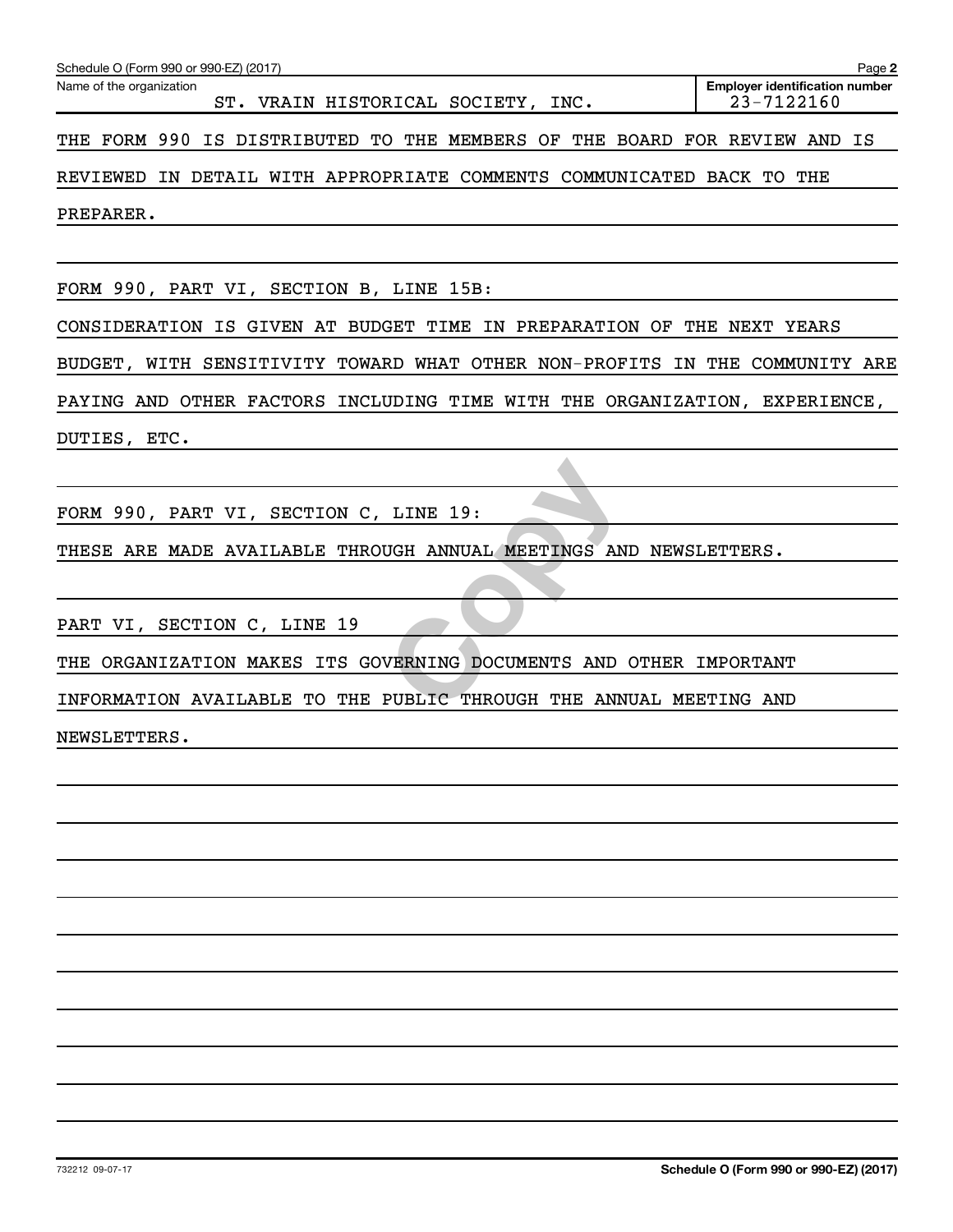Schedule O (Form 990 or 990-EZ) (2017)

| Name of the organization | Employer identification number |
| --- | --- |
| ST. VRAIN HISTORICAL SOCIETY, INC. | 23-7122160 |

THE FORM 990 IS DISTRIBUTED TO THE MEMBERS OF THE BOARD FOR REVIEW AND IS REVIEWED IN DETAIL WITH APPROPRIATE COMMENTS COMMUNICATED BACK TO THE PREPARER.

FORM 990, PART VI, SECTION B, LINE 15B:

CONSIDERATION IS GIVEN AT BUDGET TIME IN PREPARATION OF THE NEXT YEARS BUDGET, WITH SENSITIVITY TOWARD WHAT OTHER NON-PROFITS IN THE COMMUNITY ARE PAYING AND OTHER FACTORS INCLUDING TIME WITH THE ORGANIZATION, EXPERIENCE, DUTIES, ETC.

FORM 990, PART VI, SECTION C, LINE 19:

THESE ARE MADE AVAILABLE THROUGH ANNUAL MEETINGS AND NEWSLETTERS.

PART VI, SECTION C, LINE 19

THE ORGANIZATION MAKES ITS GOVERNING DOCUMENTS AND OTHER IMPORTANT INFORMATION AVAILABLE TO THE PUBLIC THROUGH THE ANNUAL MEETING AND NEWSLETTERS.

732212 09-07-17

**Schedule O (Form 990 or 990-EZ) (2017)**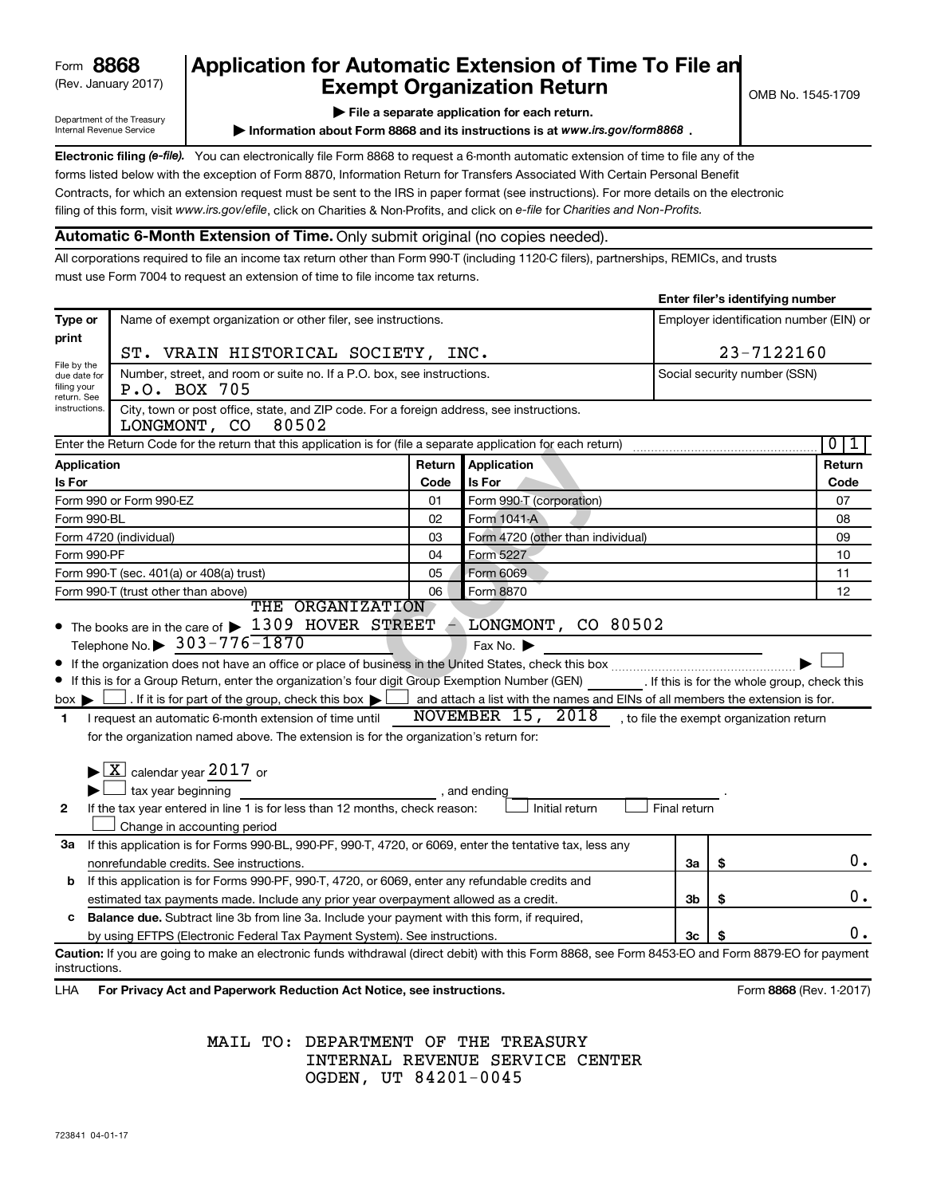Form **8868**
(Rev. January 2017)

Department of the Treasury
Internal Revenue Service

# Application for Automatic Extension of Time To File an Exempt Organization Return

OMB No. 1545-1709

▶ **File a separate application for each return.**

▶ **Information about Form 8868 and its instructions is at** ***www.irs.gov/form8868*** **.**

**Electronic filing** ***(e-file).*** You can electronically file Form 8868 to request a 6-month automatic extension of time to file any of the forms listed below with the exception of Form 8870, Information Return for Transfers Associated With Certain Personal Benefit Contracts, for which an extension request must be sent to the IRS in paper format (see instructions). For more details on the electronic filing of this form, visit *www.irs.gov/efile*, click on Charities & Non-Profits, and click on *e-file* for *Charities and Non-Profits.*

## Automatic 6-Month Extension of Time. Only submit original (no copies needed).

All corporations required to file an income tax return other than Form 990-T (including 1120-C filers), partnerships, REMICs, and trusts must use Form 7004 to request an extension of time to file income tax returns.

**Enter filer's identifying number**

| Type or print | | |
|---|---|---|
| File by the due date for filing your return. See instructions. | Name of exempt organization or other filer, see instructions.<br>ST. VRAIN HISTORICAL SOCIETY, INC. | Employer identification number (EIN) or<br>23-7122160 |
| | Number, street, and room or suite no. If a P.O. box, see instructions.<br>P.O. BOX 705 | Social security number (SSN) |
| | City, town or post office, state, and ZIP code. For a foreign address, see instructions.<br>LONGMONT, CO 80502 | |

Enter the Return Code for the return that this application is for (file a separate application for each return) .......... 0 1

| Application Is For | Return Code | Application Is For | Return Code |
|---|---|---|---|
| Form 990 or Form 990-EZ | 01 | Form 990-T (corporation) | 07 |
| Form 990-BL | 02 | Form 1041-A | 08 |
| Form 4720 (individual) | 03 | Form 4720 (other than individual) | 09 |
| Form 990-PF | 04 | Form 5227 | 10 |
| Form 990-T (sec. 401(a) or 408(a) trust) | 05 | Form 6069 | 11 |
| Form 990-T (trust other than above) | 06 | Form 8870 | 12 |

- The books are in the care of ▶ THE ORGANIZATION 1309 HOVER STREET - LONGMONT, CO 80502
  Telephone No. ▶ 303-776-1870  Fax No. ▶
- If the organization does not have an office or place of business in the United States, check this box .......... ▶ ☐
- If this is for a Group Return, enter the organization's four digit Group Exemption Number (GEN) ______ . If this is for the whole group, check this box ▶ ☐ . If it is for part of the group, check this box ▶ ☐ and attach a list with the names and EINs of all members the extension is for.

**1** I request an automatic 6-month extension of time until NOVEMBER 15, 2018 , to file the exempt organization return for the organization named above. The extension is for the organization's return for:

▶ ☒ calendar year 2017 or

▶ ☐ tax year beginning ______ , and ending ______ .

**2** If the tax year entered in line 1 is for less than 12 months, check reason: ☐ Initial return ☐ Final return ☐ Change in accounting period

| | | | |
|---|---|---|---|
| **3a** | If this application is for Forms 990-BL, 990-PF, 990-T, 4720, or 6069, enter the tentative tax, less any nonrefundable credits. See instructions. | 3a | $ 0. |
| **b** | If this application is for Forms 990-PF, 990-T, 4720, or 6069, enter any refundable credits and estimated tax payments made. Include any prior year overpayment allowed as a credit. | 3b | $ 0. |
| **c** | **Balance due.** Subtract line 3b from line 3a. Include your payment with this form, if required, by using EFTPS (Electronic Federal Tax Payment System). See instructions. | 3c | $ 0. |

**Caution:** If you are going to make an electronic funds withdrawal (direct debit) with this Form 8868, see Form 8453-EO and Form 8879-EO for payment instructions.

LHA **For Privacy Act and Paperwork Reduction Act Notice, see instructions.** Form **8868** (Rev. 1-2017)

MAIL TO: DEPARTMENT OF THE TREASURY
INTERNAL REVENUE SERVICE CENTER
OGDEN, UT 84201-0045

723841 04-01-17